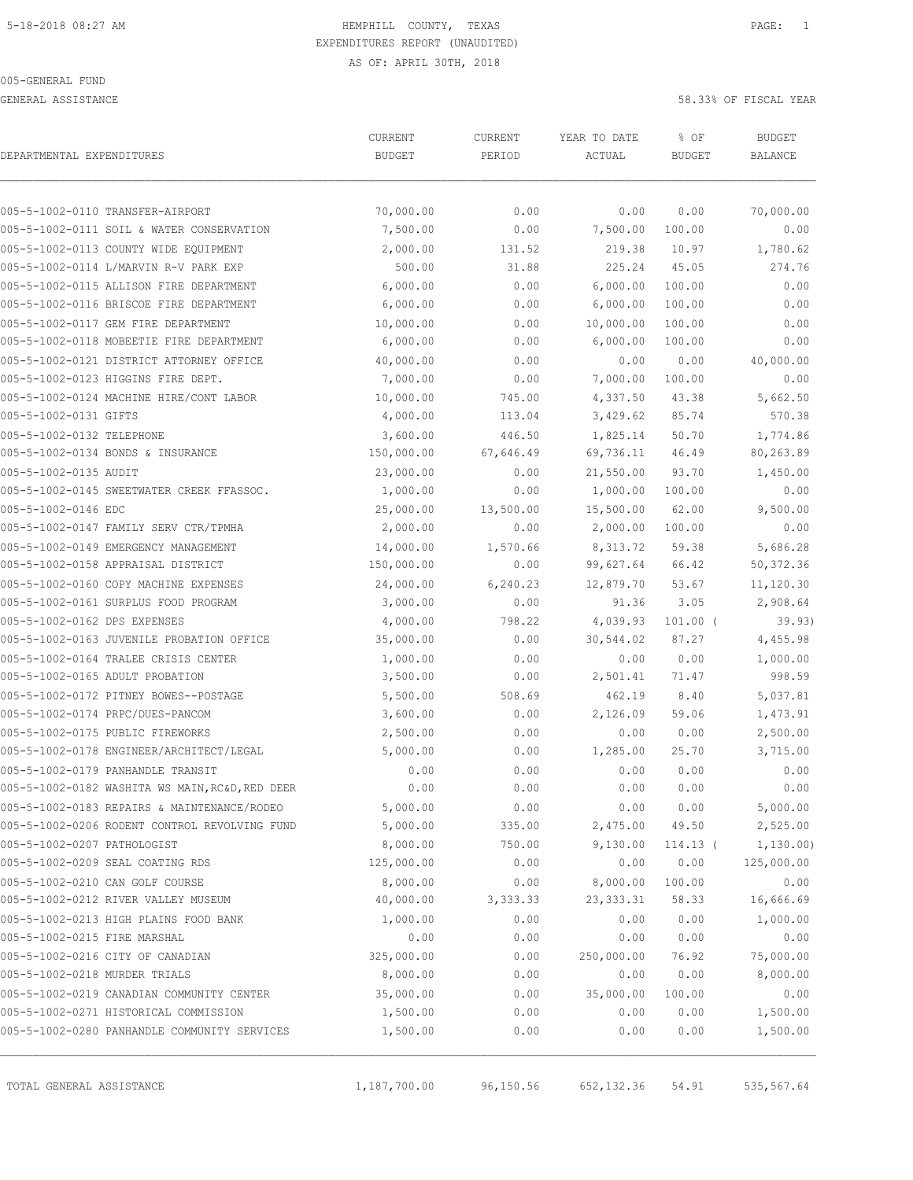5-18-2018 08:27 AM

# HEMPHILL COUNTY, TEXAS
## EXPENDITURES REPORT (UNAUDITED)
AS OF: APRIL 30TH, 2018

005-GENERAL FUND

GENERAL ASSISTANCE — 58.33% OF FISCAL YEAR

| DEPARTMENTAL EXPENDITURES | CURRENT BUDGET | CURRENT PERIOD | YEAR TO DATE ACTUAL | % OF BUDGET | BUDGET BALANCE |
|---|---|---|---|---|---|
| 005-5-1002-0110 TRANSFER-AIRPORT | 70,000.00 | 0.00 | 0.00 | 0.00 | 70,000.00 |
| 005-5-1002-0111 SOIL & WATER CONSERVATION | 7,500.00 | 0.00 | 7,500.00 | 100.00 | 0.00 |
| 005-5-1002-0113 COUNTY WIDE EQUIPMENT | 2,000.00 | 131.52 | 219.38 | 10.97 | 1,780.62 |
| 005-5-1002-0114 L/MARVIN R-V PARK EXP | 500.00 | 31.88 | 225.24 | 45.05 | 274.76 |
| 005-5-1002-0115 ALLISON FIRE DEPARTMENT | 6,000.00 | 0.00 | 6,000.00 | 100.00 | 0.00 |
| 005-5-1002-0116 BRISCOE FIRE DEPARTMENT | 6,000.00 | 0.00 | 6,000.00 | 100.00 | 0.00 |
| 005-5-1002-0117 GEM FIRE DEPARTMENT | 10,000.00 | 0.00 | 10,000.00 | 100.00 | 0.00 |
| 005-5-1002-0118 MOBEETIE FIRE DEPARTMENT | 6,000.00 | 0.00 | 6,000.00 | 100.00 | 0.00 |
| 005-5-1002-0121 DISTRICT ATTORNEY OFFICE | 40,000.00 | 0.00 | 0.00 | 0.00 | 40,000.00 |
| 005-5-1002-0123 HIGGINS FIRE DEPT. | 7,000.00 | 0.00 | 7,000.00 | 100.00 | 0.00 |
| 005-5-1002-0124 MACHINE HIRE/CONT LABOR | 10,000.00 | 745.00 | 4,337.50 | 43.38 | 5,662.50 |
| 005-5-1002-0131 GIFTS | 4,000.00 | 113.04 | 3,429.62 | 85.74 | 570.38 |
| 005-5-1002-0132 TELEPHONE | 3,600.00 | 446.50 | 1,825.14 | 50.70 | 1,774.86 |
| 005-5-1002-0134 BONDS & INSURANCE | 150,000.00 | 67,646.49 | 69,736.11 | 46.49 | 80,263.89 |
| 005-5-1002-0135 AUDIT | 23,000.00 | 0.00 | 21,550.00 | 93.70 | 1,450.00 |
| 005-5-1002-0145 SWEETWATER CREEK FFASSOC. | 1,000.00 | 0.00 | 1,000.00 | 100.00 | 0.00 |
| 005-5-1002-0146 EDC | 25,000.00 | 13,500.00 | 15,500.00 | 62.00 | 9,500.00 |
| 005-5-1002-0147 FAMILY SERV CTR/TPMHA | 2,000.00 | 0.00 | 2,000.00 | 100.00 | 0.00 |
| 005-5-1002-0149 EMERGENCY MANAGEMENT | 14,000.00 | 1,570.66 | 8,313.72 | 59.38 | 5,686.28 |
| 005-5-1002-0158 APPRAISAL DISTRICT | 150,000.00 | 0.00 | 99,627.64 | 66.42 | 50,372.36 |
| 005-5-1002-0160 COPY MACHINE EXPENSES | 24,000.00 | 6,240.23 | 12,879.70 | 53.67 | 11,120.30 |
| 005-5-1002-0161 SURPLUS FOOD PROGRAM | 3,000.00 | 0.00 | 91.36 | 3.05 | 2,908.64 |
| 005-5-1002-0162 DPS EXPENSES | 4,000.00 | 798.22 | 4,039.93 | 101.00 | ( 39.93) |
| 005-5-1002-0163 JUVENILE PROBATION OFFICE | 35,000.00 | 0.00 | 30,544.02 | 87.27 | 4,455.98 |
| 005-5-1002-0164 TRALEE CRISIS CENTER | 1,000.00 | 0.00 | 0.00 | 0.00 | 1,000.00 |
| 005-5-1002-0165 ADULT PROBATION | 3,500.00 | 0.00 | 2,501.41 | 71.47 | 998.59 |
| 005-5-1002-0172 PITNEY BOWES--POSTAGE | 5,500.00 | 508.69 | 462.19 | 8.40 | 5,037.81 |
| 005-5-1002-0174 PRPC/DUES-PANCOM | 3,600.00 | 0.00 | 2,126.09 | 59.06 | 1,473.91 |
| 005-5-1002-0175 PUBLIC FIREWORKS | 2,500.00 | 0.00 | 0.00 | 0.00 | 2,500.00 |
| 005-5-1002-0178 ENGINEER/ARCHITECT/LEGAL | 5,000.00 | 0.00 | 1,285.00 | 25.70 | 3,715.00 |
| 005-5-1002-0179 PANHANDLE TRANSIT | 0.00 | 0.00 | 0.00 | 0.00 | 0.00 |
| 005-5-1002-0182 WASHITA WS MAIN,RC&D,RED DEER | 0.00 | 0.00 | 0.00 | 0.00 | 0.00 |
| 005-5-1002-0183 REPAIRS & MAINTENANCE/RODEO | 5,000.00 | 0.00 | 0.00 | 0.00 | 5,000.00 |
| 005-5-1002-0206 RODENT CONTROL REVOLVING FUND | 5,000.00 | 335.00 | 2,475.00 | 49.50 | 2,525.00 |
| 005-5-1002-0207 PATHOLOGIST | 8,000.00 | 750.00 | 9,130.00 | 114.13 | ( 1,130.00) |
| 005-5-1002-0209 SEAL COATING RDS | 125,000.00 | 0.00 | 0.00 | 0.00 | 125,000.00 |
| 005-5-1002-0210 CAN GOLF COURSE | 8,000.00 | 0.00 | 8,000.00 | 100.00 | 0.00 |
| 005-5-1002-0212 RIVER VALLEY MUSEUM | 40,000.00 | 3,333.33 | 23,333.31 | 58.33 | 16,666.69 |
| 005-5-1002-0213 HIGH PLAINS FOOD BANK | 1,000.00 | 0.00 | 0.00 | 0.00 | 1,000.00 |
| 005-5-1002-0215 FIRE MARSHAL | 0.00 | 0.00 | 0.00 | 0.00 | 0.00 |
| 005-5-1002-0216 CITY OF CANADIAN | 325,000.00 | 0.00 | 250,000.00 | 76.92 | 75,000.00 |
| 005-5-1002-0218 MURDER TRIALS | 8,000.00 | 0.00 | 0.00 | 0.00 | 8,000.00 |
| 005-5-1002-0219 CANADIAN COMMUNITY CENTER | 35,000.00 | 0.00 | 35,000.00 | 100.00 | 0.00 |
| 005-5-1002-0271 HISTORICAL COMMISSION | 1,500.00 | 0.00 | 0.00 | 0.00 | 1,500.00 |
| 005-5-1002-0280 PANHANDLE COMMUNITY SERVICES | 1,500.00 | 0.00 | 0.00 | 0.00 | 1,500.00 |
| TOTAL GENERAL ASSISTANCE | 1,187,700.00 | 96,150.56 | 652,132.36 | 54.91 | 535,567.64 |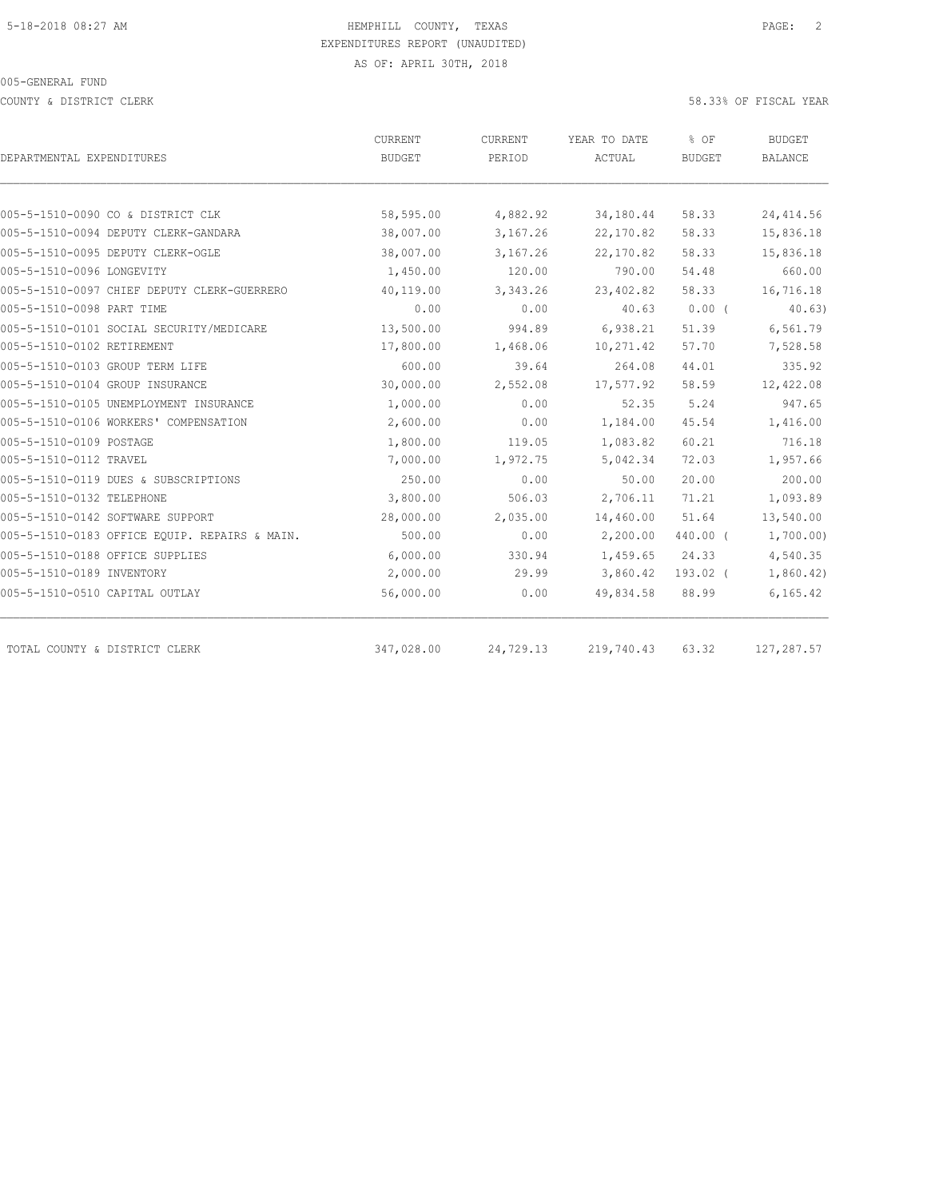HEMPHILL COUNTY, TEXAS
EXPENDITURES REPORT (UNAUDITED)
AS OF: APRIL 30TH, 2018

005-GENERAL FUND

COUNTY & DISTRICT CLERK

58.33% OF FISCAL YEAR

| DEPARTMENTAL EXPENDITURES | CURRENT BUDGET | CURRENT PERIOD | YEAR TO DATE ACTUAL | % OF BUDGET | BUDGET BALANCE |
|---|---|---|---|---|---|
| 005-5-1510-0090 CO & DISTRICT CLK | 58,595.00 | 4,882.92 | 34,180.44 | 58.33 | 24,414.56 |
| 005-5-1510-0094 DEPUTY CLERK-GANDARA | 38,007.00 | 3,167.26 | 22,170.82 | 58.33 | 15,836.18 |
| 005-5-1510-0095 DEPUTY CLERK-OGLE | 38,007.00 | 3,167.26 | 22,170.82 | 58.33 | 15,836.18 |
| 005-5-1510-0096 LONGEVITY | 1,450.00 | 120.00 | 790.00 | 54.48 | 660.00 |
| 005-5-1510-0097 CHIEF DEPUTY CLERK-GUERRERO | 40,119.00 | 3,343.26 | 23,402.82 | 58.33 | 16,716.18 |
| 005-5-1510-0098 PART TIME | 0.00 | 0.00 | 40.63 | 0.00 ( | 40.63) |
| 005-5-1510-0101 SOCIAL SECURITY/MEDICARE | 13,500.00 | 994.89 | 6,938.21 | 51.39 | 6,561.79 |
| 005-5-1510-0102 RETIREMENT | 17,800.00 | 1,468.06 | 10,271.42 | 57.70 | 7,528.58 |
| 005-5-1510-0103 GROUP TERM LIFE | 600.00 | 39.64 | 264.08 | 44.01 | 335.92 |
| 005-5-1510-0104 GROUP INSURANCE | 30,000.00 | 2,552.08 | 17,577.92 | 58.59 | 12,422.08 |
| 005-5-1510-0105 UNEMPLOYMENT INSURANCE | 1,000.00 | 0.00 | 52.35 | 5.24 | 947.65 |
| 005-5-1510-0106 WORKERS' COMPENSATION | 2,600.00 | 0.00 | 1,184.00 | 45.54 | 1,416.00 |
| 005-5-1510-0109 POSTAGE | 1,800.00 | 119.05 | 1,083.82 | 60.21 | 716.18 |
| 005-5-1510-0112 TRAVEL | 7,000.00 | 1,972.75 | 5,042.34 | 72.03 | 1,957.66 |
| 005-5-1510-0119 DUES & SUBSCRIPTIONS | 250.00 | 0.00 | 50.00 | 20.00 | 200.00 |
| 005-5-1510-0132 TELEPHONE | 3,800.00 | 506.03 | 2,706.11 | 71.21 | 1,093.89 |
| 005-5-1510-0142 SOFTWARE SUPPORT | 28,000.00 | 2,035.00 | 14,460.00 | 51.64 | 13,540.00 |
| 005-5-1510-0183 OFFICE EQUIP. REPAIRS & MAIN. | 500.00 | 0.00 | 2,200.00 | 440.00 ( | 1,700.00) |
| 005-5-1510-0188 OFFICE SUPPLIES | 6,000.00 | 330.94 | 1,459.65 | 24.33 | 4,540.35 |
| 005-5-1510-0189 INVENTORY | 2,000.00 | 29.99 | 3,860.42 | 193.02 ( | 1,860.42) |
| 005-5-1510-0510 CAPITAL OUTLAY | 56,000.00 | 0.00 | 49,834.58 | 88.99 | 6,165.42 |
| TOTAL COUNTY & DISTRICT CLERK | 347,028.00 | 24,729.13 | 219,740.43 | 63.32 | 127,287.57 |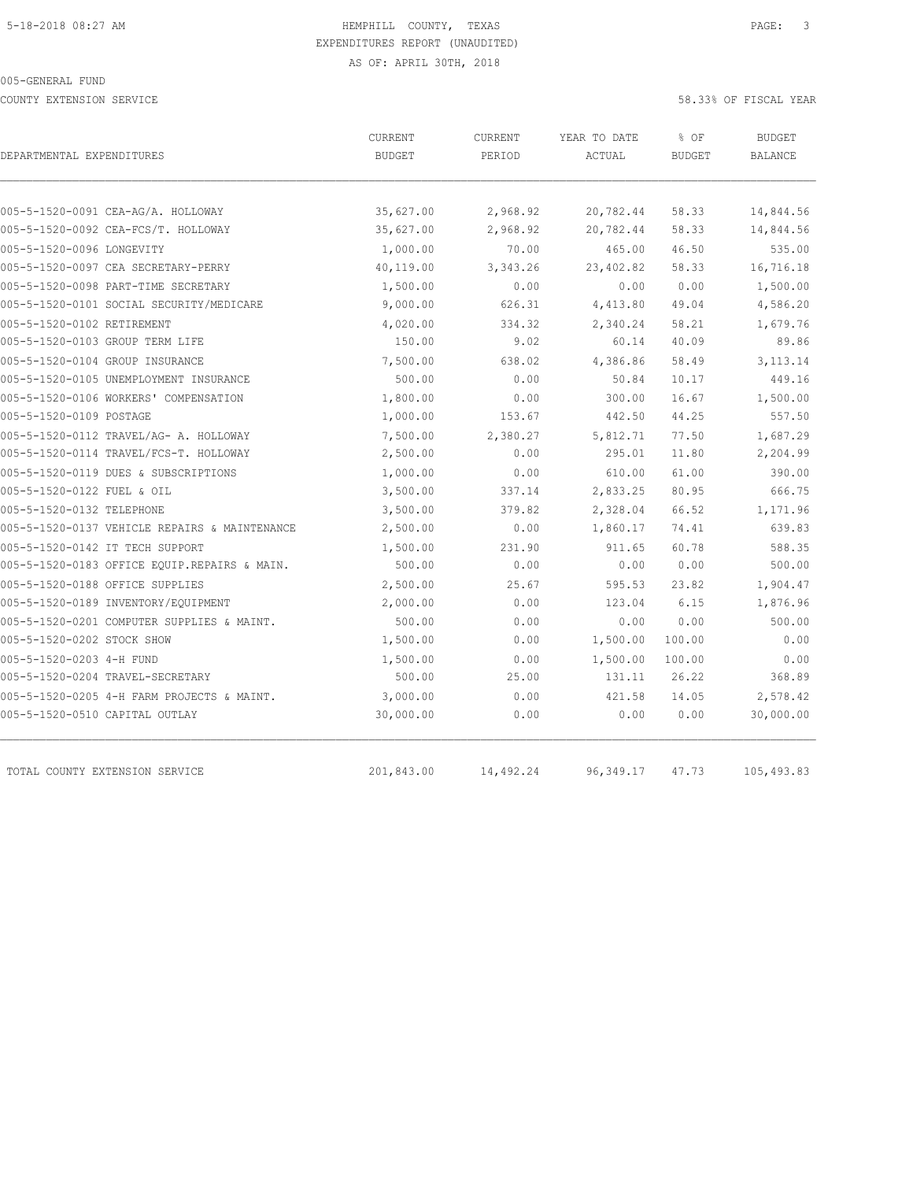HEMPHILL COUNTY, TEXAS
EXPENDITURES REPORT (UNAUDITED)
AS OF: APRIL 30TH, 2018

005-GENERAL FUND

COUNTY EXTENSION SERVICE

58.33% OF FISCAL YEAR

| DEPARTMENTAL EXPENDITURES | CURRENT BUDGET | CURRENT PERIOD | YEAR TO DATE ACTUAL | % OF BUDGET | BUDGET BALANCE |
|---|---|---|---|---|---|
| 005-5-1520-0091 CEA-AG/A. HOLLOWAY | 35,627.00 | 2,968.92 | 20,782.44 | 58.33 | 14,844.56 |
| 005-5-1520-0092 CEA-FCS/T. HOLLOWAY | 35,627.00 | 2,968.92 | 20,782.44 | 58.33 | 14,844.56 |
| 005-5-1520-0096 LONGEVITY | 1,000.00 | 70.00 | 465.00 | 46.50 | 535.00 |
| 005-5-1520-0097 CEA SECRETARY-PERRY | 40,119.00 | 3,343.26 | 23,402.82 | 58.33 | 16,716.18 |
| 005-5-1520-0098 PART-TIME SECRETARY | 1,500.00 | 0.00 | 0.00 | 0.00 | 1,500.00 |
| 005-5-1520-0101 SOCIAL SECURITY/MEDICARE | 9,000.00 | 626.31 | 4,413.80 | 49.04 | 4,586.20 |
| 005-5-1520-0102 RETIREMENT | 4,020.00 | 334.32 | 2,340.24 | 58.21 | 1,679.76 |
| 005-5-1520-0103 GROUP TERM LIFE | 150.00 | 9.02 | 60.14 | 40.09 | 89.86 |
| 005-5-1520-0104 GROUP INSURANCE | 7,500.00 | 638.02 | 4,386.86 | 58.49 | 3,113.14 |
| 005-5-1520-0105 UNEMPLOYMENT INSURANCE | 500.00 | 0.00 | 50.84 | 10.17 | 449.16 |
| 005-5-1520-0106 WORKERS' COMPENSATION | 1,800.00 | 0.00 | 300.00 | 16.67 | 1,500.00 |
| 005-5-1520-0109 POSTAGE | 1,000.00 | 153.67 | 442.50 | 44.25 | 557.50 |
| 005-5-1520-0112 TRAVEL/AG- A. HOLLOWAY | 7,500.00 | 2,380.27 | 5,812.71 | 77.50 | 1,687.29 |
| 005-5-1520-0114 TRAVEL/FCS-T. HOLLOWAY | 2,500.00 | 0.00 | 295.01 | 11.80 | 2,204.99 |
| 005-5-1520-0119 DUES & SUBSCRIPTIONS | 1,000.00 | 0.00 | 610.00 | 61.00 | 390.00 |
| 005-5-1520-0122 FUEL & OIL | 3,500.00 | 337.14 | 2,833.25 | 80.95 | 666.75 |
| 005-5-1520-0132 TELEPHONE | 3,500.00 | 379.82 | 2,328.04 | 66.52 | 1,171.96 |
| 005-5-1520-0137 VEHICLE REPAIRS & MAINTENANCE | 2,500.00 | 0.00 | 1,860.17 | 74.41 | 639.83 |
| 005-5-1520-0142 IT TECH SUPPORT | 1,500.00 | 231.90 | 911.65 | 60.78 | 588.35 |
| 005-5-1520-0183 OFFICE EQUIP.REPAIRS & MAIN. | 500.00 | 0.00 | 0.00 | 0.00 | 500.00 |
| 005-5-1520-0188 OFFICE SUPPLIES | 2,500.00 | 25.67 | 595.53 | 23.82 | 1,904.47 |
| 005-5-1520-0189 INVENTORY/EQUIPMENT | 2,000.00 | 0.00 | 123.04 | 6.15 | 1,876.96 |
| 005-5-1520-0201 COMPUTER SUPPLIES & MAINT. | 500.00 | 0.00 | 0.00 | 0.00 | 500.00 |
| 005-5-1520-0202 STOCK SHOW | 1,500.00 | 0.00 | 1,500.00 | 100.00 | 0.00 |
| 005-5-1520-0203 4-H FUND | 1,500.00 | 0.00 | 1,500.00 | 100.00 | 0.00 |
| 005-5-1520-0204 TRAVEL-SECRETARY | 500.00 | 25.00 | 131.11 | 26.22 | 368.89 |
| 005-5-1520-0205 4-H FARM PROJECTS & MAINT. | 3,000.00 | 0.00 | 421.58 | 14.05 | 2,578.42 |
| 005-5-1520-0510 CAPITAL OUTLAY | 30,000.00 | 0.00 | 0.00 | 0.00 | 30,000.00 |
| TOTAL COUNTY EXTENSION SERVICE | 201,843.00 | 14,492.24 | 96,349.17 | 47.73 | 105,493.83 |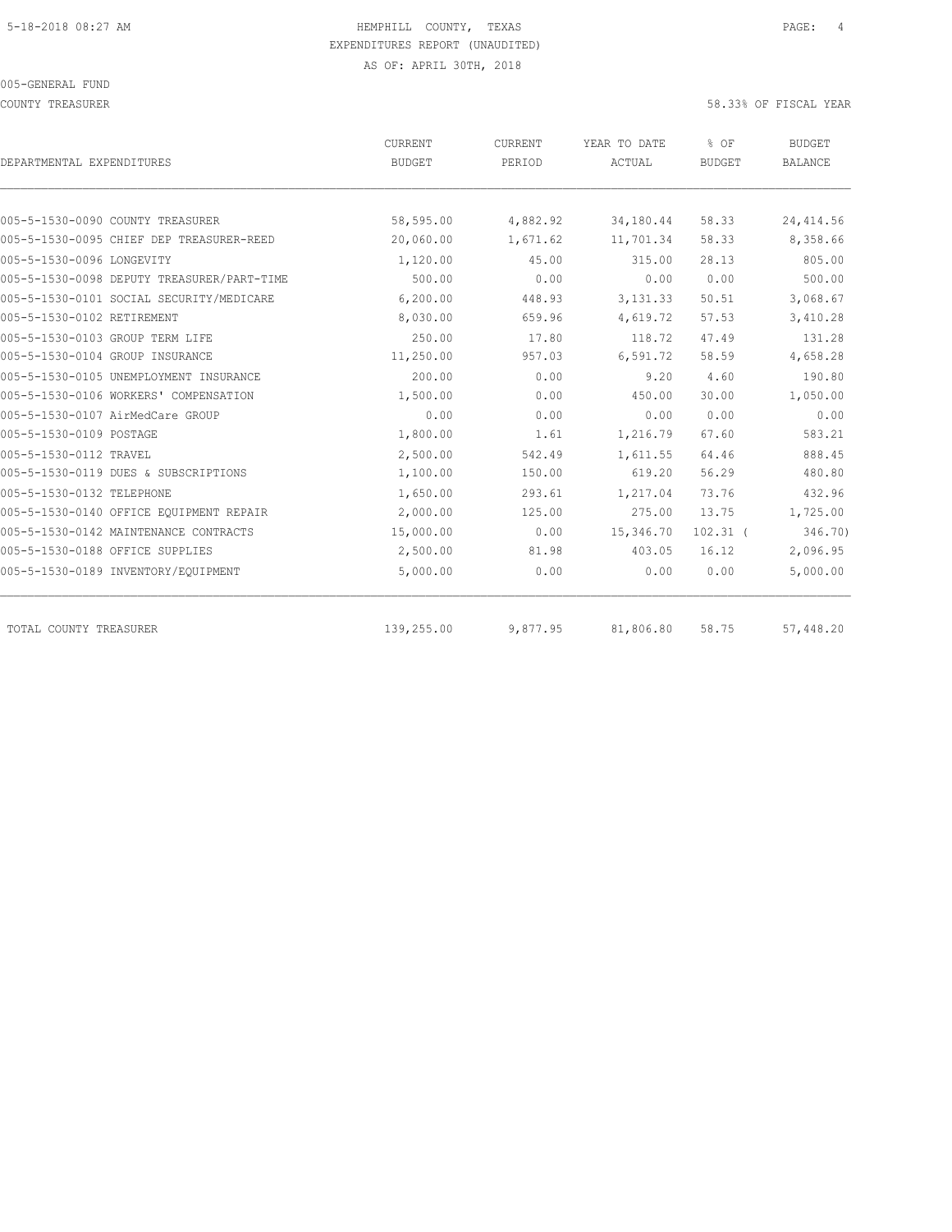5-18-2018 08:27 AM

HEMPHILL COUNTY, TEXAS
EXPENDITURES REPORT (UNAUDITED)
AS OF: APRIL 30TH, 2018

005-GENERAL FUND

COUNTY TREASURER

58.33% OF FISCAL YEAR

| DEPARTMENTAL EXPENDITURES | CURRENT BUDGET | CURRENT PERIOD | YEAR TO DATE ACTUAL | % OF BUDGET | BUDGET BALANCE |
|---|---|---|---|---|---|
| 005-5-1530-0090 COUNTY TREASURER | 58,595.00 | 4,882.92 | 34,180.44 | 58.33 | 24,414.56 |
| 005-5-1530-0095 CHIEF DEP TREASURER-REED | 20,060.00 | 1,671.62 | 11,701.34 | 58.33 | 8,358.66 |
| 005-5-1530-0096 LONGEVITY | 1,120.00 | 45.00 | 315.00 | 28.13 | 805.00 |
| 005-5-1530-0098 DEPUTY TREASURER/PART-TIME | 500.00 | 0.00 | 0.00 | 0.00 | 500.00 |
| 005-5-1530-0101 SOCIAL SECURITY/MEDICARE | 6,200.00 | 448.93 | 3,131.33 | 50.51 | 3,068.67 |
| 005-5-1530-0102 RETIREMENT | 8,030.00 | 659.96 | 4,619.72 | 57.53 | 3,410.28 |
| 005-5-1530-0103 GROUP TERM LIFE | 250.00 | 17.80 | 118.72 | 47.49 | 131.28 |
| 005-5-1530-0104 GROUP INSURANCE | 11,250.00 | 957.03 | 6,591.72 | 58.59 | 4,658.28 |
| 005-5-1530-0105 UNEMPLOYMENT INSURANCE | 200.00 | 0.00 | 9.20 | 4.60 | 190.80 |
| 005-5-1530-0106 WORKERS' COMPENSATION | 1,500.00 | 0.00 | 450.00 | 30.00 | 1,050.00 |
| 005-5-1530-0107 AirMedCare GROUP | 0.00 | 0.00 | 0.00 | 0.00 | 0.00 |
| 005-5-1530-0109 POSTAGE | 1,800.00 | 1.61 | 1,216.79 | 67.60 | 583.21 |
| 005-5-1530-0112 TRAVEL | 2,500.00 | 542.49 | 1,611.55 | 64.46 | 888.45 |
| 005-5-1530-0119 DUES & SUBSCRIPTIONS | 1,100.00 | 150.00 | 619.20 | 56.29 | 480.80 |
| 005-5-1530-0132 TELEPHONE | 1,650.00 | 293.61 | 1,217.04 | 73.76 | 432.96 |
| 005-5-1530-0140 OFFICE EQUIPMENT REPAIR | 2,000.00 | 125.00 | 275.00 | 13.75 | 1,725.00 |
| 005-5-1530-0142 MAINTENANCE CONTRACTS | 15,000.00 | 0.00 | 15,346.70 | 102.31 | ( 346.70) |
| 005-5-1530-0188 OFFICE SUPPLIES | 2,500.00 | 81.98 | 403.05 | 16.12 | 2,096.95 |
| 005-5-1530-0189 INVENTORY/EQUIPMENT | 5,000.00 | 0.00 | 0.00 | 0.00 | 5,000.00 |
| TOTAL COUNTY TREASURER | 139,255.00 | 9,877.95 | 81,806.80 | 58.75 | 57,448.20 |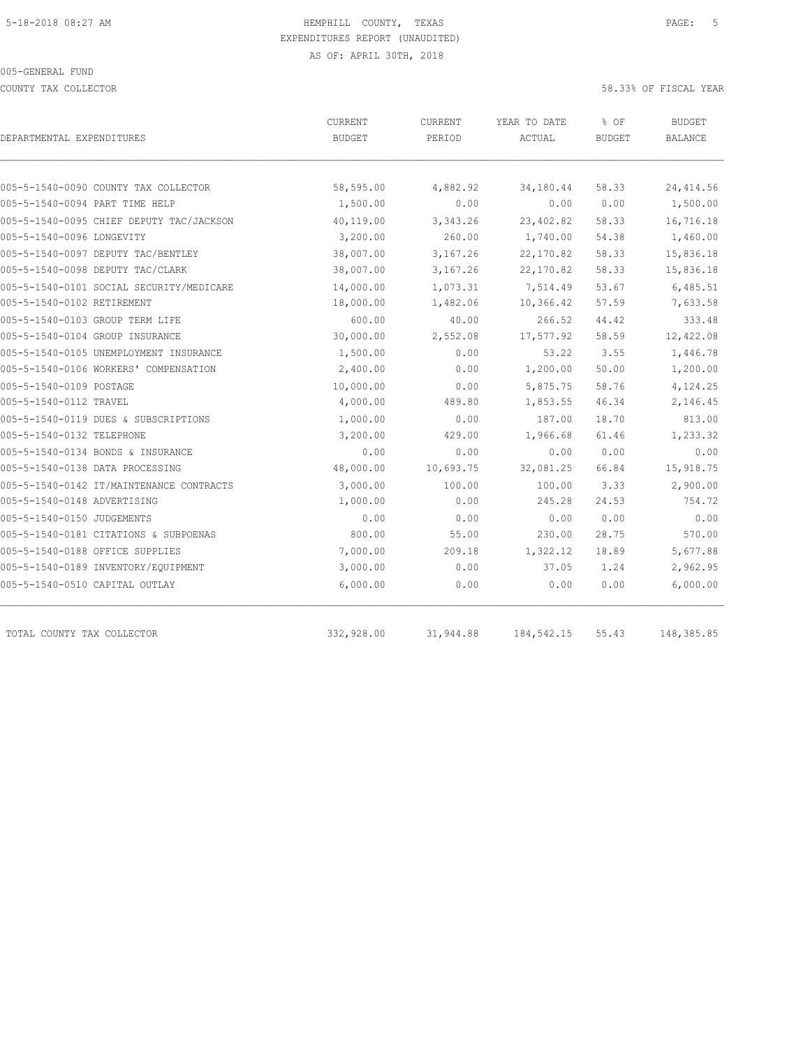HEMPHILL COUNTY, TEXAS
EXPENDITURES REPORT (UNAUDITED)
AS OF: APRIL 30TH, 2018

005-GENERAL FUND

COUNTY TAX COLLECTOR

58.33% OF FISCAL YEAR

| DEPARTMENTAL EXPENDITURES | CURRENT BUDGET | CURRENT PERIOD | YEAR TO DATE ACTUAL | % OF BUDGET | BUDGET BALANCE |
|---|---|---|---|---|---|
| 005-5-1540-0090 COUNTY TAX COLLECTOR | 58,595.00 | 4,882.92 | 34,180.44 | 58.33 | 24,414.56 |
| 005-5-1540-0094 PART TIME HELP | 1,500.00 | 0.00 | 0.00 | 0.00 | 1,500.00 |
| 005-5-1540-0095 CHIEF DEPUTY TAC/JACKSON | 40,119.00 | 3,343.26 | 23,402.82 | 58.33 | 16,716.18 |
| 005-5-1540-0096 LONGEVITY | 3,200.00 | 260.00 | 1,740.00 | 54.38 | 1,460.00 |
| 005-5-1540-0097 DEPUTY TAC/BENTLEY | 38,007.00 | 3,167.26 | 22,170.82 | 58.33 | 15,836.18 |
| 005-5-1540-0098 DEPUTY TAC/CLARK | 38,007.00 | 3,167.26 | 22,170.82 | 58.33 | 15,836.18 |
| 005-5-1540-0101 SOCIAL SECURITY/MEDICARE | 14,000.00 | 1,073.31 | 7,514.49 | 53.67 | 6,485.51 |
| 005-5-1540-0102 RETIREMENT | 18,000.00 | 1,482.06 | 10,366.42 | 57.59 | 7,633.58 |
| 005-5-1540-0103 GROUP TERM LIFE | 600.00 | 40.00 | 266.52 | 44.42 | 333.48 |
| 005-5-1540-0104 GROUP INSURANCE | 30,000.00 | 2,552.08 | 17,577.92 | 58.59 | 12,422.08 |
| 005-5-1540-0105 UNEMPLOYMENT INSURANCE | 1,500.00 | 0.00 | 53.22 | 3.55 | 1,446.78 |
| 005-5-1540-0106 WORKERS' COMPENSATION | 2,400.00 | 0.00 | 1,200.00 | 50.00 | 1,200.00 |
| 005-5-1540-0109 POSTAGE | 10,000.00 | 0.00 | 5,875.75 | 58.76 | 4,124.25 |
| 005-5-1540-0112 TRAVEL | 4,000.00 | 489.80 | 1,853.55 | 46.34 | 2,146.45 |
| 005-5-1540-0119 DUES & SUBSCRIPTIONS | 1,000.00 | 0.00 | 187.00 | 18.70 | 813.00 |
| 005-5-1540-0132 TELEPHONE | 3,200.00 | 429.00 | 1,966.68 | 61.46 | 1,233.32 |
| 005-5-1540-0134 BONDS & INSURANCE | 0.00 | 0.00 | 0.00 | 0.00 | 0.00 |
| 005-5-1540-0138 DATA PROCESSING | 48,000.00 | 10,693.75 | 32,081.25 | 66.84 | 15,918.75 |
| 005-5-1540-0142 IT/MAINTENANCE CONTRACTS | 3,000.00 | 100.00 | 100.00 | 3.33 | 2,900.00 |
| 005-5-1540-0148 ADVERTISING | 1,000.00 | 0.00 | 245.28 | 24.53 | 754.72 |
| 005-5-1540-0150 JUDGEMENTS | 0.00 | 0.00 | 0.00 | 0.00 | 0.00 |
| 005-5-1540-0181 CITATIONS & SUBPOENAS | 800.00 | 55.00 | 230.00 | 28.75 | 570.00 |
| 005-5-1540-0188 OFFICE SUPPLIES | 7,000.00 | 209.18 | 1,322.12 | 18.89 | 5,677.88 |
| 005-5-1540-0189 INVENTORY/EQUIPMENT | 3,000.00 | 0.00 | 37.05 | 1.24 | 2,962.95 |
| 005-5-1540-0510 CAPITAL OUTLAY | 6,000.00 | 0.00 | 0.00 | 0.00 | 6,000.00 |
| TOTAL COUNTY TAX COLLECTOR | 332,928.00 | 31,944.88 | 184,542.15 | 55.43 | 148,385.85 |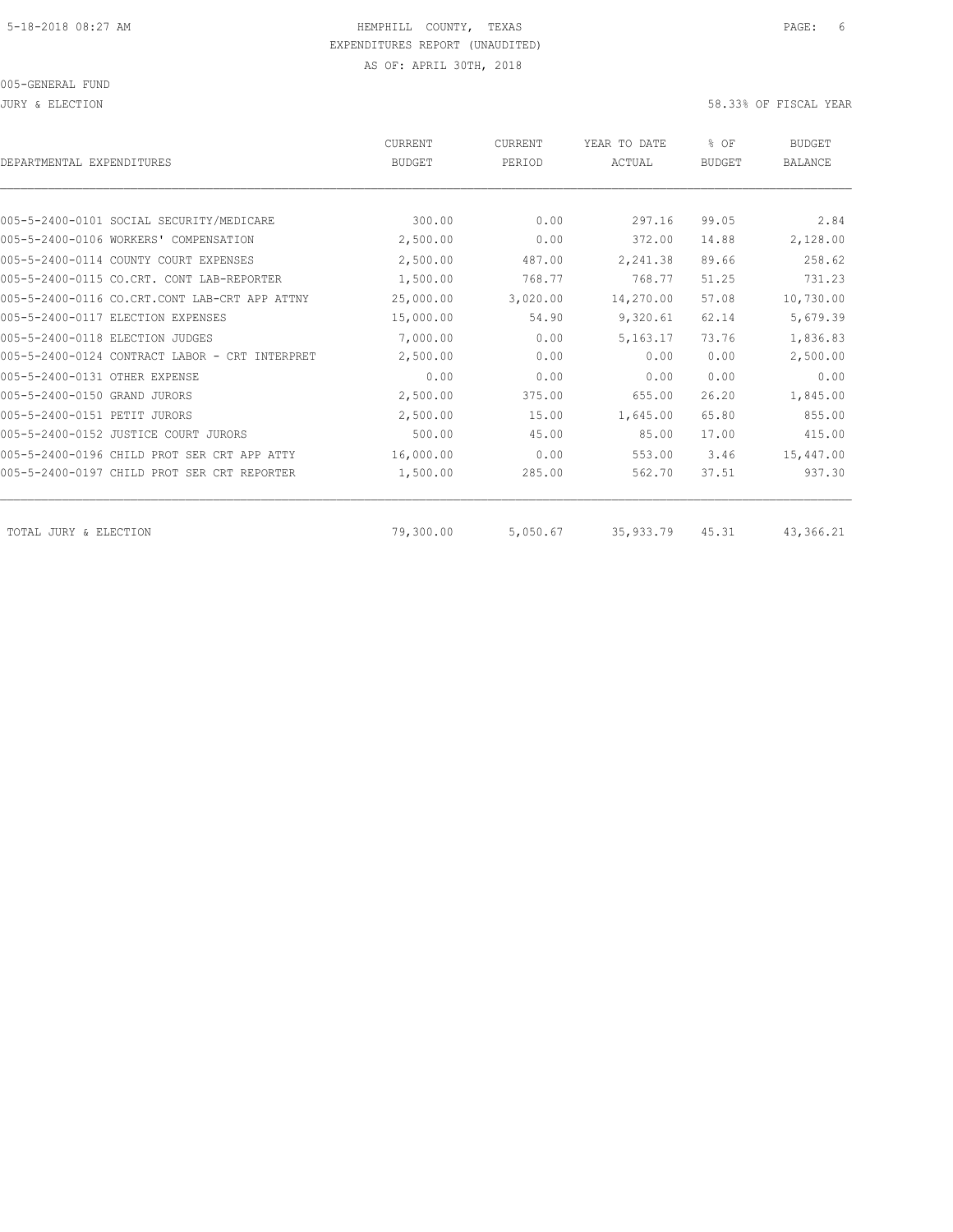HEMPHILL COUNTY, TEXAS

EXPENDITURES REPORT (UNAUDITED)

AS OF: APRIL 30TH, 2018

005-GENERAL FUND

JURY & ELECTION

58.33% OF FISCAL YEAR

| DEPARTMENTAL EXPENDITURES | CURRENT BUDGET | CURRENT PERIOD | YEAR TO DATE ACTUAL | % OF BUDGET | BUDGET BALANCE |
|---|---|---|---|---|---|
| 005-5-2400-0101 SOCIAL SECURITY/MEDICARE | 300.00 | 0.00 | 297.16 | 99.05 | 2.84 |
| 005-5-2400-0106 WORKERS' COMPENSATION | 2,500.00 | 0.00 | 372.00 | 14.88 | 2,128.00 |
| 005-5-2400-0114 COUNTY COURT EXPENSES | 2,500.00 | 487.00 | 2,241.38 | 89.66 | 258.62 |
| 005-5-2400-0115 CO.CRT. CONT LAB-REPORTER | 1,500.00 | 768.77 | 768.77 | 51.25 | 731.23 |
| 005-5-2400-0116 CO.CRT.CONT LAB-CRT APP ATTNY | 25,000.00 | 3,020.00 | 14,270.00 | 57.08 | 10,730.00 |
| 005-5-2400-0117 ELECTION EXPENSES | 15,000.00 | 54.90 | 9,320.61 | 62.14 | 5,679.39 |
| 005-5-2400-0118 ELECTION JUDGES | 7,000.00 | 0.00 | 5,163.17 | 73.76 | 1,836.83 |
| 005-5-2400-0124 CONTRACT LABOR - CRT INTERPRET | 2,500.00 | 0.00 | 0.00 | 0.00 | 2,500.00 |
| 005-5-2400-0131 OTHER EXPENSE | 0.00 | 0.00 | 0.00 | 0.00 | 0.00 |
| 005-5-2400-0150 GRAND JURORS | 2,500.00 | 375.00 | 655.00 | 26.20 | 1,845.00 |
| 005-5-2400-0151 PETIT JURORS | 2,500.00 | 15.00 | 1,645.00 | 65.80 | 855.00 |
| 005-5-2400-0152 JUSTICE COURT JURORS | 500.00 | 45.00 | 85.00 | 17.00 | 415.00 |
| 005-5-2400-0196 CHILD PROT SER CRT APP ATTY | 16,000.00 | 0.00 | 553.00 | 3.46 | 15,447.00 |
| 005-5-2400-0197 CHILD PROT SER CRT REPORTER | 1,500.00 | 285.00 | 562.70 | 37.51 | 937.30 |
| TOTAL JURY & ELECTION | 79,300.00 | 5,050.67 | 35,933.79 | 45.31 | 43,366.21 |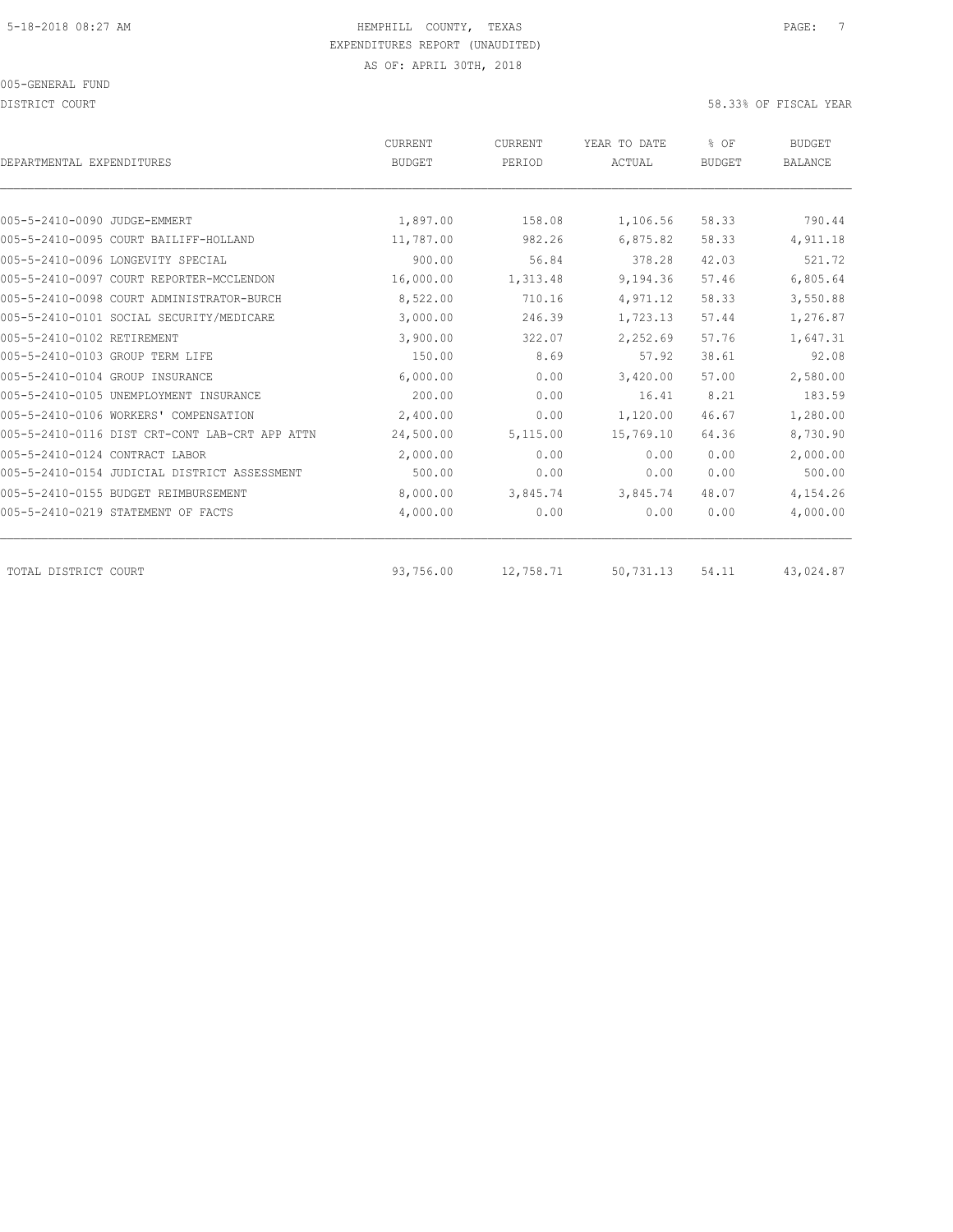HEMPHILL COUNTY, TEXAS
EXPENDITURES REPORT (UNAUDITED)
AS OF: APRIL 30TH, 2018

005-GENERAL FUND

DISTRICT COURT — 58.33% OF FISCAL YEAR

| DEPARTMENTAL EXPENDITURES | CURRENT BUDGET | CURRENT PERIOD | YEAR TO DATE ACTUAL | % OF BUDGET | BUDGET BALANCE |
|---|---|---|---|---|---|
| 005-5-2410-0090 JUDGE-EMMERT | 1,897.00 | 158.08 | 1,106.56 | 58.33 | 790.44 |
| 005-5-2410-0095 COURT BAILIFF-HOLLAND | 11,787.00 | 982.26 | 6,875.82 | 58.33 | 4,911.18 |
| 005-5-2410-0096 LONGEVITY SPECIAL | 900.00 | 56.84 | 378.28 | 42.03 | 521.72 |
| 005-5-2410-0097 COURT REPORTER-MCCLENDON | 16,000.00 | 1,313.48 | 9,194.36 | 57.46 | 6,805.64 |
| 005-5-2410-0098 COURT ADMINISTRATOR-BURCH | 8,522.00 | 710.16 | 4,971.12 | 58.33 | 3,550.88 |
| 005-5-2410-0101 SOCIAL SECURITY/MEDICARE | 3,000.00 | 246.39 | 1,723.13 | 57.44 | 1,276.87 |
| 005-5-2410-0102 RETIREMENT | 3,900.00 | 322.07 | 2,252.69 | 57.76 | 1,647.31 |
| 005-5-2410-0103 GROUP TERM LIFE | 150.00 | 8.69 | 57.92 | 38.61 | 92.08 |
| 005-5-2410-0104 GROUP INSURANCE | 6,000.00 | 0.00 | 3,420.00 | 57.00 | 2,580.00 |
| 005-5-2410-0105 UNEMPLOYMENT INSURANCE | 200.00 | 0.00 | 16.41 | 8.21 | 183.59 |
| 005-5-2410-0106 WORKERS' COMPENSATION | 2,400.00 | 0.00 | 1,120.00 | 46.67 | 1,280.00 |
| 005-5-2410-0116 DIST CRT-CONT LAB-CRT APP ATTN | 24,500.00 | 5,115.00 | 15,769.10 | 64.36 | 8,730.90 |
| 005-5-2410-0124 CONTRACT LABOR | 2,000.00 | 0.00 | 0.00 | 0.00 | 2,000.00 |
| 005-5-2410-0154 JUDICIAL DISTRICT ASSESSMENT | 500.00 | 0.00 | 0.00 | 0.00 | 500.00 |
| 005-5-2410-0155 BUDGET REIMBURSEMENT | 8,000.00 | 3,845.74 | 3,845.74 | 48.07 | 4,154.26 |
| 005-5-2410-0219 STATEMENT OF FACTS | 4,000.00 | 0.00 | 0.00 | 0.00 | 4,000.00 |
| TOTAL DISTRICT COURT | 93,756.00 | 12,758.71 | 50,731.13 | 54.11 | 43,024.87 |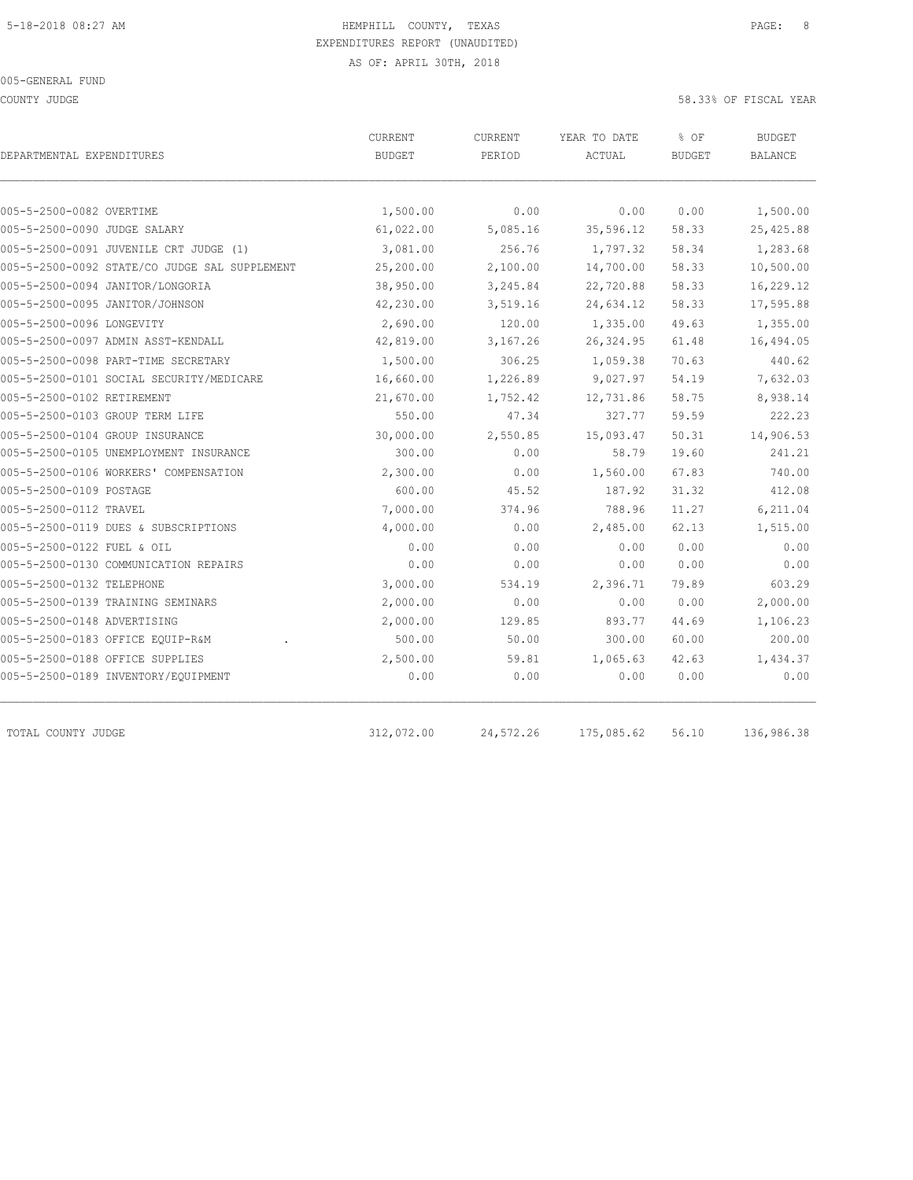HEMPHILL COUNTY, TEXAS
EXPENDITURES REPORT (UNAUDITED)
AS OF: APRIL 30TH, 2018

005-GENERAL FUND

COUNTY JUDGE — 58.33% OF FISCAL YEAR

| DEPARTMENTAL EXPENDITURES | CURRENT BUDGET | CURRENT PERIOD | YEAR TO DATE ACTUAL | % OF BUDGET | BUDGET BALANCE |
|---|---|---|---|---|---|
| 005-5-2500-0082 OVERTIME | 1,500.00 | 0.00 | 0.00 | 0.00 | 1,500.00 |
| 005-5-2500-0090 JUDGE SALARY | 61,022.00 | 5,085.16 | 35,596.12 | 58.33 | 25,425.88 |
| 005-5-2500-0091 JUVENILE CRT JUDGE (1) | 3,081.00 | 256.76 | 1,797.32 | 58.34 | 1,283.68 |
| 005-5-2500-0092 STATE/CO JUDGE SAL SUPPLEMENT | 25,200.00 | 2,100.00 | 14,700.00 | 58.33 | 10,500.00 |
| 005-5-2500-0094 JANITOR/LONGORIA | 38,950.00 | 3,245.84 | 22,720.88 | 58.33 | 16,229.12 |
| 005-5-2500-0095 JANITOR/JOHNSON | 42,230.00 | 3,519.16 | 24,634.12 | 58.33 | 17,595.88 |
| 005-5-2500-0096 LONGEVITY | 2,690.00 | 120.00 | 1,335.00 | 49.63 | 1,355.00 |
| 005-5-2500-0097 ADMIN ASST-KENDALL | 42,819.00 | 3,167.26 | 26,324.95 | 61.48 | 16,494.05 |
| 005-5-2500-0098 PART-TIME SECRETARY | 1,500.00 | 306.25 | 1,059.38 | 70.63 | 440.62 |
| 005-5-2500-0101 SOCIAL SECURITY/MEDICARE | 16,660.00 | 1,226.89 | 9,027.97 | 54.19 | 7,632.03 |
| 005-5-2500-0102 RETIREMENT | 21,670.00 | 1,752.42 | 12,731.86 | 58.75 | 8,938.14 |
| 005-5-2500-0103 GROUP TERM LIFE | 550.00 | 47.34 | 327.77 | 59.59 | 222.23 |
| 005-5-2500-0104 GROUP INSURANCE | 30,000.00 | 2,550.85 | 15,093.47 | 50.31 | 14,906.53 |
| 005-5-2500-0105 UNEMPLOYMENT INSURANCE | 300.00 | 0.00 | 58.79 | 19.60 | 241.21 |
| 005-5-2500-0106 WORKERS' COMPENSATION | 2,300.00 | 0.00 | 1,560.00 | 67.83 | 740.00 |
| 005-5-2500-0109 POSTAGE | 600.00 | 45.52 | 187.92 | 31.32 | 412.08 |
| 005-5-2500-0112 TRAVEL | 7,000.00 | 374.96 | 788.96 | 11.27 | 6,211.04 |
| 005-5-2500-0119 DUES & SUBSCRIPTIONS | 4,000.00 | 0.00 | 2,485.00 | 62.13 | 1,515.00 |
| 005-5-2500-0122 FUEL & OIL | 0.00 | 0.00 | 0.00 | 0.00 | 0.00 |
| 005-5-2500-0130 COMMUNICATION REPAIRS | 0.00 | 0.00 | 0.00 | 0.00 | 0.00 |
| 005-5-2500-0132 TELEPHONE | 3,000.00 | 534.19 | 2,396.71 | 79.89 | 603.29 |
| 005-5-2500-0139 TRAINING SEMINARS | 2,000.00 | 0.00 | 0.00 | 0.00 | 2,000.00 |
| 005-5-2500-0148 ADVERTISING | 2,000.00 | 129.85 | 893.77 | 44.69 | 1,106.23 |
| 005-5-2500-0183 OFFICE EQUIP-R&M . | 500.00 | 50.00 | 300.00 | 60.00 | 200.00 |
| 005-5-2500-0188 OFFICE SUPPLIES | 2,500.00 | 59.81 | 1,065.63 | 42.63 | 1,434.37 |
| 005-5-2500-0189 INVENTORY/EQUIPMENT | 0.00 | 0.00 | 0.00 | 0.00 | 0.00 |
| TOTAL COUNTY JUDGE | 312,072.00 | 24,572.26 | 175,085.62 | 56.10 | 136,986.38 |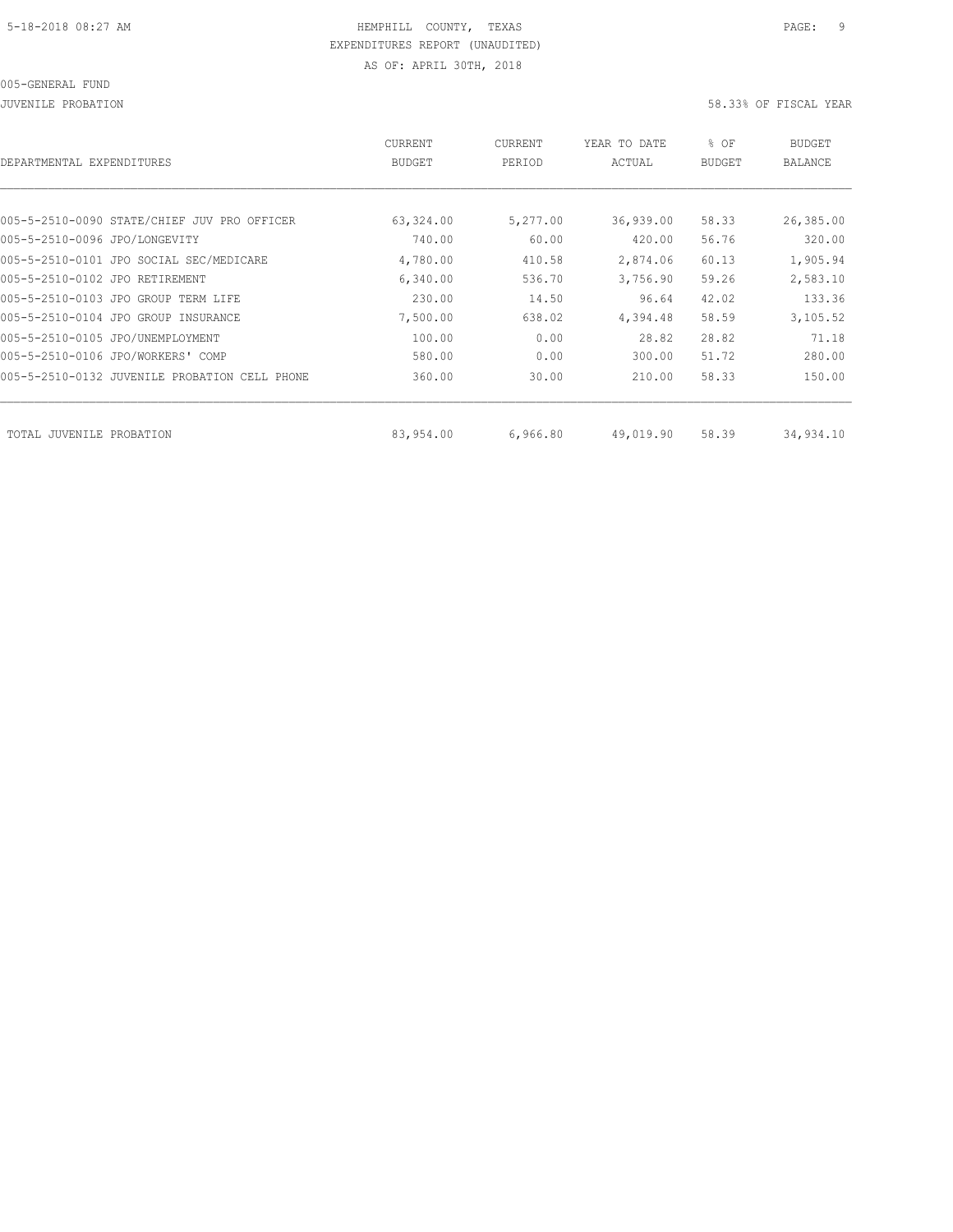HEMPHILL COUNTY, TEXAS
EXPENDITURES REPORT (UNAUDITED)
AS OF: APRIL 30TH, 2018

005-GENERAL FUND

JUVENILE PROBATION

58.33% OF FISCAL YEAR

| DEPARTMENTAL EXPENDITURES | CURRENT BUDGET | CURRENT PERIOD | YEAR TO DATE ACTUAL | % OF BUDGET | BUDGET BALANCE |
|---|---|---|---|---|---|
| 005-5-2510-0090 STATE/CHIEF JUV PRO OFFICER | 63,324.00 | 5,277.00 | 36,939.00 | 58.33 | 26,385.00 |
| 005-5-2510-0096 JPO/LONGEVITY | 740.00 | 60.00 | 420.00 | 56.76 | 320.00 |
| 005-5-2510-0101 JPO SOCIAL SEC/MEDICARE | 4,780.00 | 410.58 | 2,874.06 | 60.13 | 1,905.94 |
| 005-5-2510-0102 JPO RETIREMENT | 6,340.00 | 536.70 | 3,756.90 | 59.26 | 2,583.10 |
| 005-5-2510-0103 JPO GROUP TERM LIFE | 230.00 | 14.50 | 96.64 | 42.02 | 133.36 |
| 005-5-2510-0104 JPO GROUP INSURANCE | 7,500.00 | 638.02 | 4,394.48 | 58.59 | 3,105.52 |
| 005-5-2510-0105 JPO/UNEMPLOYMENT | 100.00 | 0.00 | 28.82 | 28.82 | 71.18 |
| 005-5-2510-0106 JPO/WORKERS' COMP | 580.00 | 0.00 | 300.00 | 51.72 | 280.00 |
| 005-5-2510-0132 JUVENILE PROBATION CELL PHONE | 360.00 | 30.00 | 210.00 | 58.33 | 150.00 |
| TOTAL JUVENILE PROBATION | 83,954.00 | 6,966.80 | 49,019.90 | 58.39 | 34,934.10 |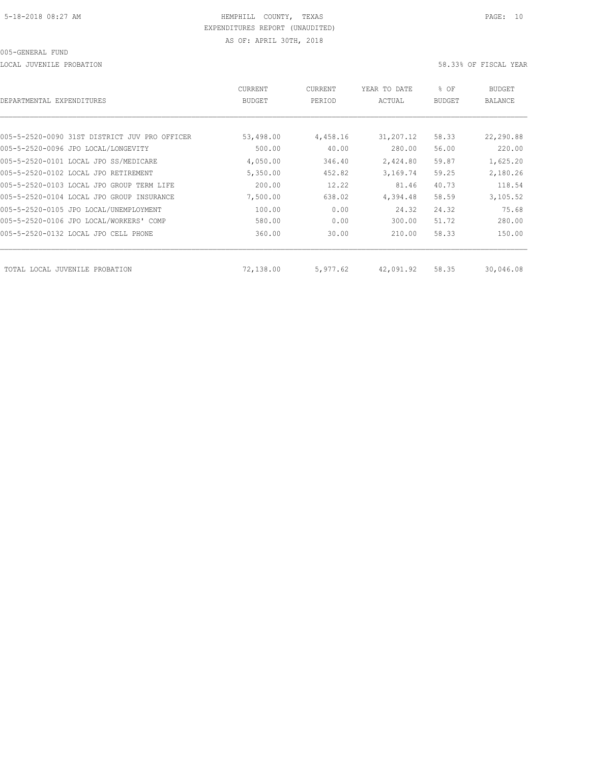HEMPHILL COUNTY, TEXAS
EXPENDITURES REPORT (UNAUDITED)
AS OF: APRIL 30TH, 2018

005-GENERAL FUND

LOCAL JUVENILE PROBATION — 58.33% OF FISCAL YEAR

| DEPARTMENTAL EXPENDITURES | CURRENT BUDGET | CURRENT PERIOD | YEAR TO DATE ACTUAL | % OF BUDGET | BUDGET BALANCE |
|---|---|---|---|---|---|
| 005-5-2520-0090 31ST DISTRICT JUV PRO OFFICER | 53,498.00 | 4,458.16 | 31,207.12 | 58.33 | 22,290.88 |
| 005-5-2520-0096 JPO LOCAL/LONGEVITY | 500.00 | 40.00 | 280.00 | 56.00 | 220.00 |
| 005-5-2520-0101 LOCAL JPO SS/MEDICARE | 4,050.00 | 346.40 | 2,424.80 | 59.87 | 1,625.20 |
| 005-5-2520-0102 LOCAL JPO RETIREMENT | 5,350.00 | 452.82 | 3,169.74 | 59.25 | 2,180.26 |
| 005-5-2520-0103 LOCAL JPO GROUP TERM LIFE | 200.00 | 12.22 | 81.46 | 40.73 | 118.54 |
| 005-5-2520-0104 LOCAL JPO GROUP INSURANCE | 7,500.00 | 638.02 | 4,394.48 | 58.59 | 3,105.52 |
| 005-5-2520-0105 JPO LOCAL/UNEMPLOYMENT | 100.00 | 0.00 | 24.32 | 24.32 | 75.68 |
| 005-5-2520-0106 JPO LOCAL/WORKERS' COMP | 580.00 | 0.00 | 300.00 | 51.72 | 280.00 |
| 005-5-2520-0132 LOCAL JPO CELL PHONE | 360.00 | 30.00 | 210.00 | 58.33 | 150.00 |
| TOTAL LOCAL JUVENILE PROBATION | 72,138.00 | 5,977.62 | 42,091.92 | 58.35 | 30,046.08 |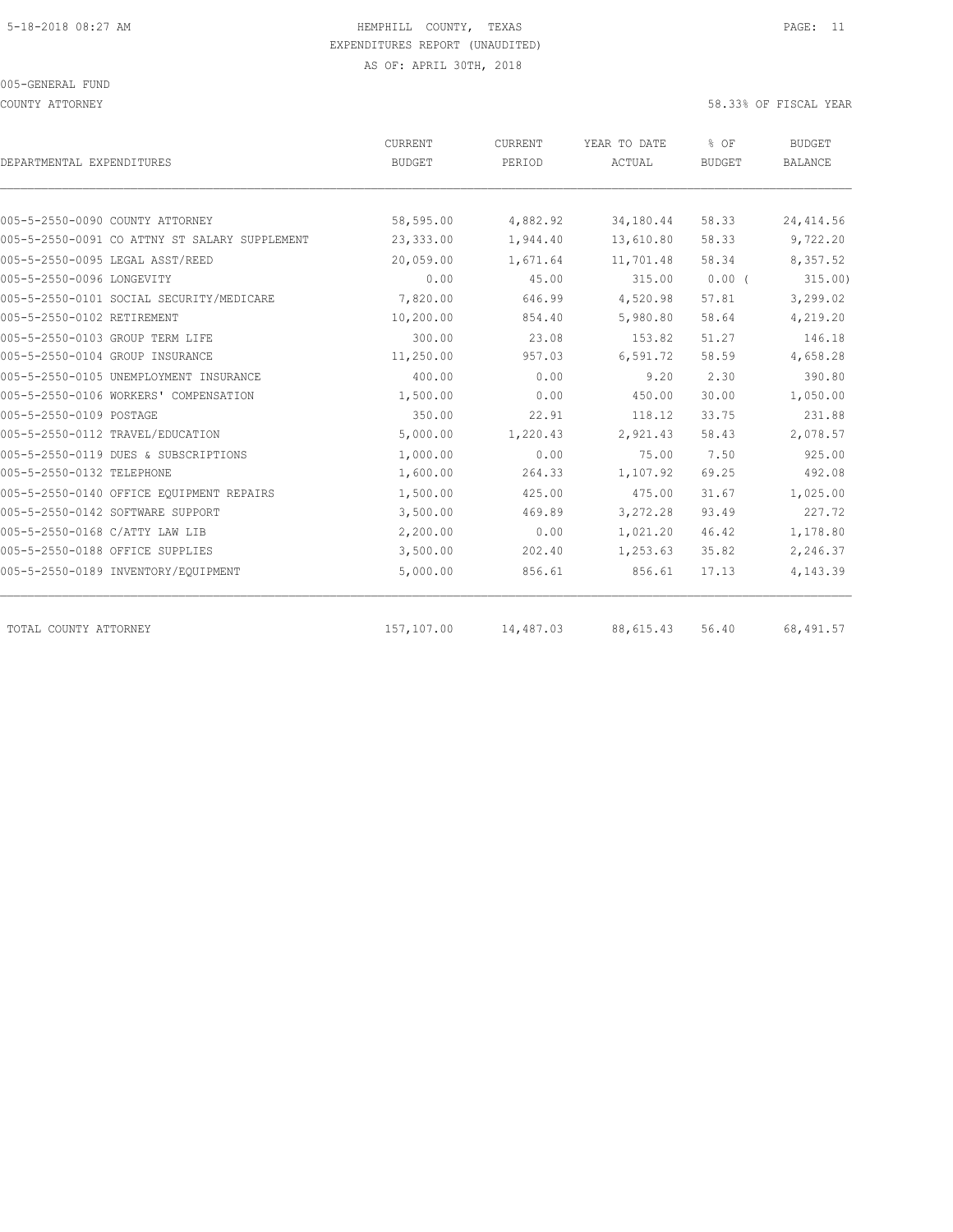HEMPHILL COUNTY, TEXAS
EXPENDITURES REPORT (UNAUDITED)
AS OF: APRIL 30TH, 2018

005-GENERAL FUND

COUNTY ATTORNEY

58.33% OF FISCAL YEAR

| DEPARTMENTAL EXPENDITURES | CURRENT BUDGET | CURRENT PERIOD | YEAR TO DATE ACTUAL | % OF BUDGET | BUDGET BALANCE |
|---|---|---|---|---|---|
| 005-5-2550-0090 COUNTY ATTORNEY | 58,595.00 | 4,882.92 | 34,180.44 | 58.33 | 24,414.56 |
| 005-5-2550-0091 CO ATTNY ST SALARY SUPPLEMENT | 23,333.00 | 1,944.40 | 13,610.80 | 58.33 | 9,722.20 |
| 005-5-2550-0095 LEGAL ASST/REED | 20,059.00 | 1,671.64 | 11,701.48 | 58.34 | 8,357.52 |
| 005-5-2550-0096 LONGEVITY | 0.00 | 45.00 | 315.00 | 0.00 ( | 315.00) |
| 005-5-2550-0101 SOCIAL SECURITY/MEDICARE | 7,820.00 | 646.99 | 4,520.98 | 57.81 | 3,299.02 |
| 005-5-2550-0102 RETIREMENT | 10,200.00 | 854.40 | 5,980.80 | 58.64 | 4,219.20 |
| 005-5-2550-0103 GROUP TERM LIFE | 300.00 | 23.08 | 153.82 | 51.27 | 146.18 |
| 005-5-2550-0104 GROUP INSURANCE | 11,250.00 | 957.03 | 6,591.72 | 58.59 | 4,658.28 |
| 005-5-2550-0105 UNEMPLOYMENT INSURANCE | 400.00 | 0.00 | 9.20 | 2.30 | 390.80 |
| 005-5-2550-0106 WORKERS' COMPENSATION | 1,500.00 | 0.00 | 450.00 | 30.00 | 1,050.00 |
| 005-5-2550-0109 POSTAGE | 350.00 | 22.91 | 118.12 | 33.75 | 231.88 |
| 005-5-2550-0112 TRAVEL/EDUCATION | 5,000.00 | 1,220.43 | 2,921.43 | 58.43 | 2,078.57 |
| 005-5-2550-0119 DUES & SUBSCRIPTIONS | 1,000.00 | 0.00 | 75.00 | 7.50 | 925.00 |
| 005-5-2550-0132 TELEPHONE | 1,600.00 | 264.33 | 1,107.92 | 69.25 | 492.08 |
| 005-5-2550-0140 OFFICE EQUIPMENT REPAIRS | 1,500.00 | 425.00 | 475.00 | 31.67 | 1,025.00 |
| 005-5-2550-0142 SOFTWARE SUPPORT | 3,500.00 | 469.89 | 3,272.28 | 93.49 | 227.72 |
| 005-5-2550-0168 C/ATTY LAW LIB | 2,200.00 | 0.00 | 1,021.20 | 46.42 | 1,178.80 |
| 005-5-2550-0188 OFFICE SUPPLIES | 3,500.00 | 202.40 | 1,253.63 | 35.82 | 2,246.37 |
| 005-5-2550-0189 INVENTORY/EQUIPMENT | 5,000.00 | 856.61 | 856.61 | 17.13 | 4,143.39 |
| TOTAL COUNTY ATTORNEY | 157,107.00 | 14,487.03 | 88,615.43 | 56.40 | 68,491.57 |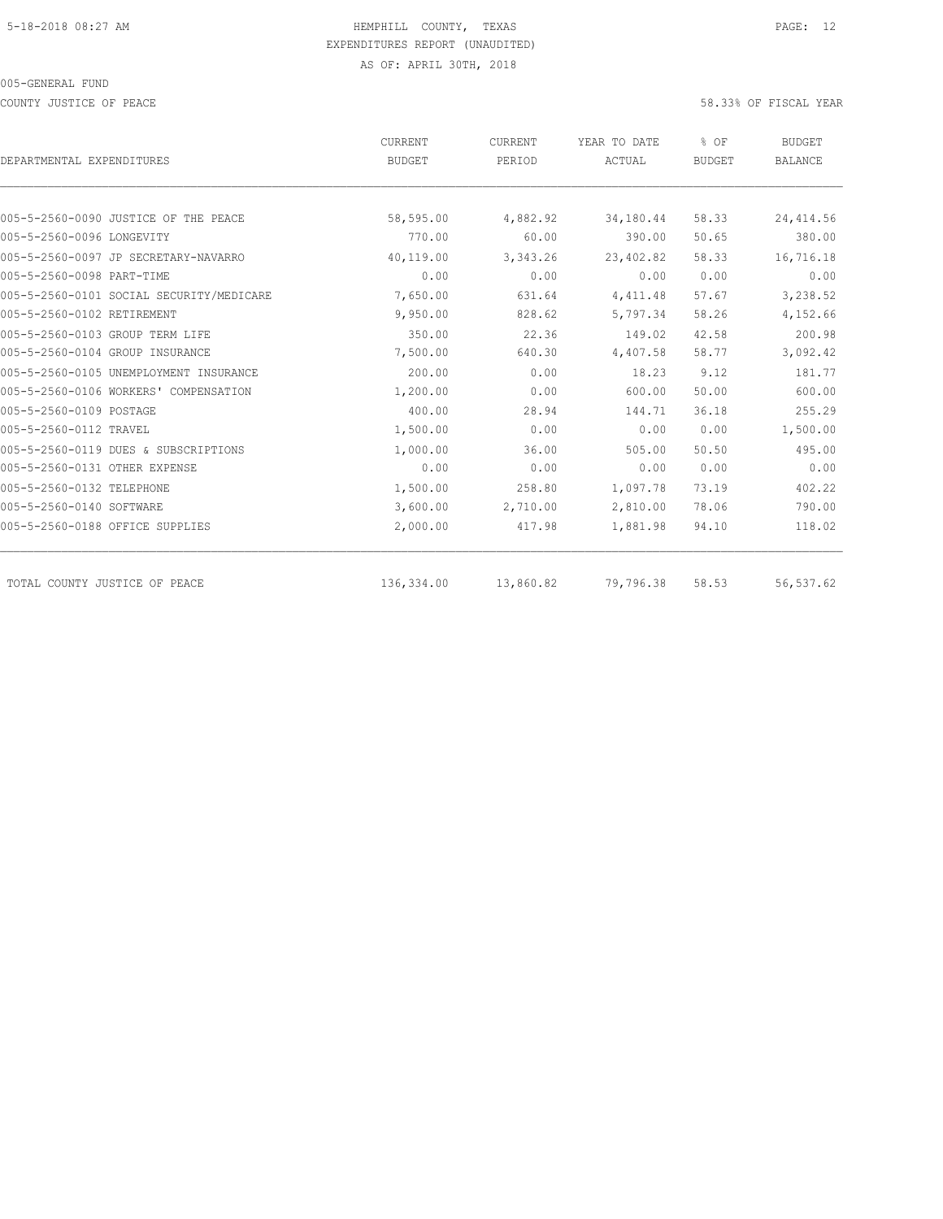HEMPHILL COUNTY, TEXAS
EXPENDITURES REPORT (UNAUDITED)
AS OF: APRIL 30TH, 2018

005-GENERAL FUND

COUNTY JUSTICE OF PEACE

58.33% OF FISCAL YEAR

| DEPARTMENTAL EXPENDITURES | CURRENT BUDGET | CURRENT PERIOD | YEAR TO DATE ACTUAL | % OF BUDGET | BUDGET BALANCE |
|---|---|---|---|---|---|
| 005-5-2560-0090 JUSTICE OF THE PEACE | 58,595.00 | 4,882.92 | 34,180.44 | 58.33 | 24,414.56 |
| 005-5-2560-0096 LONGEVITY | 770.00 | 60.00 | 390.00 | 50.65 | 380.00 |
| 005-5-2560-0097 JP SECRETARY-NAVARRO | 40,119.00 | 3,343.26 | 23,402.82 | 58.33 | 16,716.18 |
| 005-5-2560-0098 PART-TIME | 0.00 | 0.00 | 0.00 | 0.00 | 0.00 |
| 005-5-2560-0101 SOCIAL SECURITY/MEDICARE | 7,650.00 | 631.64 | 4,411.48 | 57.67 | 3,238.52 |
| 005-5-2560-0102 RETIREMENT | 9,950.00 | 828.62 | 5,797.34 | 58.26 | 4,152.66 |
| 005-5-2560-0103 GROUP TERM LIFE | 350.00 | 22.36 | 149.02 | 42.58 | 200.98 |
| 005-5-2560-0104 GROUP INSURANCE | 7,500.00 | 640.30 | 4,407.58 | 58.77 | 3,092.42 |
| 005-5-2560-0105 UNEMPLOYMENT INSURANCE | 200.00 | 0.00 | 18.23 | 9.12 | 181.77 |
| 005-5-2560-0106 WORKERS' COMPENSATION | 1,200.00 | 0.00 | 600.00 | 50.00 | 600.00 |
| 005-5-2560-0109 POSTAGE | 400.00 | 28.94 | 144.71 | 36.18 | 255.29 |
| 005-5-2560-0112 TRAVEL | 1,500.00 | 0.00 | 0.00 | 0.00 | 1,500.00 |
| 005-5-2560-0119 DUES & SUBSCRIPTIONS | 1,000.00 | 36.00 | 505.00 | 50.50 | 495.00 |
| 005-5-2560-0131 OTHER EXPENSE | 0.00 | 0.00 | 0.00 | 0.00 | 0.00 |
| 005-5-2560-0132 TELEPHONE | 1,500.00 | 258.80 | 1,097.78 | 73.19 | 402.22 |
| 005-5-2560-0140 SOFTWARE | 3,600.00 | 2,710.00 | 2,810.00 | 78.06 | 790.00 |
| 005-5-2560-0188 OFFICE SUPPLIES | 2,000.00 | 417.98 | 1,881.98 | 94.10 | 118.02 |
| TOTAL COUNTY JUSTICE OF PEACE | 136,334.00 | 13,860.82 | 79,796.38 | 58.53 | 56,537.62 |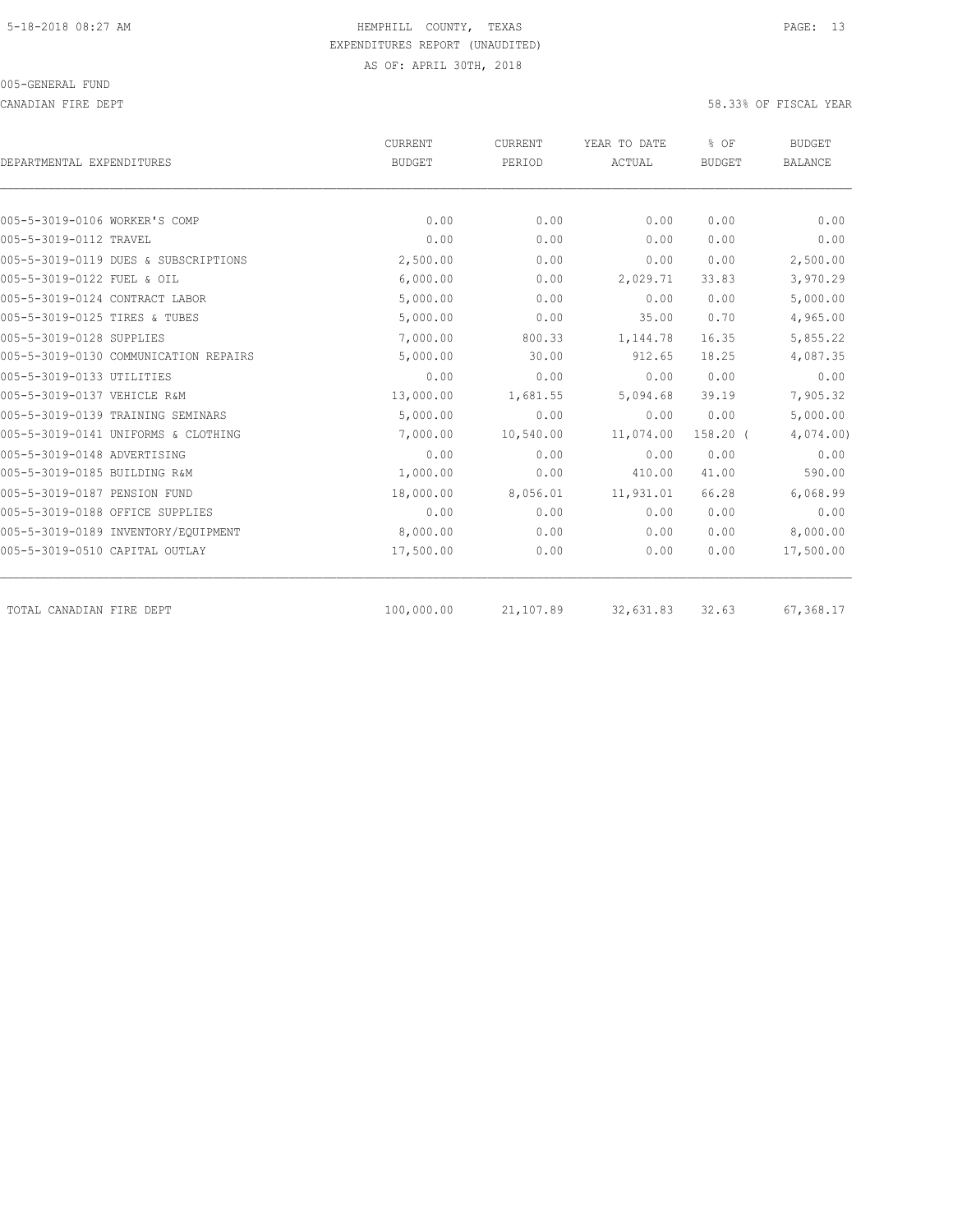5-18-2018 08:27 AM HEMPHILL COUNTY, TEXAS

EXPENDITURES REPORT (UNAUDITED)

AS OF: APRIL 30TH, 2018

005-GENERAL FUND

CANADIAN FIRE DEPT 58.33% OF FISCAL YEAR

| DEPARTMENTAL EXPENDITURES | CURRENT BUDGET | CURRENT PERIOD | YEAR TO DATE ACTUAL | % OF BUDGET | BUDGET BALANCE |
|---|---|---|---|---|---|
| 005-5-3019-0106 WORKER'S COMP | 0.00 | 0.00 | 0.00 | 0.00 | 0.00 |
| 005-5-3019-0112 TRAVEL | 0.00 | 0.00 | 0.00 | 0.00 | 0.00 |
| 005-5-3019-0119 DUES & SUBSCRIPTIONS | 2,500.00 | 0.00 | 0.00 | 0.00 | 2,500.00 |
| 005-5-3019-0122 FUEL & OIL | 6,000.00 | 0.00 | 2,029.71 | 33.83 | 3,970.29 |
| 005-5-3019-0124 CONTRACT LABOR | 5,000.00 | 0.00 | 0.00 | 0.00 | 5,000.00 |
| 005-5-3019-0125 TIRES & TUBES | 5,000.00 | 0.00 | 35.00 | 0.70 | 4,965.00 |
| 005-5-3019-0128 SUPPLIES | 7,000.00 | 800.33 | 1,144.78 | 16.35 | 5,855.22 |
| 005-5-3019-0130 COMMUNICATION REPAIRS | 5,000.00 | 30.00 | 912.65 | 18.25 | 4,087.35 |
| 005-5-3019-0133 UTILITIES | 0.00 | 0.00 | 0.00 | 0.00 | 0.00 |
| 005-5-3019-0137 VEHICLE R&M | 13,000.00 | 1,681.55 | 5,094.68 | 39.19 | 7,905.32 |
| 005-5-3019-0139 TRAINING SEMINARS | 5,000.00 | 0.00 | 0.00 | 0.00 | 5,000.00 |
| 005-5-3019-0141 UNIFORMS & CLOTHING | 7,000.00 | 10,540.00 | 11,074.00 | 158.20 | ( 4,074.00) |
| 005-5-3019-0148 ADVERTISING | 0.00 | 0.00 | 0.00 | 0.00 | 0.00 |
| 005-5-3019-0185 BUILDING R&M | 1,000.00 | 0.00 | 410.00 | 41.00 | 590.00 |
| 005-5-3019-0187 PENSION FUND | 18,000.00 | 8,056.01 | 11,931.01 | 66.28 | 6,068.99 |
| 005-5-3019-0188 OFFICE SUPPLIES | 0.00 | 0.00 | 0.00 | 0.00 | 0.00 |
| 005-5-3019-0189 INVENTORY/EQUIPMENT | 8,000.00 | 0.00 | 0.00 | 0.00 | 8,000.00 |
| 005-5-3019-0510 CAPITAL OUTLAY | 17,500.00 | 0.00 | 0.00 | 0.00 | 17,500.00 |
| TOTAL CANADIAN FIRE DEPT | 100,000.00 | 21,107.89 | 32,631.83 | 32.63 | 67,368.17 |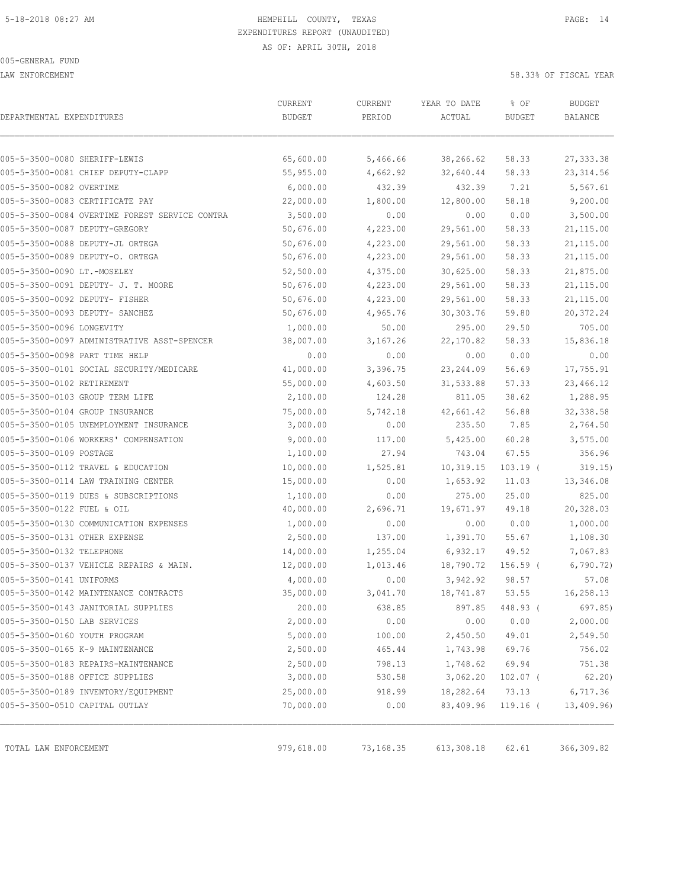5-18-2018 08:27 AM

HEMPHILL COUNTY, TEXAS
EXPENDITURES REPORT (UNAUDITED)
AS OF: APRIL 30TH, 2018

005-GENERAL FUND
LAW ENFORCEMENT

58.33% OF FISCAL YEAR

| DEPARTMENTAL EXPENDITURES | CURRENT BUDGET | CURRENT PERIOD | YEAR TO DATE ACTUAL | % OF BUDGET | BUDGET BALANCE |
|---|---|---|---|---|---|
| 005-5-3500-0080 SHERIFF-LEWIS | 65,600.00 | 5,466.66 | 38,266.62 | 58.33 | 27,333.38 |
| 005-5-3500-0081 CHIEF DEPUTY-CLAPP | 55,955.00 | 4,662.92 | 32,640.44 | 58.33 | 23,314.56 |
| 005-5-3500-0082 OVERTIME | 6,000.00 | 432.39 | 432.39 | 7.21 | 5,567.61 |
| 005-5-3500-0083 CERTIFICATE PAY | 22,000.00 | 1,800.00 | 12,800.00 | 58.18 | 9,200.00 |
| 005-5-3500-0084 OVERTIME FOREST SERVICE CONTRA | 3,500.00 | 0.00 | 0.00 | 0.00 | 3,500.00 |
| 005-5-3500-0087 DEPUTY-GREGORY | 50,676.00 | 4,223.00 | 29,561.00 | 58.33 | 21,115.00 |
| 005-5-3500-0088 DEPUTY-JL ORTEGA | 50,676.00 | 4,223.00 | 29,561.00 | 58.33 | 21,115.00 |
| 005-5-3500-0089 DEPUTY-O. ORTEGA | 50,676.00 | 4,223.00 | 29,561.00 | 58.33 | 21,115.00 |
| 005-5-3500-0090 LT.-MOSELEY | 52,500.00 | 4,375.00 | 30,625.00 | 58.33 | 21,875.00 |
| 005-5-3500-0091 DEPUTY- J. T. MOORE | 50,676.00 | 4,223.00 | 29,561.00 | 58.33 | 21,115.00 |
| 005-5-3500-0092 DEPUTY- FISHER | 50,676.00 | 4,223.00 | 29,561.00 | 58.33 | 21,115.00 |
| 005-5-3500-0093 DEPUTY- SANCHEZ | 50,676.00 | 4,965.76 | 30,303.76 | 59.80 | 20,372.24 |
| 005-5-3500-0096 LONGEVITY | 1,000.00 | 50.00 | 295.00 | 29.50 | 705.00 |
| 005-5-3500-0097 ADMINISTRATIVE ASST-SPENCER | 38,007.00 | 3,167.26 | 22,170.82 | 58.33 | 15,836.18 |
| 005-5-3500-0098 PART TIME HELP | 0.00 | 0.00 | 0.00 | 0.00 | 0.00 |
| 005-5-3500-0101 SOCIAL SECURITY/MEDICARE | 41,000.00 | 3,396.75 | 23,244.09 | 56.69 | 17,755.91 |
| 005-5-3500-0102 RETIREMENT | 55,000.00 | 4,603.50 | 31,533.88 | 57.33 | 23,466.12 |
| 005-5-3500-0103 GROUP TERM LIFE | 2,100.00 | 124.28 | 811.05 | 38.62 | 1,288.95 |
| 005-5-3500-0104 GROUP INSURANCE | 75,000.00 | 5,742.18 | 42,661.42 | 56.88 | 32,338.58 |
| 005-5-3500-0105 UNEMPLOYMENT INSURANCE | 3,000.00 | 0.00 | 235.50 | 7.85 | 2,764.50 |
| 005-5-3500-0106 WORKERS' COMPENSATION | 9,000.00 | 117.00 | 5,425.00 | 60.28 | 3,575.00 |
| 005-5-3500-0109 POSTAGE | 1,100.00 | 27.94 | 743.04 | 67.55 | 356.96 |
| 005-5-3500-0112 TRAVEL & EDUCATION | 10,000.00 | 1,525.81 | 10,319.15 | 103.19 ( | 319.15) |
| 005-5-3500-0114 LAW TRAINING CENTER | 15,000.00 | 0.00 | 1,653.92 | 11.03 | 13,346.08 |
| 005-5-3500-0119 DUES & SUBSCRIPTIONS | 1,100.00 | 0.00 | 275.00 | 25.00 | 825.00 |
| 005-5-3500-0122 FUEL & OIL | 40,000.00 | 2,696.71 | 19,671.97 | 49.18 | 20,328.03 |
| 005-5-3500-0130 COMMUNICATION EXPENSES | 1,000.00 | 0.00 | 0.00 | 0.00 | 1,000.00 |
| 005-5-3500-0131 OTHER EXPENSE | 2,500.00 | 137.00 | 1,391.70 | 55.67 | 1,108.30 |
| 005-5-3500-0132 TELEPHONE | 14,000.00 | 1,255.04 | 6,932.17 | 49.52 | 7,067.83 |
| 005-5-3500-0137 VEHICLE REPAIRS & MAIN. | 12,000.00 | 1,013.46 | 18,790.72 | 156.59 ( | 6,790.72) |
| 005-5-3500-0141 UNIFORMS | 4,000.00 | 0.00 | 3,942.92 | 98.57 | 57.08 |
| 005-5-3500-0142 MAINTENANCE CONTRACTS | 35,000.00 | 3,041.70 | 18,741.87 | 53.55 | 16,258.13 |
| 005-5-3500-0143 JANITORIAL SUPPLIES | 200.00 | 638.85 | 897.85 | 448.93 ( | 697.85) |
| 005-5-3500-0150 LAB SERVICES | 2,000.00 | 0.00 | 0.00 | 0.00 | 2,000.00 |
| 005-5-3500-0160 YOUTH PROGRAM | 5,000.00 | 100.00 | 2,450.50 | 49.01 | 2,549.50 |
| 005-5-3500-0165 K-9 MAINTENANCE | 2,500.00 | 465.44 | 1,743.98 | 69.76 | 756.02 |
| 005-5-3500-0183 REPAIRS-MAINTENANCE | 2,500.00 | 798.13 | 1,748.62 | 69.94 | 751.38 |
| 005-5-3500-0188 OFFICE SUPPLIES | 3,000.00 | 530.58 | 3,062.20 | 102.07 ( | 62.20) |
| 005-5-3500-0189 INVENTORY/EQUIPMENT | 25,000.00 | 918.99 | 18,282.64 | 73.13 | 6,717.36 |
| 005-5-3500-0510 CAPITAL OUTLAY | 70,000.00 | 0.00 | 83,409.96 | 119.16 ( | 13,409.96) |
| TOTAL LAW ENFORCEMENT | 979,618.00 | 73,168.35 | 613,308.18 | 62.61 | 366,309.82 |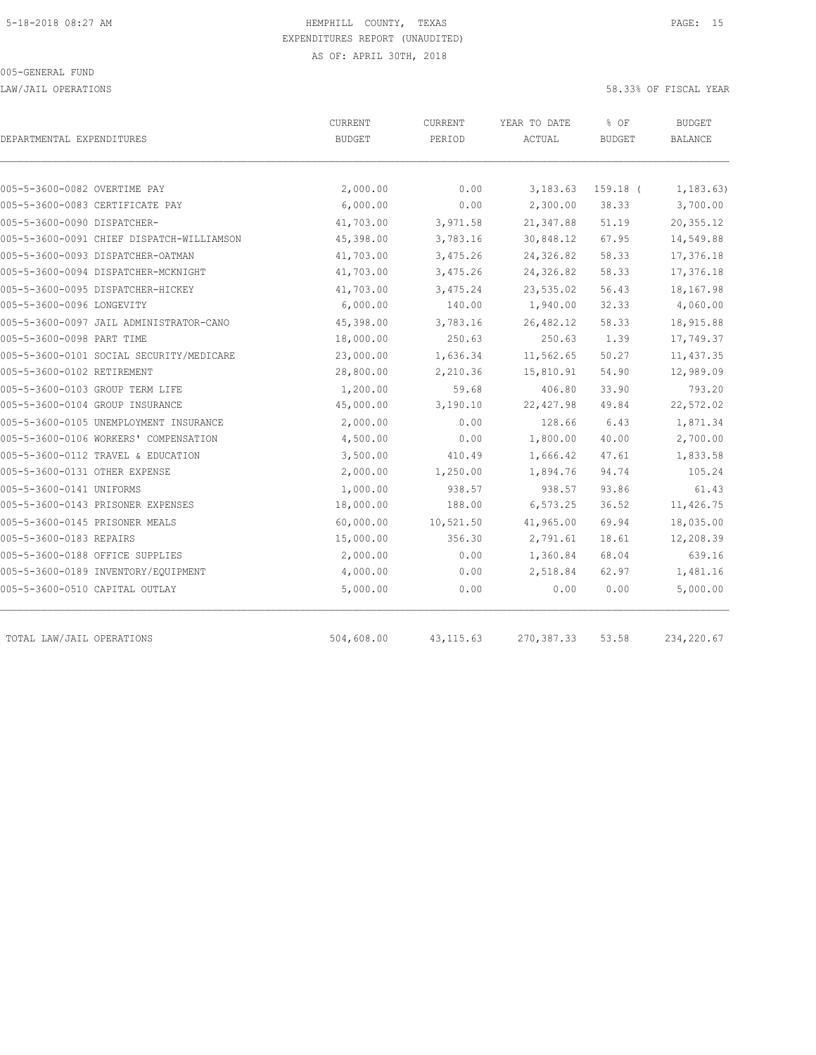HEMPHILL COUNTY, TEXAS
EXPENDITURES REPORT (UNAUDITED)
AS OF: APRIL 30TH, 2018

005-GENERAL FUND

LAW/JAIL OPERATIONS

58.33% OF FISCAL YEAR

| DEPARTMENTAL EXPENDITURES | CURRENT BUDGET | CURRENT PERIOD | YEAR TO DATE ACTUAL | % OF BUDGET | BUDGET BALANCE |
|---|---|---|---|---|---|
| 005-5-3600-0082 OVERTIME PAY | 2,000.00 | 0.00 | 3,183.63 | 159.18 ( | 1,183.63) |
| 005-5-3600-0083 CERTIFICATE PAY | 6,000.00 | 0.00 | 2,300.00 | 38.33 | 3,700.00 |
| 005-5-3600-0090 DISPATCHER- | 41,703.00 | 3,971.58 | 21,347.88 | 51.19 | 20,355.12 |
| 005-5-3600-0091 CHIEF DISPATCH-WILLIAMSON | 45,398.00 | 3,783.16 | 30,848.12 | 67.95 | 14,549.88 |
| 005-5-3600-0093 DISPATCHER-OATMAN | 41,703.00 | 3,475.26 | 24,326.82 | 58.33 | 17,376.18 |
| 005-5-3600-0094 DISPATCHER-MCKNIGHT | 41,703.00 | 3,475.26 | 24,326.82 | 58.33 | 17,376.18 |
| 005-5-3600-0095 DISPATCHER-HICKEY | 41,703.00 | 3,475.24 | 23,535.02 | 56.43 | 18,167.98 |
| 005-5-3600-0096 LONGEVITY | 6,000.00 | 140.00 | 1,940.00 | 32.33 | 4,060.00 |
| 005-5-3600-0097 JAIL ADMINISTRATOR-CANO | 45,398.00 | 3,783.16 | 26,482.12 | 58.33 | 18,915.88 |
| 005-5-3600-0098 PART TIME | 18,000.00 | 250.63 | 250.63 | 1.39 | 17,749.37 |
| 005-5-3600-0101 SOCIAL SECURITY/MEDICARE | 23,000.00 | 1,636.34 | 11,562.65 | 50.27 | 11,437.35 |
| 005-5-3600-0102 RETIREMENT | 28,800.00 | 2,210.36 | 15,810.91 | 54.90 | 12,989.09 |
| 005-5-3600-0103 GROUP TERM LIFE | 1,200.00 | 59.68 | 406.80 | 33.90 | 793.20 |
| 005-5-3600-0104 GROUP INSURANCE | 45,000.00 | 3,190.10 | 22,427.98 | 49.84 | 22,572.02 |
| 005-5-3600-0105 UNEMPLOYMENT INSURANCE | 2,000.00 | 0.00 | 128.66 | 6.43 | 1,871.34 |
| 005-5-3600-0106 WORKERS' COMPENSATION | 4,500.00 | 0.00 | 1,800.00 | 40.00 | 2,700.00 |
| 005-5-3600-0112 TRAVEL & EDUCATION | 3,500.00 | 410.49 | 1,666.42 | 47.61 | 1,833.58 |
| 005-5-3600-0131 OTHER EXPENSE | 2,000.00 | 1,250.00 | 1,894.76 | 94.74 | 105.24 |
| 005-5-3600-0141 UNIFORMS | 1,000.00 | 938.57 | 938.57 | 93.86 | 61.43 |
| 005-5-3600-0143 PRISONER EXPENSES | 18,000.00 | 188.00 | 6,573.25 | 36.52 | 11,426.75 |
| 005-5-3600-0145 PRISONER MEALS | 60,000.00 | 10,521.50 | 41,965.00 | 69.94 | 18,035.00 |
| 005-5-3600-0183 REPAIRS | 15,000.00 | 356.30 | 2,791.61 | 18.61 | 12,208.39 |
| 005-5-3600-0188 OFFICE SUPPLIES | 2,000.00 | 0.00 | 1,360.84 | 68.04 | 639.16 |
| 005-5-3600-0189 INVENTORY/EQUIPMENT | 4,000.00 | 0.00 | 2,518.84 | 62.97 | 1,481.16 |
| 005-5-3600-0510 CAPITAL OUTLAY | 5,000.00 | 0.00 | 0.00 | 0.00 | 5,000.00 |
| TOTAL LAW/JAIL OPERATIONS | 504,608.00 | 43,115.63 | 270,387.33 | 53.58 | 234,220.67 |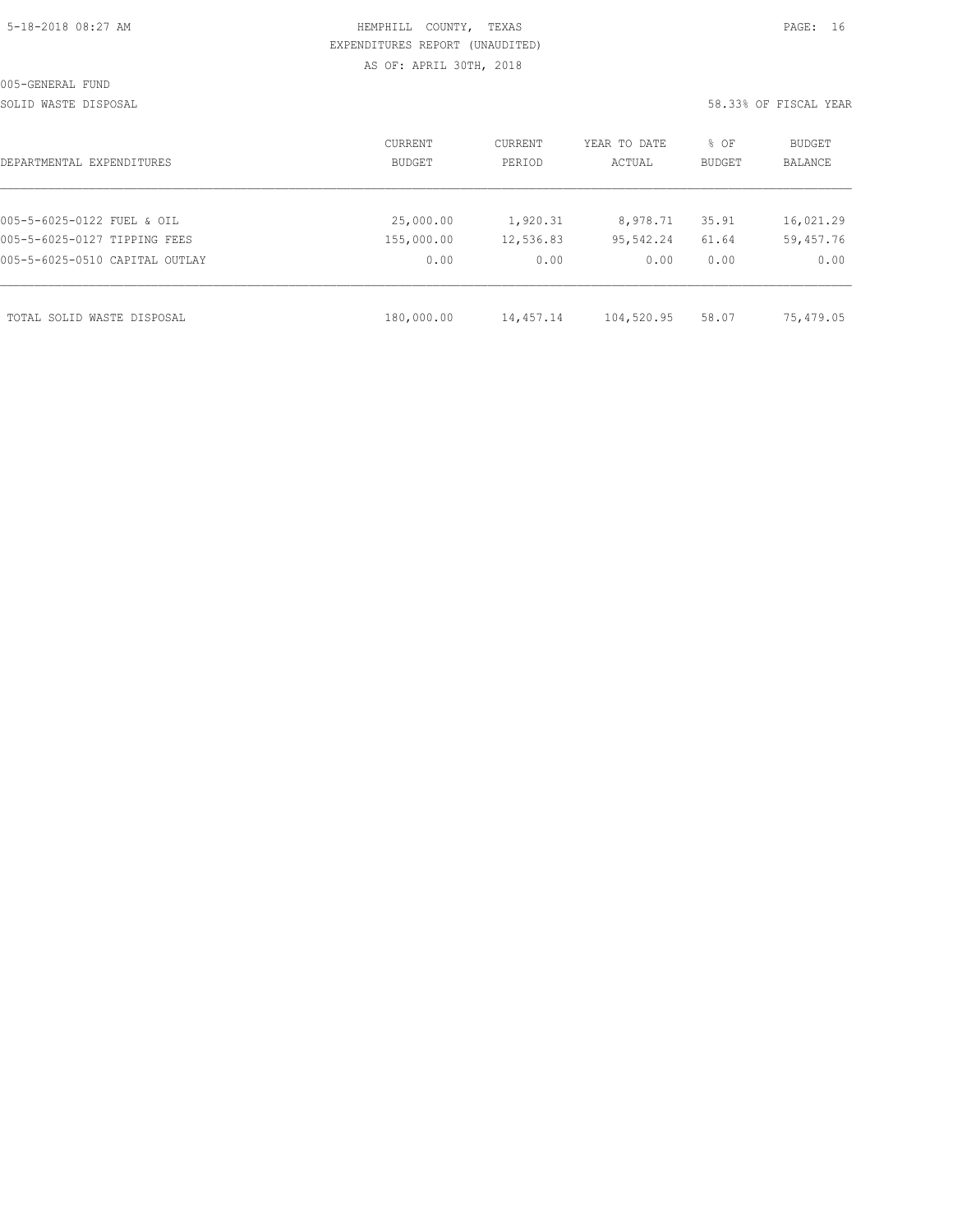HEMPHILL COUNTY, TEXAS
EXPENDITURES REPORT (UNAUDITED)
AS OF: APRIL 30TH, 2018

005-GENERAL FUND

SOLID WASTE DISPOSAL

58.33% OF FISCAL YEAR

| DEPARTMENTAL EXPENDITURES | CURRENT BUDGET | CURRENT PERIOD | YEAR TO DATE ACTUAL | % OF BUDGET | BUDGET BALANCE |
|---|---|---|---|---|---|
| 005-5-6025-0122 FUEL & OIL | 25,000.00 | 1,920.31 | 8,978.71 | 35.91 | 16,021.29 |
| 005-5-6025-0127 TIPPING FEES | 155,000.00 | 12,536.83 | 95,542.24 | 61.64 | 59,457.76 |
| 005-5-6025-0510 CAPITAL OUTLAY | 0.00 | 0.00 | 0.00 | 0.00 | 0.00 |
| TOTAL SOLID WASTE DISPOSAL | 180,000.00 | 14,457.14 | 104,520.95 | 58.07 | 75,479.05 |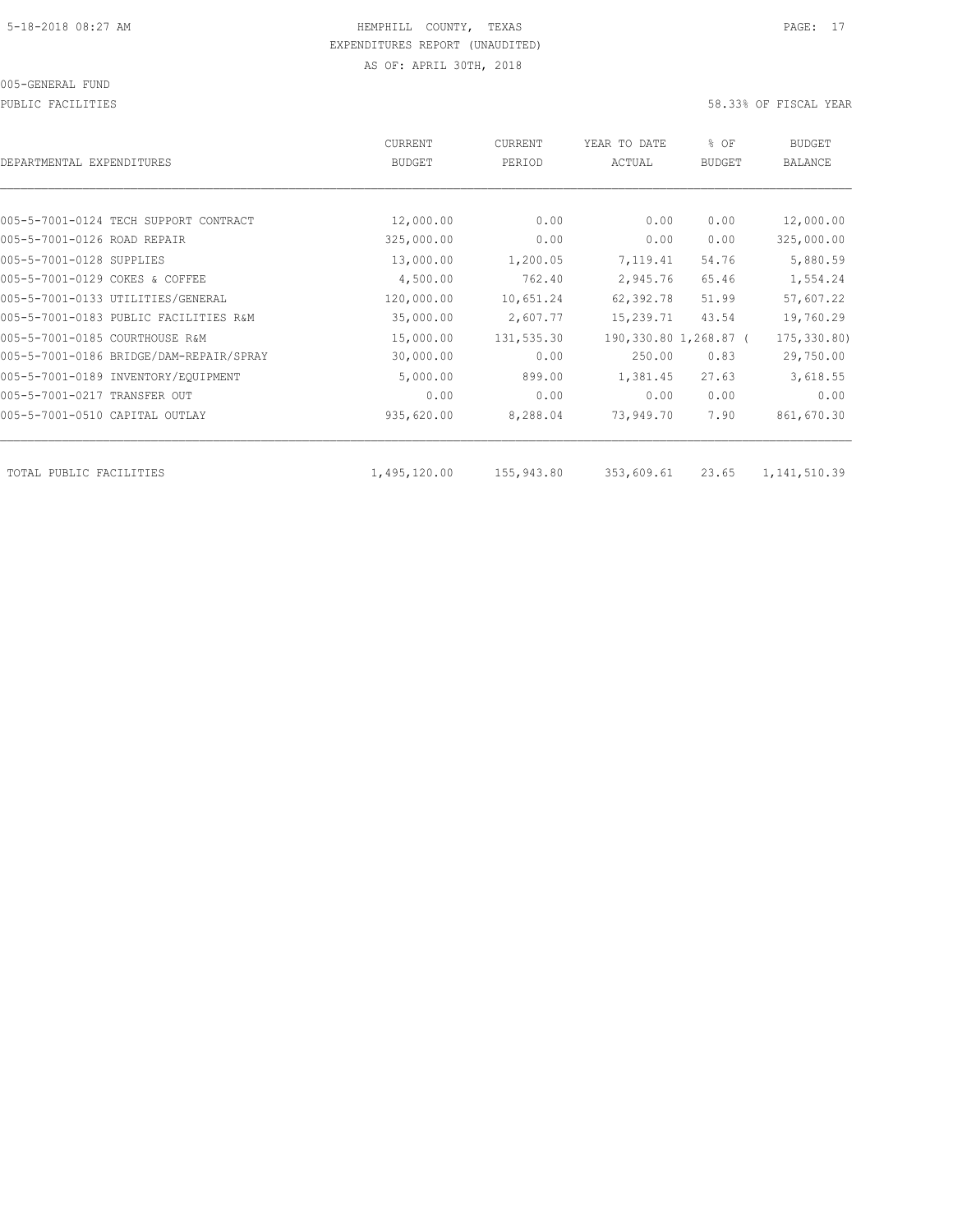HEMPHILL COUNTY, TEXAS
EXPENDITURES REPORT (UNAUDITED)
AS OF: APRIL 30TH, 2018

005-GENERAL FUND

PUBLIC FACILITIES

58.33% OF FISCAL YEAR

| DEPARTMENTAL EXPENDITURES | CURRENT BUDGET | CURRENT PERIOD | YEAR TO DATE ACTUAL | % OF BUDGET | BUDGET BALANCE |
|---|---|---|---|---|---|
| 005-5-7001-0124 TECH SUPPORT CONTRACT | 12,000.00 | 0.00 | 0.00 | 0.00 | 12,000.00 |
| 005-5-7001-0126 ROAD REPAIR | 325,000.00 | 0.00 | 0.00 | 0.00 | 325,000.00 |
| 005-5-7001-0128 SUPPLIES | 13,000.00 | 1,200.05 | 7,119.41 | 54.76 | 5,880.59 |
| 005-5-7001-0129 COKES & COFFEE | 4,500.00 | 762.40 | 2,945.76 | 65.46 | 1,554.24 |
| 005-5-7001-0133 UTILITIES/GENERAL | 120,000.00 | 10,651.24 | 62,392.78 | 51.99 | 57,607.22 |
| 005-5-7001-0183 PUBLIC FACILITIES R&M | 35,000.00 | 2,607.77 | 15,239.71 | 43.54 | 19,760.29 |
| 005-5-7001-0185 COURTHOUSE R&M | 15,000.00 | 131,535.30 | 190,330.80 | 1,268.87 | ( 175,330.80) |
| 005-5-7001-0186 BRIDGE/DAM-REPAIR/SPRAY | 30,000.00 | 0.00 | 250.00 | 0.83 | 29,750.00 |
| 005-5-7001-0189 INVENTORY/EQUIPMENT | 5,000.00 | 899.00 | 1,381.45 | 27.63 | 3,618.55 |
| 005-5-7001-0217 TRANSFER OUT | 0.00 | 0.00 | 0.00 | 0.00 | 0.00 |
| 005-5-7001-0510 CAPITAL OUTLAY | 935,620.00 | 8,288.04 | 73,949.70 | 7.90 | 861,670.30 |
| TOTAL PUBLIC FACILITIES | 1,495,120.00 | 155,943.80 | 353,609.61 | 23.65 | 1,141,510.39 |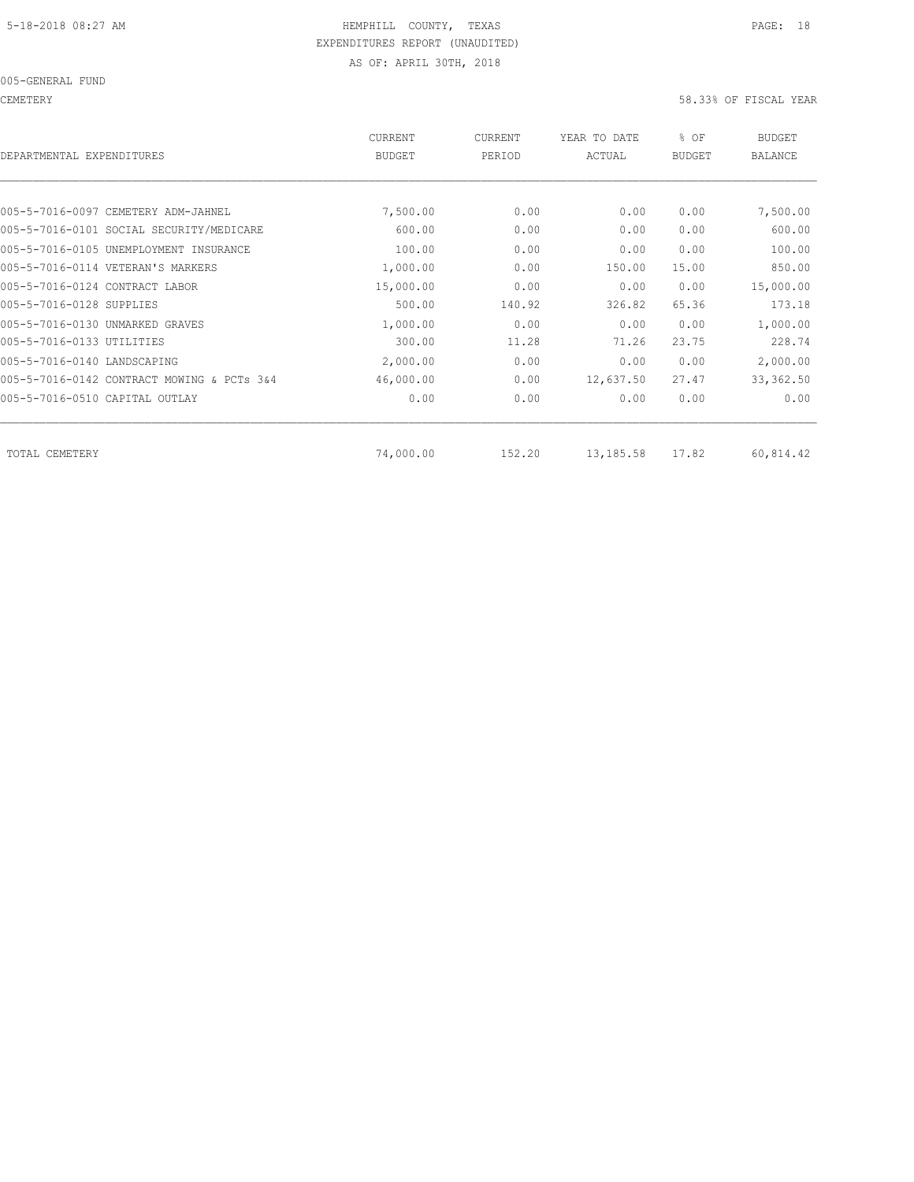5-18-2018 08:27 AM HEMPHILL COUNTY, TEXAS

EXPENDITURES REPORT (UNAUDITED)

AS OF: APRIL 30TH, 2018

005-GENERAL FUND

CEMETERY 58.33% OF FISCAL YEAR

| DEPARTMENTAL EXPENDITURES | CURRENT BUDGET | CURRENT PERIOD | YEAR TO DATE ACTUAL | % OF BUDGET | BUDGET BALANCE |
|---|---|---|---|---|---|
| 005-5-7016-0097 CEMETERY ADM-JAHNEL | 7,500.00 | 0.00 | 0.00 | 0.00 | 7,500.00 |
| 005-5-7016-0101 SOCIAL SECURITY/MEDICARE | 600.00 | 0.00 | 0.00 | 0.00 | 600.00 |
| 005-5-7016-0105 UNEMPLOYMENT INSURANCE | 100.00 | 0.00 | 0.00 | 0.00 | 100.00 |
| 005-5-7016-0114 VETERAN'S MARKERS | 1,000.00 | 0.00 | 150.00 | 15.00 | 850.00 |
| 005-5-7016-0124 CONTRACT LABOR | 15,000.00 | 0.00 | 0.00 | 0.00 | 15,000.00 |
| 005-5-7016-0128 SUPPLIES | 500.00 | 140.92 | 326.82 | 65.36 | 173.18 |
| 005-5-7016-0130 UNMARKED GRAVES | 1,000.00 | 0.00 | 0.00 | 0.00 | 1,000.00 |
| 005-5-7016-0133 UTILITIES | 300.00 | 11.28 | 71.26 | 23.75 | 228.74 |
| 005-5-7016-0140 LANDSCAPING | 2,000.00 | 0.00 | 0.00 | 0.00 | 2,000.00 |
| 005-5-7016-0142 CONTRACT MOWING & PCTs 3&4 | 46,000.00 | 0.00 | 12,637.50 | 27.47 | 33,362.50 |
| 005-5-7016-0510 CAPITAL OUTLAY | 0.00 | 0.00 | 0.00 | 0.00 | 0.00 |
| TOTAL CEMETERY | 74,000.00 | 152.20 | 13,185.58 | 17.82 | 60,814.42 |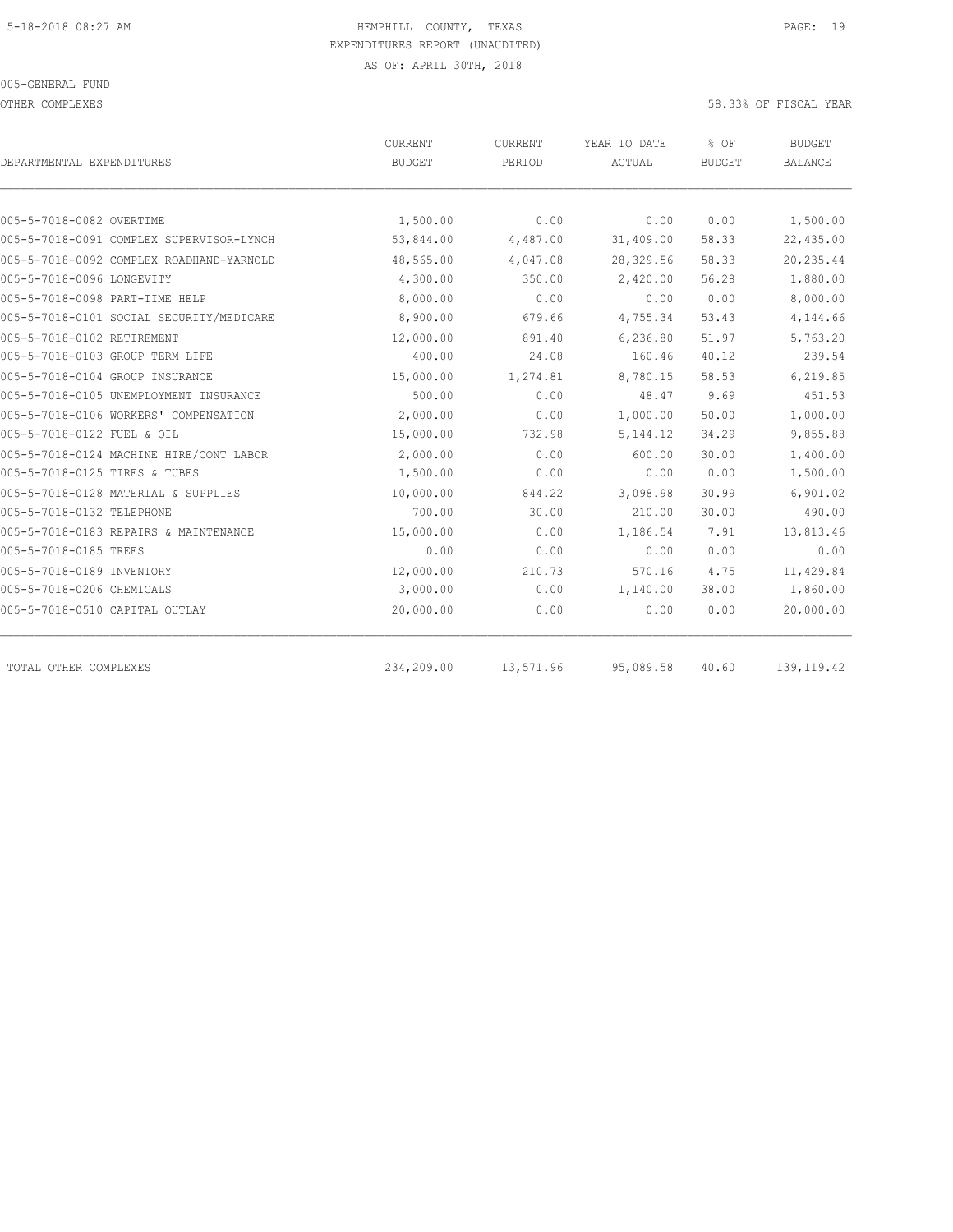HEMPHILL COUNTY, TEXAS
EXPENDITURES REPORT (UNAUDITED)
AS OF: APRIL 30TH, 2018

005-GENERAL FUND

OTHER COMPLEXES — 58.33% OF FISCAL YEAR

| DEPARTMENTAL EXPENDITURES | CURRENT BUDGET | CURRENT PERIOD | YEAR TO DATE ACTUAL | % OF BUDGET | BUDGET BALANCE |
|---|---|---|---|---|---|
| 005-5-7018-0082 OVERTIME | 1,500.00 | 0.00 | 0.00 | 0.00 | 1,500.00 |
| 005-5-7018-0091 COMPLEX SUPERVISOR-LYNCH | 53,844.00 | 4,487.00 | 31,409.00 | 58.33 | 22,435.00 |
| 005-5-7018-0092 COMPLEX ROADHAND-YARNOLD | 48,565.00 | 4,047.08 | 28,329.56 | 58.33 | 20,235.44 |
| 005-5-7018-0096 LONGEVITY | 4,300.00 | 350.00 | 2,420.00 | 56.28 | 1,880.00 |
| 005-5-7018-0098 PART-TIME HELP | 8,000.00 | 0.00 | 0.00 | 0.00 | 8,000.00 |
| 005-5-7018-0101 SOCIAL SECURITY/MEDICARE | 8,900.00 | 679.66 | 4,755.34 | 53.43 | 4,144.66 |
| 005-5-7018-0102 RETIREMENT | 12,000.00 | 891.40 | 6,236.80 | 51.97 | 5,763.20 |
| 005-5-7018-0103 GROUP TERM LIFE | 400.00 | 24.08 | 160.46 | 40.12 | 239.54 |
| 005-5-7018-0104 GROUP INSURANCE | 15,000.00 | 1,274.81 | 8,780.15 | 58.53 | 6,219.85 |
| 005-5-7018-0105 UNEMPLOYMENT INSURANCE | 500.00 | 0.00 | 48.47 | 9.69 | 451.53 |
| 005-5-7018-0106 WORKERS' COMPENSATION | 2,000.00 | 0.00 | 1,000.00 | 50.00 | 1,000.00 |
| 005-5-7018-0122 FUEL & OIL | 15,000.00 | 732.98 | 5,144.12 | 34.29 | 9,855.88 |
| 005-5-7018-0124 MACHINE HIRE/CONT LABOR | 2,000.00 | 0.00 | 600.00 | 30.00 | 1,400.00 |
| 005-5-7018-0125 TIRES & TUBES | 1,500.00 | 0.00 | 0.00 | 0.00 | 1,500.00 |
| 005-5-7018-0128 MATERIAL & SUPPLIES | 10,000.00 | 844.22 | 3,098.98 | 30.99 | 6,901.02 |
| 005-5-7018-0132 TELEPHONE | 700.00 | 30.00 | 210.00 | 30.00 | 490.00 |
| 005-5-7018-0183 REPAIRS & MAINTENANCE | 15,000.00 | 0.00 | 1,186.54 | 7.91 | 13,813.46 |
| 005-5-7018-0185 TREES | 0.00 | 0.00 | 0.00 | 0.00 | 0.00 |
| 005-5-7018-0189 INVENTORY | 12,000.00 | 210.73 | 570.16 | 4.75 | 11,429.84 |
| 005-5-7018-0206 CHEMICALS | 3,000.00 | 0.00 | 1,140.00 | 38.00 | 1,860.00 |
| 005-5-7018-0510 CAPITAL OUTLAY | 20,000.00 | 0.00 | 0.00 | 0.00 | 20,000.00 |
| TOTAL OTHER COMPLEXES | 234,209.00 | 13,571.96 | 95,089.58 | 40.60 | 139,119.42 |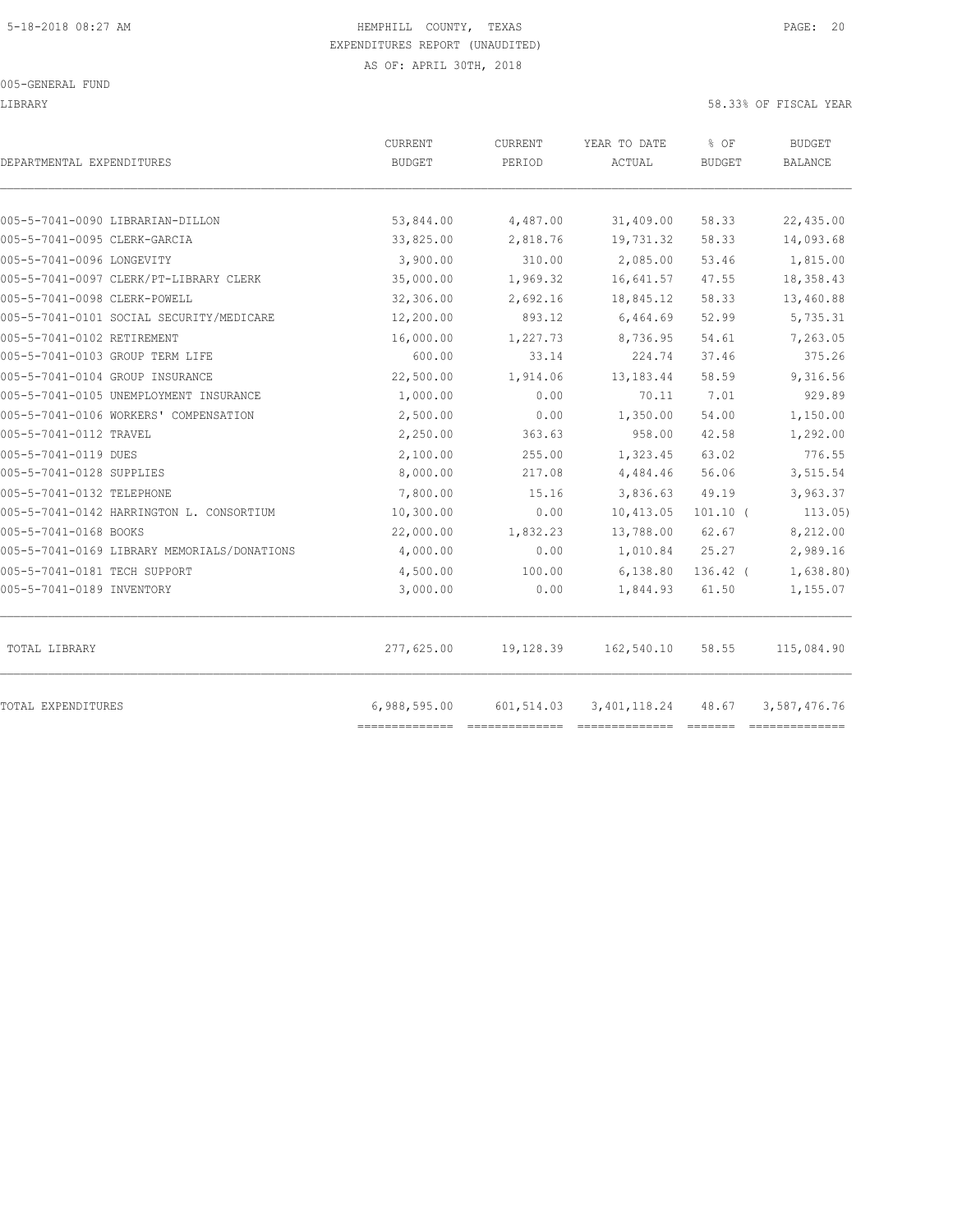HEMPHILL COUNTY, TEXAS
EXPENDITURES REPORT (UNAUDITED)
AS OF: APRIL 30TH, 2018

005-GENERAL FUND

LIBRARY

58.33% OF FISCAL YEAR

| DEPARTMENTAL EXPENDITURES | CURRENT BUDGET | CURRENT PERIOD | YEAR TO DATE ACTUAL | % OF BUDGET | BUDGET BALANCE |
|---|---|---|---|---|---|
| 005-5-7041-0090 LIBRARIAN-DILLON | 53,844.00 | 4,487.00 | 31,409.00 | 58.33 | 22,435.00 |
| 005-5-7041-0095 CLERK-GARCIA | 33,825.00 | 2,818.76 | 19,731.32 | 58.33 | 14,093.68 |
| 005-5-7041-0096 LONGEVITY | 3,900.00 | 310.00 | 2,085.00 | 53.46 | 1,815.00 |
| 005-5-7041-0097 CLERK/PT-LIBRARY CLERK | 35,000.00 | 1,969.32 | 16,641.57 | 47.55 | 18,358.43 |
| 005-5-7041-0098 CLERK-POWELL | 32,306.00 | 2,692.16 | 18,845.12 | 58.33 | 13,460.88 |
| 005-5-7041-0101 SOCIAL SECURITY/MEDICARE | 12,200.00 | 893.12 | 6,464.69 | 52.99 | 5,735.31 |
| 005-5-7041-0102 RETIREMENT | 16,000.00 | 1,227.73 | 8,736.95 | 54.61 | 7,263.05 |
| 005-5-7041-0103 GROUP TERM LIFE | 600.00 | 33.14 | 224.74 | 37.46 | 375.26 |
| 005-5-7041-0104 GROUP INSURANCE | 22,500.00 | 1,914.06 | 13,183.44 | 58.59 | 9,316.56 |
| 005-5-7041-0105 UNEMPLOYMENT INSURANCE | 1,000.00 | 0.00 | 70.11 | 7.01 | 929.89 |
| 005-5-7041-0106 WORKERS' COMPENSATION | 2,500.00 | 0.00 | 1,350.00 | 54.00 | 1,150.00 |
| 005-5-7041-0112 TRAVEL | 2,250.00 | 363.63 | 958.00 | 42.58 | 1,292.00 |
| 005-5-7041-0119 DUES | 2,100.00 | 255.00 | 1,323.45 | 63.02 | 776.55 |
| 005-5-7041-0128 SUPPLIES | 8,000.00 | 217.08 | 4,484.46 | 56.06 | 3,515.54 |
| 005-5-7041-0132 TELEPHONE | 7,800.00 | 15.16 | 3,836.63 | 49.19 | 3,963.37 |
| 005-5-7041-0142 HARRINGTON L. CONSORTIUM | 10,300.00 | 0.00 | 10,413.05 | 101.10 ( | 113.05) |
| 005-5-7041-0168 BOOKS | 22,000.00 | 1,832.23 | 13,788.00 | 62.67 | 8,212.00 |
| 005-5-7041-0169 LIBRARY MEMORIALS/DONATIONS | 4,000.00 | 0.00 | 1,010.84 | 25.27 | 2,989.16 |
| 005-5-7041-0181 TECH SUPPORT | 4,500.00 | 100.00 | 6,138.80 | 136.42 ( | 1,638.80) |
| 005-5-7041-0189 INVENTORY | 3,000.00 | 0.00 | 1,844.93 | 61.50 | 1,155.07 |
| TOTAL LIBRARY | 277,625.00 | 19,128.39 | 162,540.10 | 58.55 | 115,084.90 |
| TOTAL EXPENDITURES | 6,988,595.00 | 601,514.03 | 3,401,118.24 | 48.67 | 3,587,476.76 |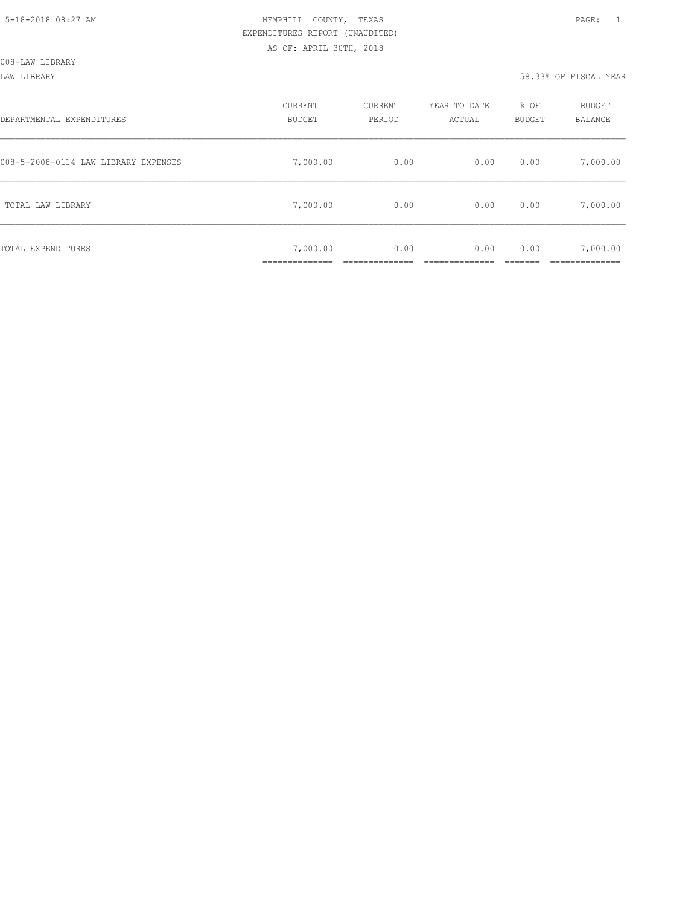HEMPHILL COUNTY, TEXAS
EXPENDITURES REPORT (UNAUDITED)
AS OF: APRIL 30TH, 2018

008-LAW LIBRARY

LAW LIBRARY — 58.33% OF FISCAL YEAR

| DEPARTMENTAL EXPENDITURES | CURRENT BUDGET | CURRENT PERIOD | YEAR TO DATE ACTUAL | % OF BUDGET | BUDGET BALANCE |
|---|---|---|---|---|---|
| 008-5-2008-0114 LAW LIBRARY EXPENSES | 7,000.00 | 0.00 | 0.00 | 0.00 | 7,000.00 |
| TOTAL LAW LIBRARY | 7,000.00 | 0.00 | 0.00 | 0.00 | 7,000.00 |
| TOTAL EXPENDITURES | 7,000.00 | 0.00 | 0.00 | 0.00 | 7,000.00 |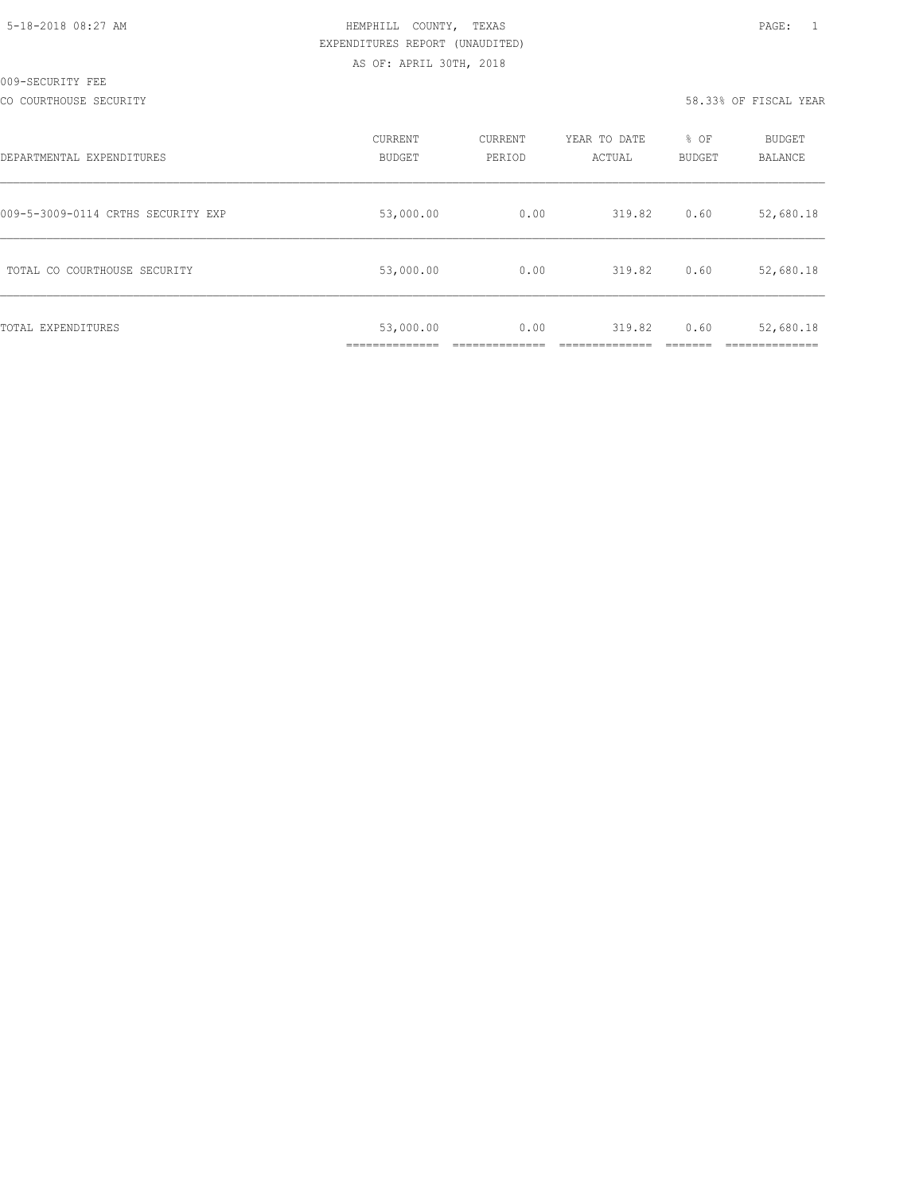HEMPHILL COUNTY, TEXAS
EXPENDITURES REPORT (UNAUDITED)
AS OF: APRIL 30TH, 2018

009-SECURITY FEE

CO COURTHOUSE SECURITY — 58.33% OF FISCAL YEAR

| DEPARTMENTAL EXPENDITURES | CURRENT BUDGET | CURRENT PERIOD | YEAR TO DATE ACTUAL | % OF BUDGET | BUDGET BALANCE |
|---|---|---|---|---|---|
| 009-5-3009-0114 CRTHS SECURITY EXP | 53,000.00 | 0.00 | 319.82 | 0.60 | 52,680.18 |
| TOTAL CO COURTHOUSE SECURITY | 53,000.00 | 0.00 | 319.82 | 0.60 | 52,680.18 |
| TOTAL EXPENDITURES | 53,000.00 | 0.00 | 319.82 | 0.60 | 52,680.18 |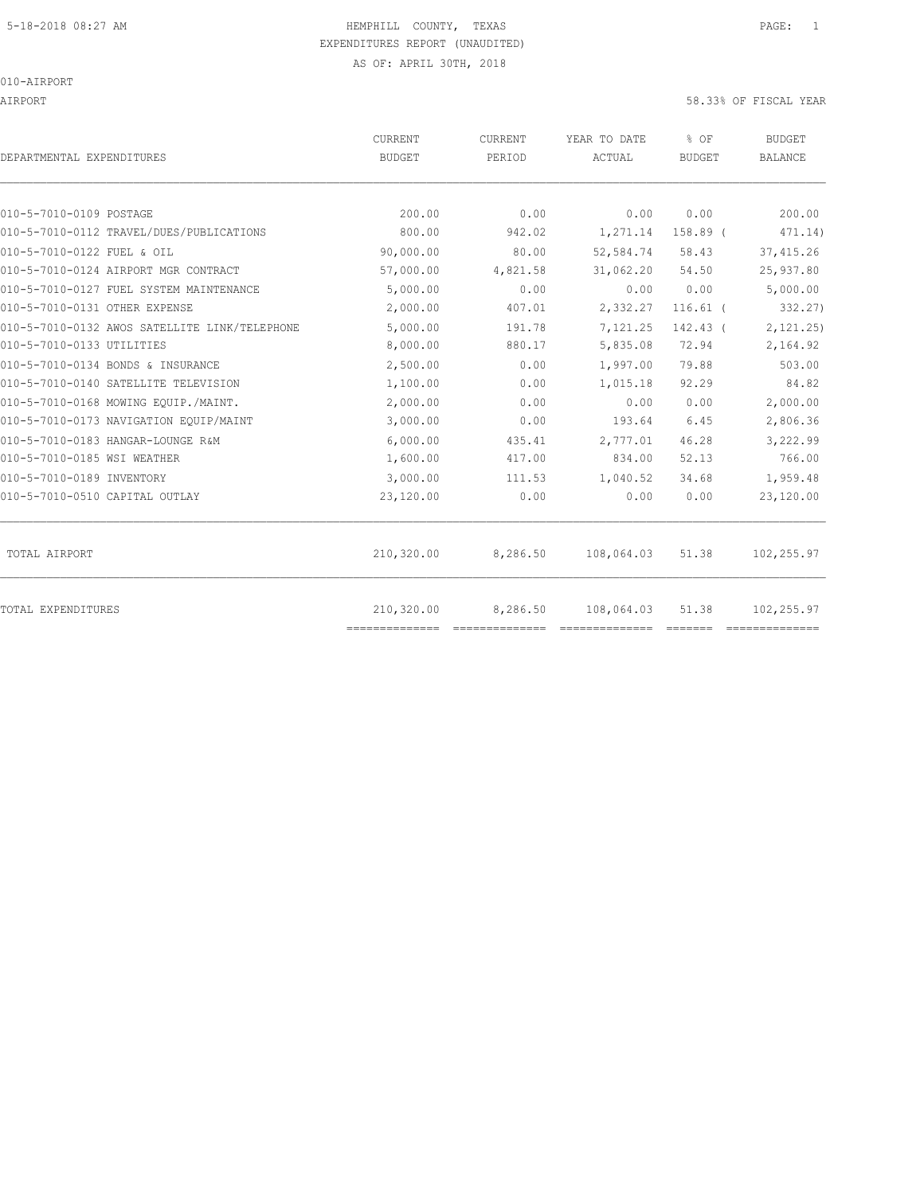HEMPHILL COUNTY, TEXAS
EXPENDITURES REPORT (UNAUDITED)
AS OF: APRIL 30TH, 2018

010-AIRPORT

AIRPORT 58.33% OF FISCAL YEAR

| DEPARTMENTAL EXPENDITURES | CURRENT BUDGET | CURRENT PERIOD | YEAR TO DATE ACTUAL | % OF BUDGET | BUDGET BALANCE |
|---|---|---|---|---|---|
| 010-5-7010-0109 POSTAGE | 200.00 | 0.00 | 0.00 | 0.00 | 200.00 |
| 010-5-7010-0112 TRAVEL/DUES/PUBLICATIONS | 800.00 | 942.02 | 1,271.14 | 158.89 ( | 471.14) |
| 010-5-7010-0122 FUEL & OIL | 90,000.00 | 80.00 | 52,584.74 | 58.43 | 37,415.26 |
| 010-5-7010-0124 AIRPORT MGR CONTRACT | 57,000.00 | 4,821.58 | 31,062.20 | 54.50 | 25,937.80 |
| 010-5-7010-0127 FUEL SYSTEM MAINTENANCE | 5,000.00 | 0.00 | 0.00 | 0.00 | 5,000.00 |
| 010-5-7010-0131 OTHER EXPENSE | 2,000.00 | 407.01 | 2,332.27 | 116.61 ( | 332.27) |
| 010-5-7010-0132 AWOS SATELLITE LINK/TELEPHONE | 5,000.00 | 191.78 | 7,121.25 | 142.43 ( | 2,121.25) |
| 010-5-7010-0133 UTILITIES | 8,000.00 | 880.17 | 5,835.08 | 72.94 | 2,164.92 |
| 010-5-7010-0134 BONDS & INSURANCE | 2,500.00 | 0.00 | 1,997.00 | 79.88 | 503.00 |
| 010-5-7010-0140 SATELLITE TELEVISION | 1,100.00 | 0.00 | 1,015.18 | 92.29 | 84.82 |
| 010-5-7010-0168 MOWING EQUIP./MAINT. | 2,000.00 | 0.00 | 0.00 | 0.00 | 2,000.00 |
| 010-5-7010-0173 NAVIGATION EQUIP/MAINT | 3,000.00 | 0.00 | 193.64 | 6.45 | 2,806.36 |
| 010-5-7010-0183 HANGAR-LOUNGE R&M | 6,000.00 | 435.41 | 2,777.01 | 46.28 | 3,222.99 |
| 010-5-7010-0185 WSI WEATHER | 1,600.00 | 417.00 | 834.00 | 52.13 | 766.00 |
| 010-5-7010-0189 INVENTORY | 3,000.00 | 111.53 | 1,040.52 | 34.68 | 1,959.48 |
| 010-5-7010-0510 CAPITAL OUTLAY | 23,120.00 | 0.00 | 0.00 | 0.00 | 23,120.00 |
| TOTAL AIRPORT | 210,320.00 | 8,286.50 | 108,064.03 | 51.38 | 102,255.97 |
| TOTAL EXPENDITURES | 210,320.00 | 8,286.50 | 108,064.03 | 51.38 | 102,255.97 |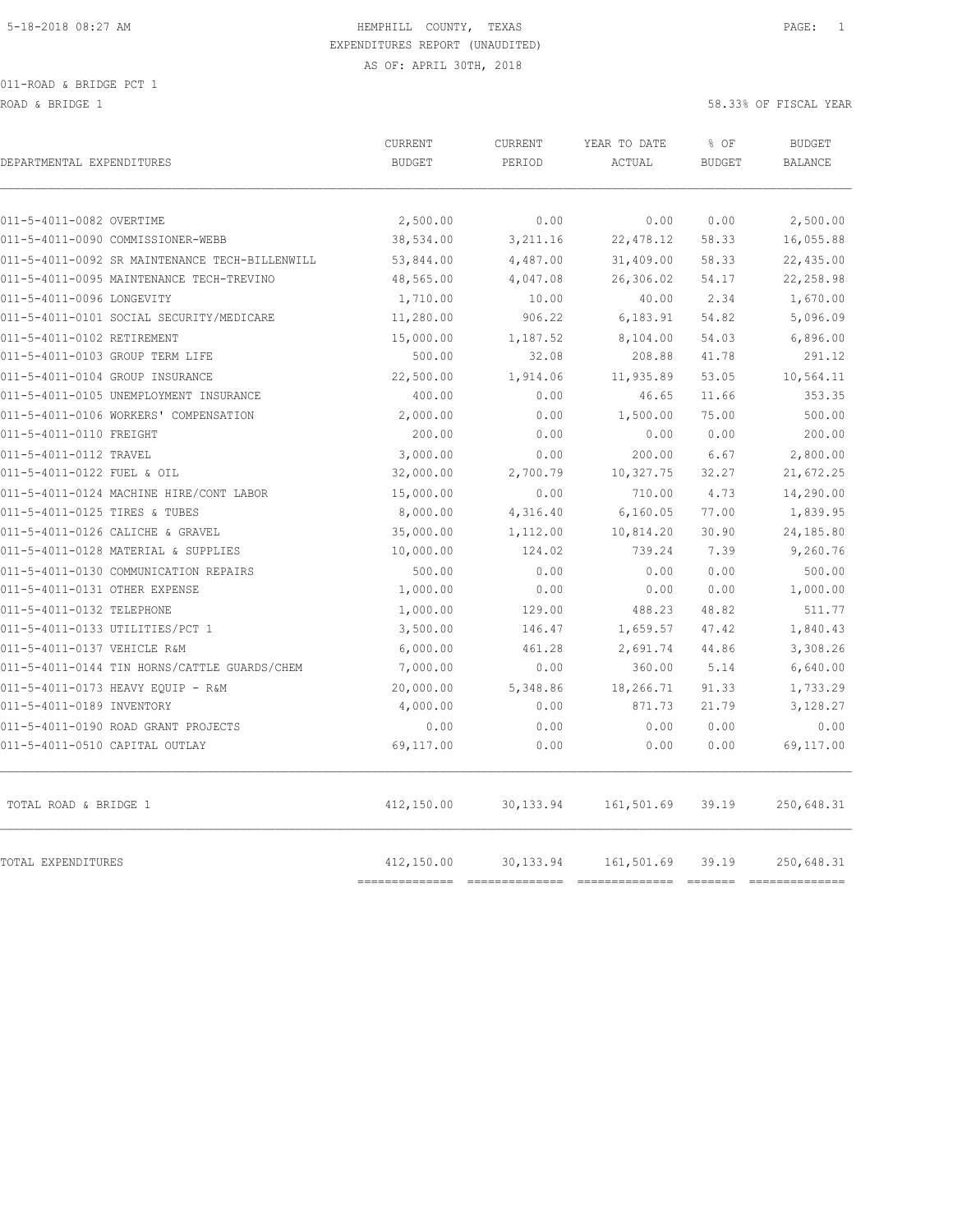HEMPHILL COUNTY, TEXAS
EXPENDITURES REPORT (UNAUDITED)
AS OF: APRIL 30TH, 2018

011-ROAD & BRIDGE PCT 1

ROAD & BRIDGE 1

58.33% OF FISCAL YEAR

| DEPARTMENTAL EXPENDITURES | CURRENT BUDGET | CURRENT PERIOD | YEAR TO DATE ACTUAL | % OF BUDGET | BUDGET BALANCE |
|---|---|---|---|---|---|
| 011-5-4011-0082 OVERTIME | 2,500.00 | 0.00 | 0.00 | 0.00 | 2,500.00 |
| 011-5-4011-0090 COMMISSIONER-WEBB | 38,534.00 | 3,211.16 | 22,478.12 | 58.33 | 16,055.88 |
| 011-5-4011-0092 SR MAINTENANCE TECH-BILLENWILL | 53,844.00 | 4,487.00 | 31,409.00 | 58.33 | 22,435.00 |
| 011-5-4011-0095 MAINTENANCE TECH-TREVINO | 48,565.00 | 4,047.08 | 26,306.02 | 54.17 | 22,258.98 |
| 011-5-4011-0096 LONGEVITY | 1,710.00 | 10.00 | 40.00 | 2.34 | 1,670.00 |
| 011-5-4011-0101 SOCIAL SECURITY/MEDICARE | 11,280.00 | 906.22 | 6,183.91 | 54.82 | 5,096.09 |
| 011-5-4011-0102 RETIREMENT | 15,000.00 | 1,187.52 | 8,104.00 | 54.03 | 6,896.00 |
| 011-5-4011-0103 GROUP TERM LIFE | 500.00 | 32.08 | 208.88 | 41.78 | 291.12 |
| 011-5-4011-0104 GROUP INSURANCE | 22,500.00 | 1,914.06 | 11,935.89 | 53.05 | 10,564.11 |
| 011-5-4011-0105 UNEMPLOYMENT INSURANCE | 400.00 | 0.00 | 46.65 | 11.66 | 353.35 |
| 011-5-4011-0106 WORKERS' COMPENSATION | 2,000.00 | 0.00 | 1,500.00 | 75.00 | 500.00 |
| 011-5-4011-0110 FREIGHT | 200.00 | 0.00 | 0.00 | 0.00 | 200.00 |
| 011-5-4011-0112 TRAVEL | 3,000.00 | 0.00 | 200.00 | 6.67 | 2,800.00 |
| 011-5-4011-0122 FUEL & OIL | 32,000.00 | 2,700.79 | 10,327.75 | 32.27 | 21,672.25 |
| 011-5-4011-0124 MACHINE HIRE/CONT LABOR | 15,000.00 | 0.00 | 710.00 | 4.73 | 14,290.00 |
| 011-5-4011-0125 TIRES & TUBES | 8,000.00 | 4,316.40 | 6,160.05 | 77.00 | 1,839.95 |
| 011-5-4011-0126 CALICHE & GRAVEL | 35,000.00 | 1,112.00 | 10,814.20 | 30.90 | 24,185.80 |
| 011-5-4011-0128 MATERIAL & SUPPLIES | 10,000.00 | 124.02 | 739.24 | 7.39 | 9,260.76 |
| 011-5-4011-0130 COMMUNICATION REPAIRS | 500.00 | 0.00 | 0.00 | 0.00 | 500.00 |
| 011-5-4011-0131 OTHER EXPENSE | 1,000.00 | 0.00 | 0.00 | 0.00 | 1,000.00 |
| 011-5-4011-0132 TELEPHONE | 1,000.00 | 129.00 | 488.23 | 48.82 | 511.77 |
| 011-5-4011-0133 UTILITIES/PCT 1 | 3,500.00 | 146.47 | 1,659.57 | 47.42 | 1,840.43 |
| 011-5-4011-0137 VEHICLE R&M | 6,000.00 | 461.28 | 2,691.74 | 44.86 | 3,308.26 |
| 011-5-4011-0144 TIN HORNS/CATTLE GUARDS/CHEM | 7,000.00 | 0.00 | 360.00 | 5.14 | 6,640.00 |
| 011-5-4011-0173 HEAVY EQUIP - R&M | 20,000.00 | 5,348.86 | 18,266.71 | 91.33 | 1,733.29 |
| 011-5-4011-0189 INVENTORY | 4,000.00 | 0.00 | 871.73 | 21.79 | 3,128.27 |
| 011-5-4011-0190 ROAD GRANT PROJECTS | 0.00 | 0.00 | 0.00 | 0.00 | 0.00 |
| 011-5-4011-0510 CAPITAL OUTLAY | 69,117.00 | 0.00 | 0.00 | 0.00 | 69,117.00 |
| TOTAL ROAD & BRIDGE 1 | 412,150.00 | 30,133.94 | 161,501.69 | 39.19 | 250,648.31 |
| TOTAL EXPENDITURES | 412,150.00 | 30,133.94 | 161,501.69 | 39.19 | 250,648.31 |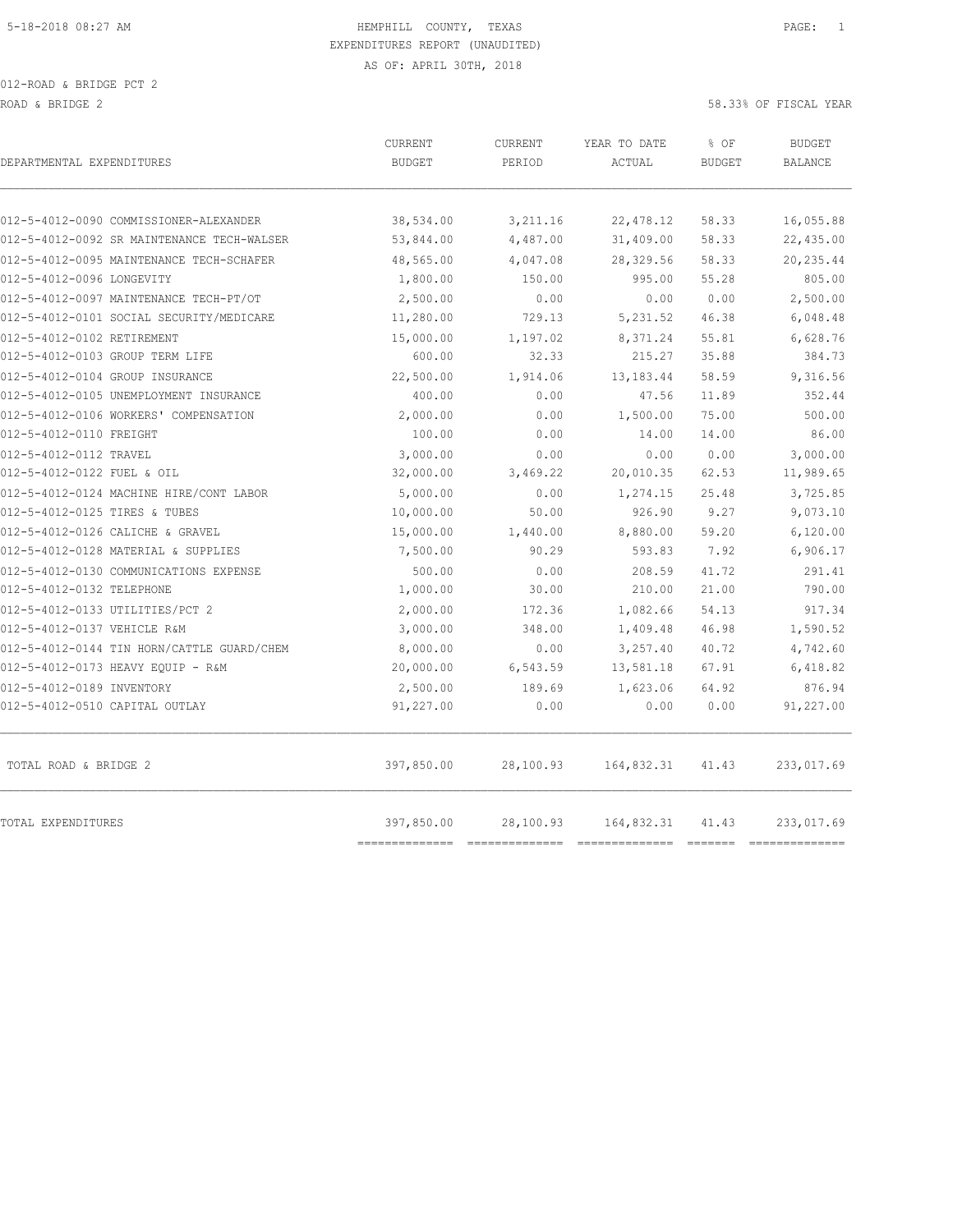HEMPHILL COUNTY, TEXAS

EXPENDITURES REPORT (UNAUDITED)

AS OF: APRIL 30TH, 2018

012-ROAD & BRIDGE PCT 2

ROAD & BRIDGE 2 — 58.33% OF FISCAL YEAR

| DEPARTMENTAL EXPENDITURES | CURRENT BUDGET | CURRENT PERIOD | YEAR TO DATE ACTUAL | % OF BUDGET | BUDGET BALANCE |
|---|---|---|---|---|---|
| 012-5-4012-0090 COMMISSIONER-ALEXANDER | 38,534.00 | 3,211.16 | 22,478.12 | 58.33 | 16,055.88 |
| 012-5-4012-0092 SR MAINTENANCE TECH-WALSER | 53,844.00 | 4,487.00 | 31,409.00 | 58.33 | 22,435.00 |
| 012-5-4012-0095 MAINTENANCE TECH-SCHAFER | 48,565.00 | 4,047.08 | 28,329.56 | 58.33 | 20,235.44 |
| 012-5-4012-0096 LONGEVITY | 1,800.00 | 150.00 | 995.00 | 55.28 | 805.00 |
| 012-5-4012-0097 MAINTENANCE TECH-PT/OT | 2,500.00 | 0.00 | 0.00 | 0.00 | 2,500.00 |
| 012-5-4012-0101 SOCIAL SECURITY/MEDICARE | 11,280.00 | 729.13 | 5,231.52 | 46.38 | 6,048.48 |
| 012-5-4012-0102 RETIREMENT | 15,000.00 | 1,197.02 | 8,371.24 | 55.81 | 6,628.76 |
| 012-5-4012-0103 GROUP TERM LIFE | 600.00 | 32.33 | 215.27 | 35.88 | 384.73 |
| 012-5-4012-0104 GROUP INSURANCE | 22,500.00 | 1,914.06 | 13,183.44 | 58.59 | 9,316.56 |
| 012-5-4012-0105 UNEMPLOYMENT INSURANCE | 400.00 | 0.00 | 47.56 | 11.89 | 352.44 |
| 012-5-4012-0106 WORKERS' COMPENSATION | 2,000.00 | 0.00 | 1,500.00 | 75.00 | 500.00 |
| 012-5-4012-0110 FREIGHT | 100.00 | 0.00 | 14.00 | 14.00 | 86.00 |
| 012-5-4012-0112 TRAVEL | 3,000.00 | 0.00 | 0.00 | 0.00 | 3,000.00 |
| 012-5-4012-0122 FUEL & OIL | 32,000.00 | 3,469.22 | 20,010.35 | 62.53 | 11,989.65 |
| 012-5-4012-0124 MACHINE HIRE/CONT LABOR | 5,000.00 | 0.00 | 1,274.15 | 25.48 | 3,725.85 |
| 012-5-4012-0125 TIRES & TUBES | 10,000.00 | 50.00 | 926.90 | 9.27 | 9,073.10 |
| 012-5-4012-0126 CALICHE & GRAVEL | 15,000.00 | 1,440.00 | 8,880.00 | 59.20 | 6,120.00 |
| 012-5-4012-0128 MATERIAL & SUPPLIES | 7,500.00 | 90.29 | 593.83 | 7.92 | 6,906.17 |
| 012-5-4012-0130 COMMUNICATIONS EXPENSE | 500.00 | 0.00 | 208.59 | 41.72 | 291.41 |
| 012-5-4012-0132 TELEPHONE | 1,000.00 | 30.00 | 210.00 | 21.00 | 790.00 |
| 012-5-4012-0133 UTILITIES/PCT 2 | 2,000.00 | 172.36 | 1,082.66 | 54.13 | 917.34 |
| 012-5-4012-0137 VEHICLE R&M | 3,000.00 | 348.00 | 1,409.48 | 46.98 | 1,590.52 |
| 012-5-4012-0144 TIN HORN/CATTLE GUARD/CHEM | 8,000.00 | 0.00 | 3,257.40 | 40.72 | 4,742.60 |
| 012-5-4012-0173 HEAVY EQUIP - R&M | 20,000.00 | 6,543.59 | 13,581.18 | 67.91 | 6,418.82 |
| 012-5-4012-0189 INVENTORY | 2,500.00 | 189.69 | 1,623.06 | 64.92 | 876.94 |
| 012-5-4012-0510 CAPITAL OUTLAY | 91,227.00 | 0.00 | 0.00 | 0.00 | 91,227.00 |
| TOTAL ROAD & BRIDGE 2 | 397,850.00 | 28,100.93 | 164,832.31 | 41.43 | 233,017.69 |
| TOTAL EXPENDITURES | 397,850.00 | 28,100.93 | 164,832.31 | 41.43 | 233,017.69 |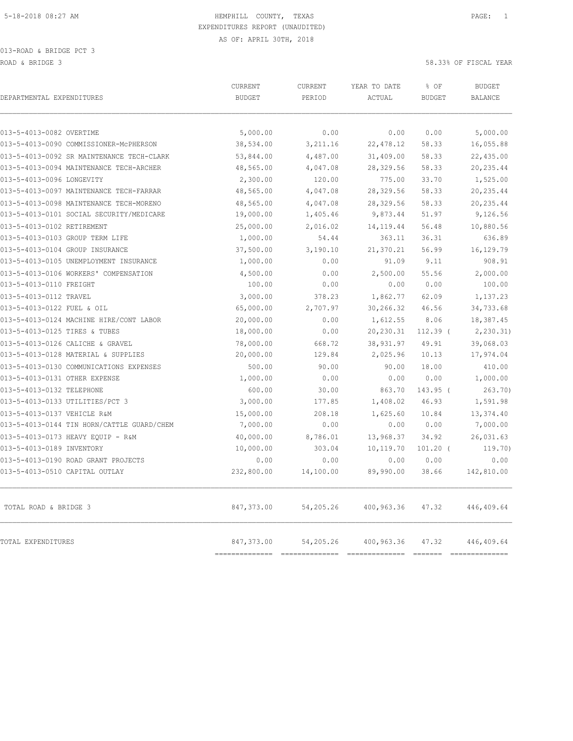5-18-2018 08:27 AM

HEMPHILL COUNTY, TEXAS
EXPENDITURES REPORT (UNAUDITED)
AS OF: APRIL 30TH, 2018

013-ROAD & BRIDGE PCT 3
ROAD & BRIDGE 3

58.33% OF FISCAL YEAR

| DEPARTMENTAL EXPENDITURES | CURRENT BUDGET | CURRENT PERIOD | YEAR TO DATE ACTUAL | % OF BUDGET | BUDGET BALANCE |
|---|---|---|---|---|---|
| 013-5-4013-0082 OVERTIME | 5,000.00 | 0.00 | 0.00 | 0.00 | 5,000.00 |
| 013-5-4013-0090 COMMISSIONER-McPHERSON | 38,534.00 | 3,211.16 | 22,478.12 | 58.33 | 16,055.88 |
| 013-5-4013-0092 SR MAINTENANCE TECH-CLARK | 53,844.00 | 4,487.00 | 31,409.00 | 58.33 | 22,435.00 |
| 013-5-4013-0094 MAINTENANCE TECH-ARCHER | 48,565.00 | 4,047.08 | 28,329.56 | 58.33 | 20,235.44 |
| 013-5-4013-0096 LONGEVITY | 2,300.00 | 120.00 | 775.00 | 33.70 | 1,525.00 |
| 013-5-4013-0097 MAINTENANCE TECH-FARRAR | 48,565.00 | 4,047.08 | 28,329.56 | 58.33 | 20,235.44 |
| 013-5-4013-0098 MAINTENANCE TECH-MORENO | 48,565.00 | 4,047.08 | 28,329.56 | 58.33 | 20,235.44 |
| 013-5-4013-0101 SOCIAL SECURITY/MEDICARE | 19,000.00 | 1,405.46 | 9,873.44 | 51.97 | 9,126.56 |
| 013-5-4013-0102 RETIREMENT | 25,000.00 | 2,016.02 | 14,119.44 | 56.48 | 10,880.56 |
| 013-5-4013-0103 GROUP TERM LIFE | 1,000.00 | 54.44 | 363.11 | 36.31 | 636.89 |
| 013-5-4013-0104 GROUP INSURANCE | 37,500.00 | 3,190.10 | 21,370.21 | 56.99 | 16,129.79 |
| 013-5-4013-0105 UNEMPLOYMENT INSURANCE | 1,000.00 | 0.00 | 91.09 | 9.11 | 908.91 |
| 013-5-4013-0106 WORKERS' COMPENSATION | 4,500.00 | 0.00 | 2,500.00 | 55.56 | 2,000.00 |
| 013-5-4013-0110 FREIGHT | 100.00 | 0.00 | 0.00 | 0.00 | 100.00 |
| 013-5-4013-0112 TRAVEL | 3,000.00 | 378.23 | 1,862.77 | 62.09 | 1,137.23 |
| 013-5-4013-0122 FUEL & OIL | 65,000.00 | 2,707.97 | 30,266.32 | 46.56 | 34,733.68 |
| 013-5-4013-0124 MACHINE HIRE/CONT LABOR | 20,000.00 | 0.00 | 1,612.55 | 8.06 | 18,387.45 |
| 013-5-4013-0125 TIRES & TUBES | 18,000.00 | 0.00 | 20,230.31 | 112.39 ( | 2,230.31) |
| 013-5-4013-0126 CALICHE & GRAVEL | 78,000.00 | 668.72 | 38,931.97 | 49.91 | 39,068.03 |
| 013-5-4013-0128 MATERIAL & SUPPLIES | 20,000.00 | 129.84 | 2,025.96 | 10.13 | 17,974.04 |
| 013-5-4013-0130 COMMUNICATIONS EXPENSES | 500.00 | 90.00 | 90.00 | 18.00 | 410.00 |
| 013-5-4013-0131 OTHER EXPENSE | 1,000.00 | 0.00 | 0.00 | 0.00 | 1,000.00 |
| 013-5-4013-0132 TELEPHONE | 600.00 | 30.00 | 863.70 | 143.95 ( | 263.70) |
| 013-5-4013-0133 UTILITIES/PCT 3 | 3,000.00 | 177.85 | 1,408.02 | 46.93 | 1,591.98 |
| 013-5-4013-0137 VEHICLE R&M | 15,000.00 | 208.18 | 1,625.60 | 10.84 | 13,374.40 |
| 013-5-4013-0144 TIN HORN/CATTLE GUARD/CHEM | 7,000.00 | 0.00 | 0.00 | 0.00 | 7,000.00 |
| 013-5-4013-0173 HEAVY EQUIP - R&M | 40,000.00 | 8,786.01 | 13,968.37 | 34.92 | 26,031.63 |
| 013-5-4013-0189 INVENTORY | 10,000.00 | 303.04 | 10,119.70 | 101.20 ( | 119.70) |
| 013-5-4013-0190 ROAD GRANT PROJECTS | 0.00 | 0.00 | 0.00 | 0.00 | 0.00 |
| 013-5-4013-0510 CAPITAL OUTLAY | 232,800.00 | 14,100.00 | 89,990.00 | 38.66 | 142,810.00 |
| TOTAL ROAD & BRIDGE 3 | 847,373.00 | 54,205.26 | 400,963.36 | 47.32 | 446,409.64 |
| TOTAL EXPENDITURES | 847,373.00 | 54,205.26 | 400,963.36 | 47.32 | 446,409.64 |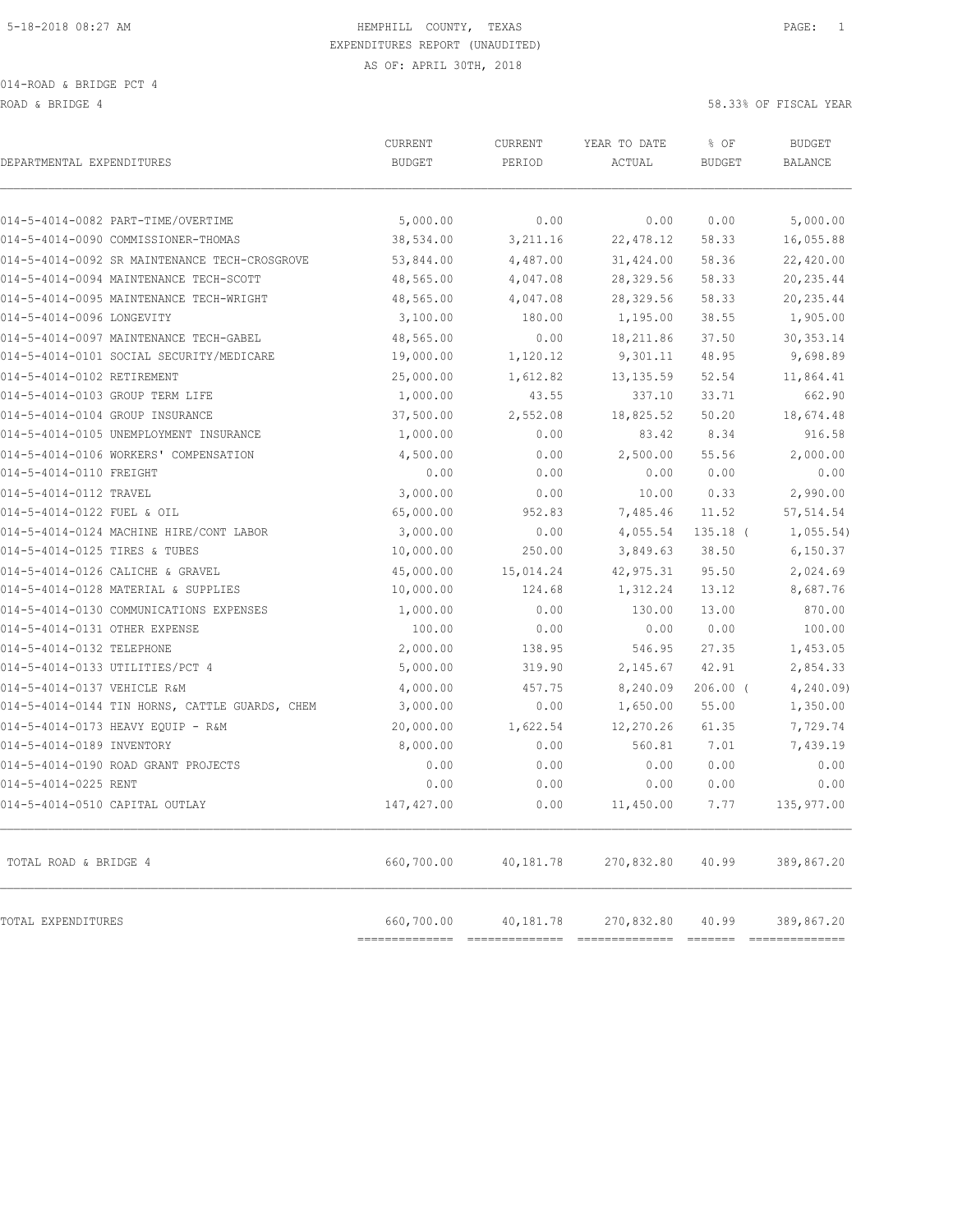5-18-2018 08:27 AM

HEMPHILL COUNTY, TEXAS
EXPENDITURES REPORT (UNAUDITED)
AS OF: APRIL 30TH, 2018

PAGE: 1

014-ROAD & BRIDGE PCT 4

ROAD & BRIDGE 4

58.33% OF FISCAL YEAR

| DEPARTMENTAL EXPENDITURES | CURRENT BUDGET | CURRENT PERIOD | YEAR TO DATE ACTUAL | % OF BUDGET | BUDGET BALANCE |
|---|---|---|---|---|---|
| 014-5-4014-0082 PART-TIME/OVERTIME | 5,000.00 | 0.00 | 0.00 | 0.00 | 5,000.00 |
| 014-5-4014-0090 COMMISSIONER-THOMAS | 38,534.00 | 3,211.16 | 22,478.12 | 58.33 | 16,055.88 |
| 014-5-4014-0092 SR MAINTENANCE TECH-CROSGROVE | 53,844.00 | 4,487.00 | 31,424.00 | 58.36 | 22,420.00 |
| 014-5-4014-0094 MAINTENANCE TECH-SCOTT | 48,565.00 | 4,047.08 | 28,329.56 | 58.33 | 20,235.44 |
| 014-5-4014-0095 MAINTENANCE TECH-WRIGHT | 48,565.00 | 4,047.08 | 28,329.56 | 58.33 | 20,235.44 |
| 014-5-4014-0096 LONGEVITY | 3,100.00 | 180.00 | 1,195.00 | 38.55 | 1,905.00 |
| 014-5-4014-0097 MAINTENANCE TECH-GABEL | 48,565.00 | 0.00 | 18,211.86 | 37.50 | 30,353.14 |
| 014-5-4014-0101 SOCIAL SECURITY/MEDICARE | 19,000.00 | 1,120.12 | 9,301.11 | 48.95 | 9,698.89 |
| 014-5-4014-0102 RETIREMENT | 25,000.00 | 1,612.82 | 13,135.59 | 52.54 | 11,864.41 |
| 014-5-4014-0103 GROUP TERM LIFE | 1,000.00 | 43.55 | 337.10 | 33.71 | 662.90 |
| 014-5-4014-0104 GROUP INSURANCE | 37,500.00 | 2,552.08 | 18,825.52 | 50.20 | 18,674.48 |
| 014-5-4014-0105 UNEMPLOYMENT INSURANCE | 1,000.00 | 0.00 | 83.42 | 8.34 | 916.58 |
| 014-5-4014-0106 WORKERS' COMPENSATION | 4,500.00 | 0.00 | 2,500.00 | 55.56 | 2,000.00 |
| 014-5-4014-0110 FREIGHT | 0.00 | 0.00 | 0.00 | 0.00 | 0.00 |
| 014-5-4014-0112 TRAVEL | 3,000.00 | 0.00 | 10.00 | 0.33 | 2,990.00 |
| 014-5-4014-0122 FUEL & OIL | 65,000.00 | 952.83 | 7,485.46 | 11.52 | 57,514.54 |
| 014-5-4014-0124 MACHINE HIRE/CONT LABOR | 3,000.00 | 0.00 | 4,055.54 | 135.18 | ( 1,055.54) |
| 014-5-4014-0125 TIRES & TUBES | 10,000.00 | 250.00 | 3,849.63 | 38.50 | 6,150.37 |
| 014-5-4014-0126 CALICHE & GRAVEL | 45,000.00 | 15,014.24 | 42,975.31 | 95.50 | 2,024.69 |
| 014-5-4014-0128 MATERIAL & SUPPLIES | 10,000.00 | 124.68 | 1,312.24 | 13.12 | 8,687.76 |
| 014-5-4014-0130 COMMUNICATIONS EXPENSES | 1,000.00 | 0.00 | 130.00 | 13.00 | 870.00 |
| 014-5-4014-0131 OTHER EXPENSE | 100.00 | 0.00 | 0.00 | 0.00 | 100.00 |
| 014-5-4014-0132 TELEPHONE | 2,000.00 | 138.95 | 546.95 | 27.35 | 1,453.05 |
| 014-5-4014-0133 UTILITIES/PCT 4 | 5,000.00 | 319.90 | 2,145.67 | 42.91 | 2,854.33 |
| 014-5-4014-0137 VEHICLE R&M | 4,000.00 | 457.75 | 8,240.09 | 206.00 | ( 4,240.09) |
| 014-5-4014-0144 TIN HORNS, CATTLE GUARDS, CHEM | 3,000.00 | 0.00 | 1,650.00 | 55.00 | 1,350.00 |
| 014-5-4014-0173 HEAVY EQUIP - R&M | 20,000.00 | 1,622.54 | 12,270.26 | 61.35 | 7,729.74 |
| 014-5-4014-0189 INVENTORY | 8,000.00 | 0.00 | 560.81 | 7.01 | 7,439.19 |
| 014-5-4014-0190 ROAD GRANT PROJECTS | 0.00 | 0.00 | 0.00 | 0.00 | 0.00 |
| 014-5-4014-0225 RENT | 0.00 | 0.00 | 0.00 | 0.00 | 0.00 |
| 014-5-4014-0510 CAPITAL OUTLAY | 147,427.00 | 0.00 | 11,450.00 | 7.77 | 135,977.00 |
| TOTAL ROAD & BRIDGE 4 | 660,700.00 | 40,181.78 | 270,832.80 | 40.99 | 389,867.20 |
| TOTAL EXPENDITURES | 660,700.00 | 40,181.78 | 270,832.80 | 40.99 | 389,867.20 |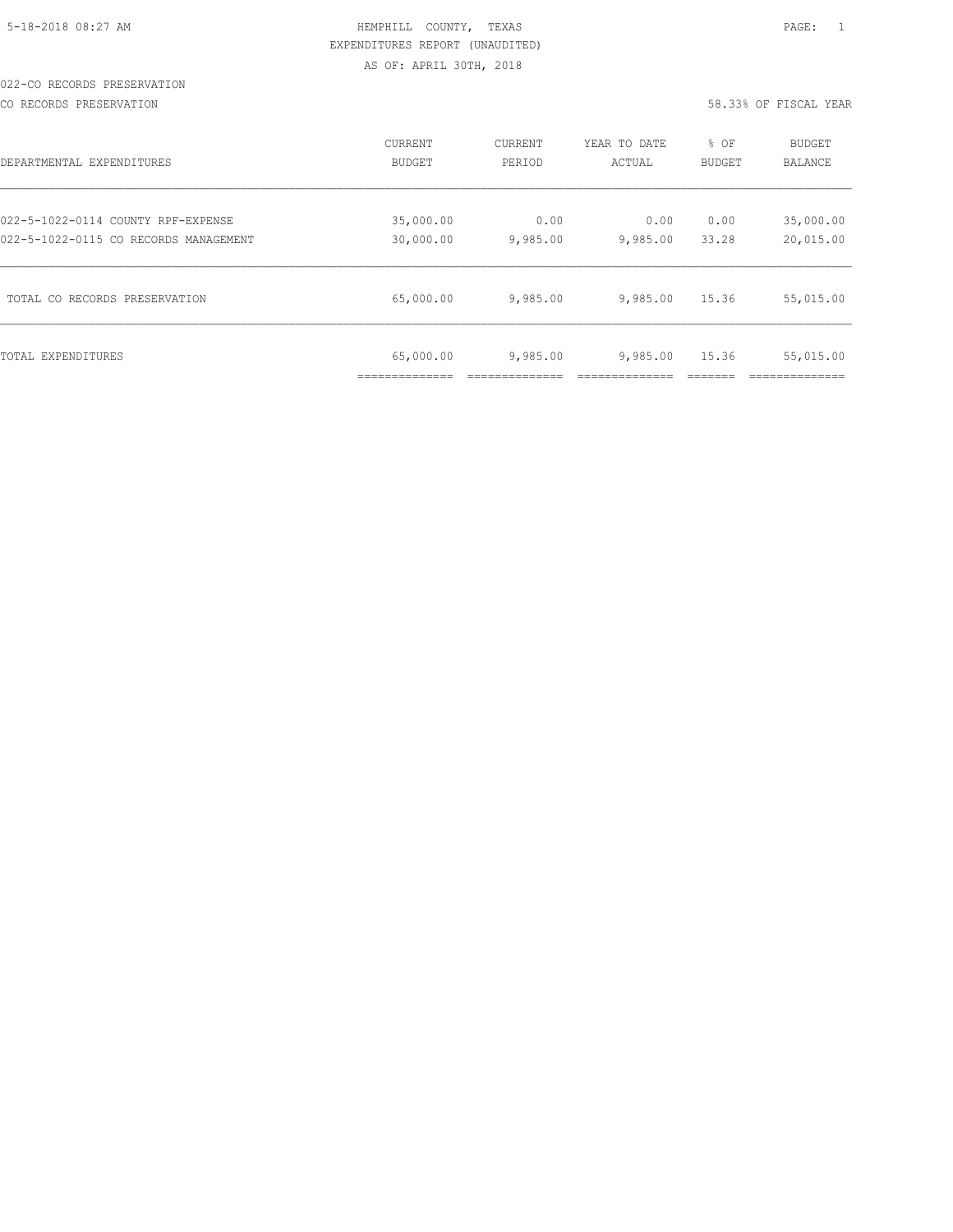HEMPHILL COUNTY, TEXAS
EXPENDITURES REPORT (UNAUDITED)
AS OF: APRIL 30TH, 2018

022-CO RECORDS PRESERVATION

CO RECORDS PRESERVATION — 58.33% OF FISCAL YEAR

| DEPARTMENTAL EXPENDITURES | CURRENT BUDGET | CURRENT PERIOD | YEAR TO DATE ACTUAL | % OF BUDGET | BUDGET BALANCE |
|---|---|---|---|---|---|
| 022-5-1022-0114 COUNTY RPF-EXPENSE | 35,000.00 | 0.00 | 0.00 | 0.00 | 35,000.00 |
| 022-5-1022-0115 CO RECORDS MANAGEMENT | 30,000.00 | 9,985.00 | 9,985.00 | 33.28 | 20,015.00 |
| TOTAL CO RECORDS PRESERVATION | 65,000.00 | 9,985.00 | 9,985.00 | 15.36 | 55,015.00 |
| TOTAL EXPENDITURES | 65,000.00 | 9,985.00 | 9,985.00 | 15.36 | 55,015.00 |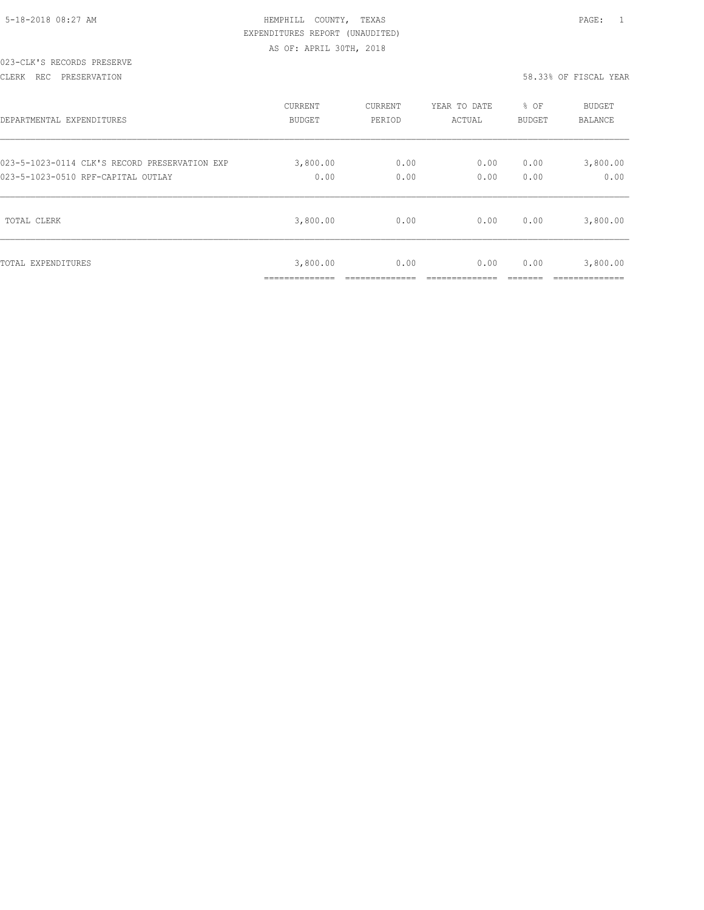HEMPHILL COUNTY, TEXAS
EXPENDITURES REPORT (UNAUDITED)
AS OF: APRIL 30TH, 2018

023-CLK'S RECORDS PRESERVE
CLERK REC PRESERVATION

58.33% OF FISCAL YEAR

| DEPARTMENTAL EXPENDITURES | CURRENT BUDGET | CURRENT PERIOD | YEAR TO DATE ACTUAL | % OF BUDGET | BUDGET BALANCE |
|---|---|---|---|---|---|
| 023-5-1023-0114 CLK'S RECORD PRESERVATION EXP | 3,800.00 | 0.00 | 0.00 | 0.00 | 3,800.00 |
| 023-5-1023-0510 RPF-CAPITAL OUTLAY | 0.00 | 0.00 | 0.00 | 0.00 | 0.00 |
| TOTAL CLERK | 3,800.00 | 0.00 | 0.00 | 0.00 | 3,800.00 |
| TOTAL EXPENDITURES | 3,800.00 | 0.00 | 0.00 | 0.00 | 3,800.00 |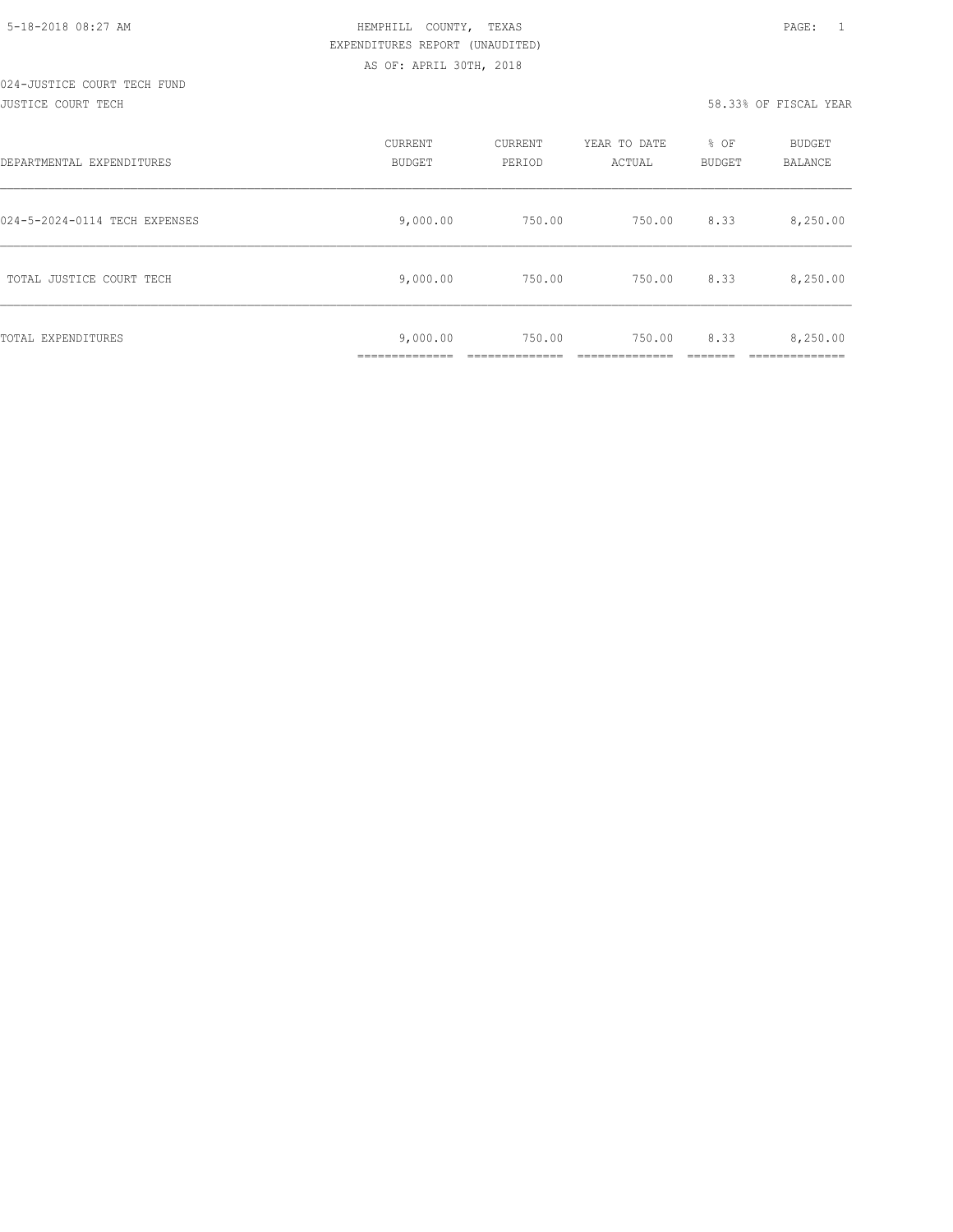5-18-2018 08:27 AM HEMPHILL COUNTY, TEXAS

EXPENDITURES REPORT (UNAUDITED)

AS OF: APRIL 30TH, 2018

024-JUSTICE COURT TECH FUND

JUSTICE COURT TECH 58.33% OF FISCAL YEAR

| DEPARTMENTAL EXPENDITURES | CURRENT BUDGET | CURRENT PERIOD | YEAR TO DATE ACTUAL | % OF BUDGET | BUDGET BALANCE |
|---|---|---|---|---|---|
| 024-5-2024-0114 TECH EXPENSES | 9,000.00 | 750.00 | 750.00 | 8.33 | 8,250.00 |
| TOTAL JUSTICE COURT TECH | 9,000.00 | 750.00 | 750.00 | 8.33 | 8,250.00 |
| TOTAL EXPENDITURES | 9,000.00 | 750.00 | 750.00 | 8.33 | 8,250.00 |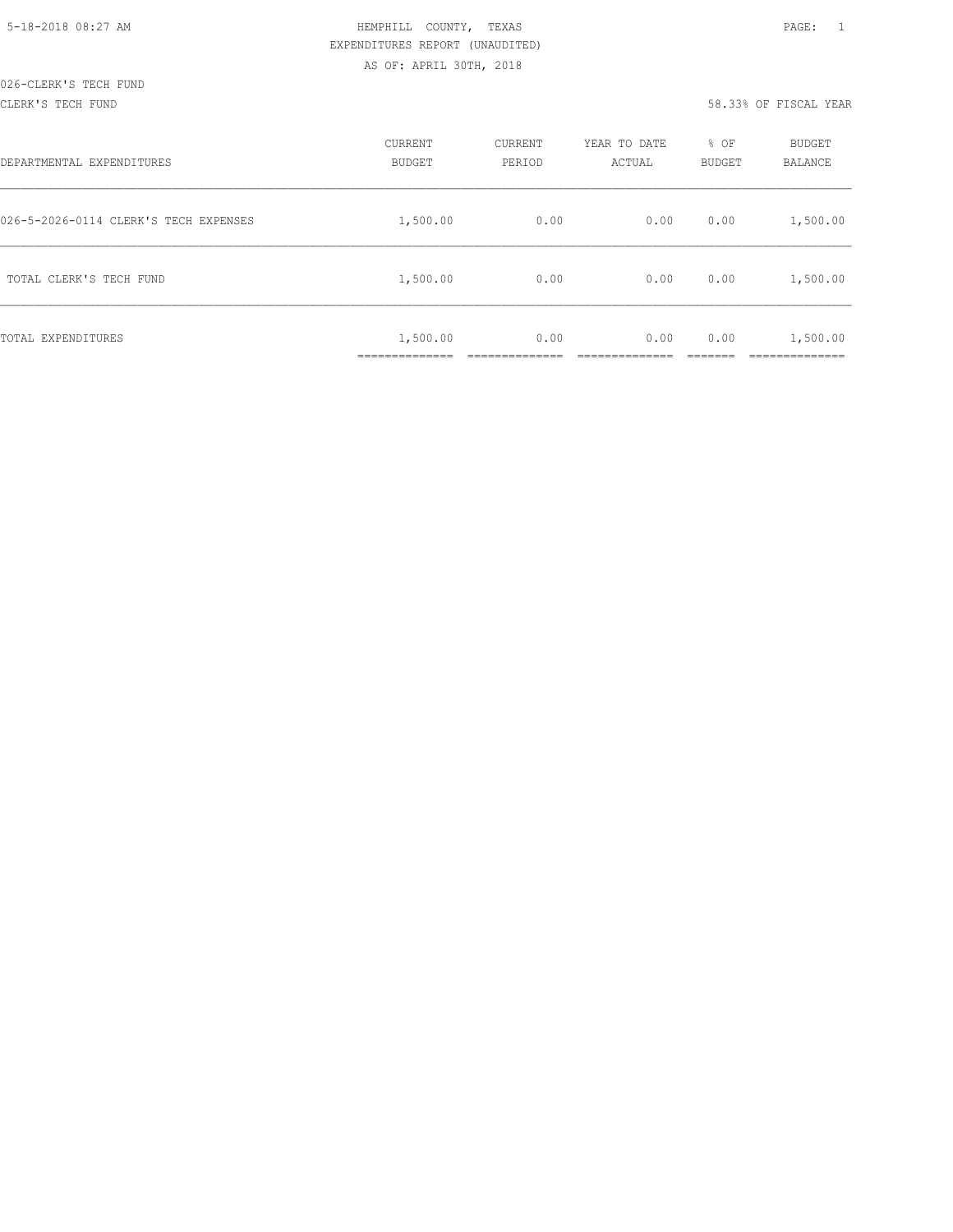HEMPHILL COUNTY, TEXAS
EXPENDITURES REPORT (UNAUDITED)
AS OF: APRIL 30TH, 2018

026-CLERK'S TECH FUND
CLERK'S TECH FUND

58.33% OF FISCAL YEAR

| DEPARTMENTAL EXPENDITURES | CURRENT BUDGET | CURRENT PERIOD | YEAR TO DATE ACTUAL | % OF BUDGET | BUDGET BALANCE |
|---|---|---|---|---|---|
| 026-5-2026-0114 CLERK'S TECH EXPENSES | 1,500.00 | 0.00 | 0.00 | 0.00 | 1,500.00 |
| TOTAL CLERK'S TECH FUND | 1,500.00 | 0.00 | 0.00 | 0.00 | 1,500.00 |
| TOTAL EXPENDITURES | 1,500.00 | 0.00 | 0.00 | 0.00 | 1,500.00 |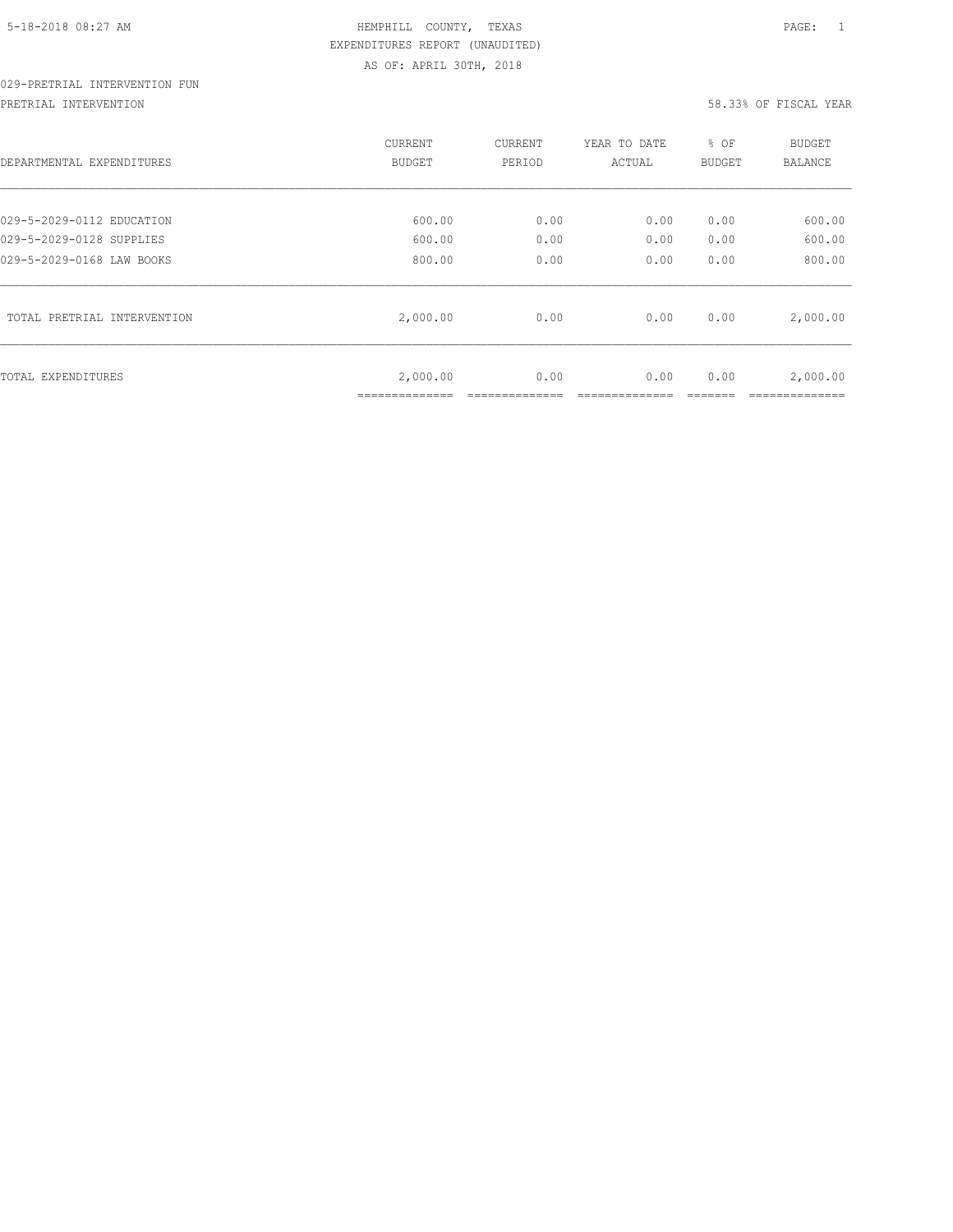HEMPHILL COUNTY, TEXAS
EXPENDITURES REPORT (UNAUDITED)
AS OF: APRIL 30TH, 2018

029-PRETRIAL INTERVENTION FUN

PRETRIAL INTERVENTION — 58.33% OF FISCAL YEAR

| DEPARTMENTAL EXPENDITURES | CURRENT BUDGET | CURRENT PERIOD | YEAR TO DATE ACTUAL | % OF BUDGET | BUDGET BALANCE |
|---|---|---|---|---|---|
| 029-5-2029-0112 EDUCATION | 600.00 | 0.00 | 0.00 | 0.00 | 600.00 |
| 029-5-2029-0128 SUPPLIES | 600.00 | 0.00 | 0.00 | 0.00 | 600.00 |
| 029-5-2029-0168 LAW BOOKS | 800.00 | 0.00 | 0.00 | 0.00 | 800.00 |
| TOTAL PRETRIAL INTERVENTION | 2,000.00 | 0.00 | 0.00 | 0.00 | 2,000.00 |
| TOTAL EXPENDITURES | 2,000.00 | 0.00 | 0.00 | 0.00 | 2,000.00 |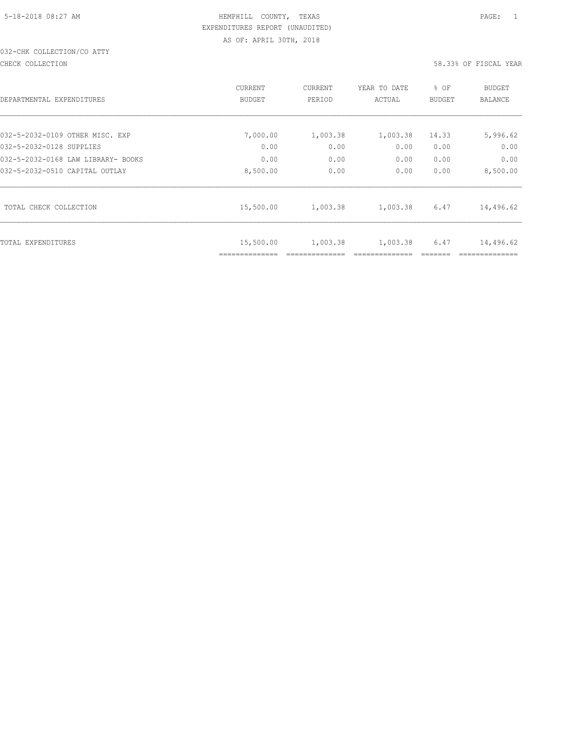5-18-2018 08:27 AM

HEMPHILL COUNTY, TEXAS
EXPENDITURES REPORT (UNAUDITED)
AS OF: APRIL 30TH, 2018

032-CHK COLLECTION/CO ATTY

CHECK COLLECTION

58.33% OF FISCAL YEAR

| DEPARTMENTAL EXPENDITURES | CURRENT BUDGET | CURRENT PERIOD | YEAR TO DATE ACTUAL | % OF BUDGET | BUDGET BALANCE |
|---|---|---|---|---|---|
| 032-5-2032-0109 OTHER MISC. EXP | 7,000.00 | 1,003.38 | 1,003.38 | 14.33 | 5,996.62 |
| 032-5-2032-0128 SUPPLIES | 0.00 | 0.00 | 0.00 | 0.00 | 0.00 |
| 032-5-2032-0168 LAW LIBRARY- BOOKS | 0.00 | 0.00 | 0.00 | 0.00 | 0.00 |
| 032-5-2032-0510 CAPITAL OUTLAY | 8,500.00 | 0.00 | 0.00 | 0.00 | 8,500.00 |
| TOTAL CHECK COLLECTION | 15,500.00 | 1,003.38 | 1,003.38 | 6.47 | 14,496.62 |
| TOTAL EXPENDITURES | 15,500.00 | 1,003.38 | 1,003.38 | 6.47 | 14,496.62 |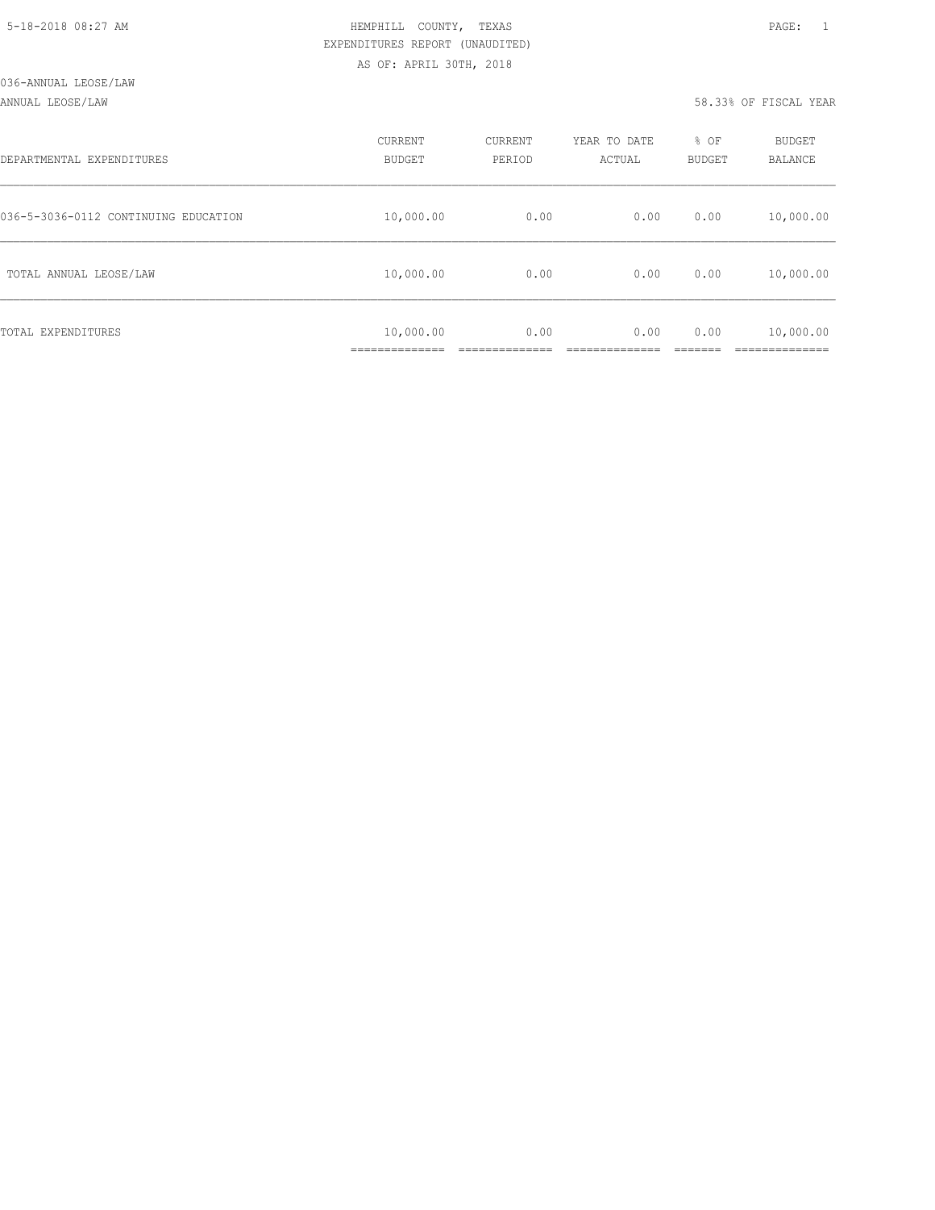HEMPHILL COUNTY, TEXAS
EXPENDITURES REPORT (UNAUDITED)
AS OF: APRIL 30TH, 2018

036-ANNUAL LEOSE/LAW

ANNUAL LEOSE/LAW — 58.33% OF FISCAL YEAR

| DEPARTMENTAL EXPENDITURES | CURRENT BUDGET | CURRENT PERIOD | YEAR TO DATE ACTUAL | % OF BUDGET | BUDGET BALANCE |
|---|---|---|---|---|---|
| 036-5-3036-0112 CONTINUING EDUCATION | 10,000.00 | 0.00 | 0.00 | 0.00 | 10,000.00 |
| TOTAL ANNUAL LEOSE/LAW | 10,000.00 | 0.00 | 0.00 | 0.00 | 10,000.00 |
| TOTAL EXPENDITURES | 10,000.00 | 0.00 | 0.00 | 0.00 | 10,000.00 |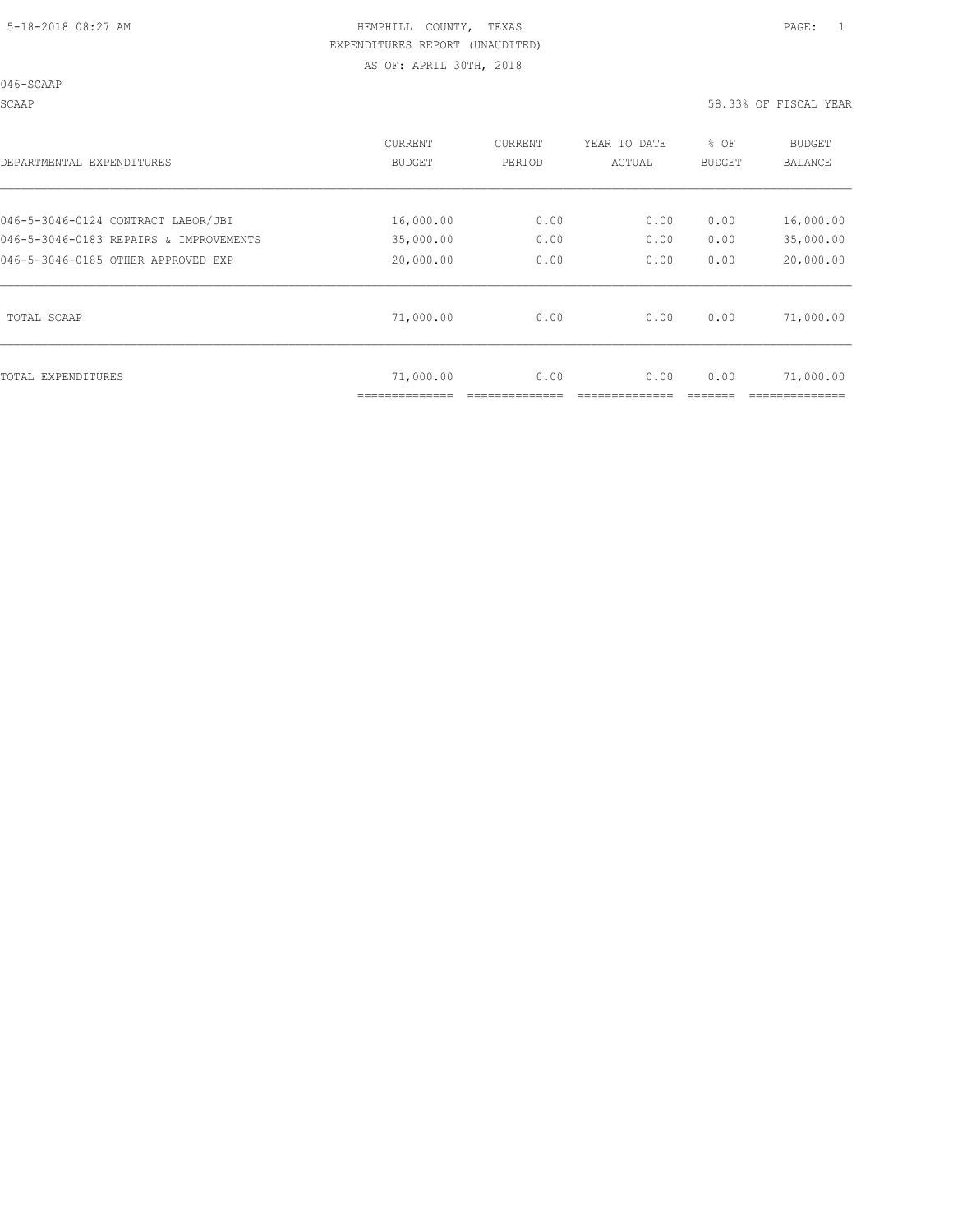HEMPHILL COUNTY, TEXAS
EXPENDITURES REPORT (UNAUDITED)
AS OF: APRIL 30TH, 2018

046-SCAAP

SCAAP

58.33% OF FISCAL YEAR

| DEPARTMENTAL EXPENDITURES | CURRENT BUDGET | CURRENT PERIOD | YEAR TO DATE ACTUAL | % OF BUDGET | BUDGET BALANCE |
|---|---|---|---|---|---|
| 046-5-3046-0124 CONTRACT LABOR/JBI | 16,000.00 | 0.00 | 0.00 | 0.00 | 16,000.00 |
| 046-5-3046-0183 REPAIRS & IMPROVEMENTS | 35,000.00 | 0.00 | 0.00 | 0.00 | 35,000.00 |
| 046-5-3046-0185 OTHER APPROVED EXP | 20,000.00 | 0.00 | 0.00 | 0.00 | 20,000.00 |
| TOTAL SCAAP | 71,000.00 | 0.00 | 0.00 | 0.00 | 71,000.00 |
| TOTAL EXPENDITURES | 71,000.00 | 0.00 | 0.00 | 0.00 | 71,000.00 |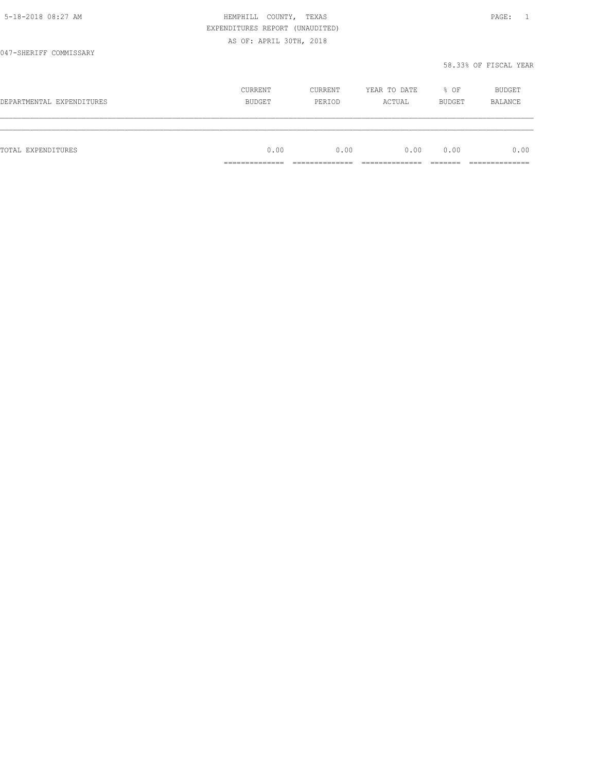5-18-2018 08:27 AM

HEMPHILL COUNTY, TEXAS
EXPENDITURES REPORT (UNAUDITED)
AS OF: APRIL 30TH, 2018

047-SHERIFF COMMISSARY

58.33% OF FISCAL YEAR

| DEPARTMENTAL EXPENDITURES | CURRENT BUDGET | CURRENT PERIOD | YEAR TO DATE ACTUAL | % OF BUDGET | BUDGET BALANCE |
|---|---|---|---|---|---|
| TOTAL EXPENDITURES | 0.00 | 0.00 | 0.00 | 0.00 | 0.00 |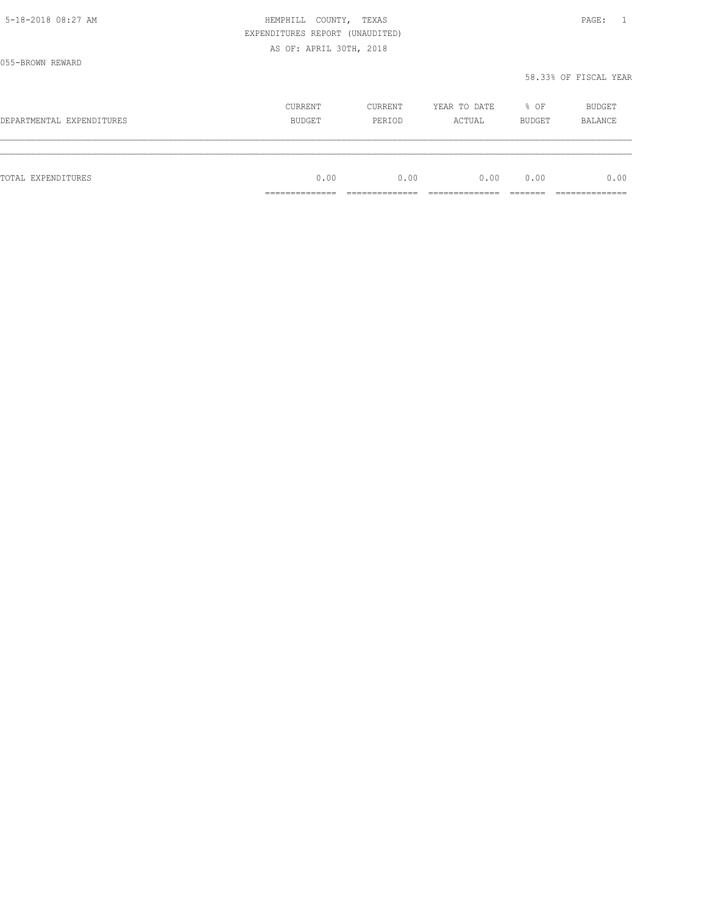HEMPHILL COUNTY, TEXAS
EXPENDITURES REPORT (UNAUDITED)
AS OF: APRIL 30TH, 2018

055-BROWN REWARD

58.33% OF FISCAL YEAR

| DEPARTMENTAL EXPENDITURES | CURRENT BUDGET | CURRENT PERIOD | YEAR TO DATE ACTUAL | % OF BUDGET | BUDGET BALANCE |
|---|---|---|---|---|---|
| TOTAL EXPENDITURES | 0.00 | 0.00 | 0.00 | 0.00 | 0.00 |